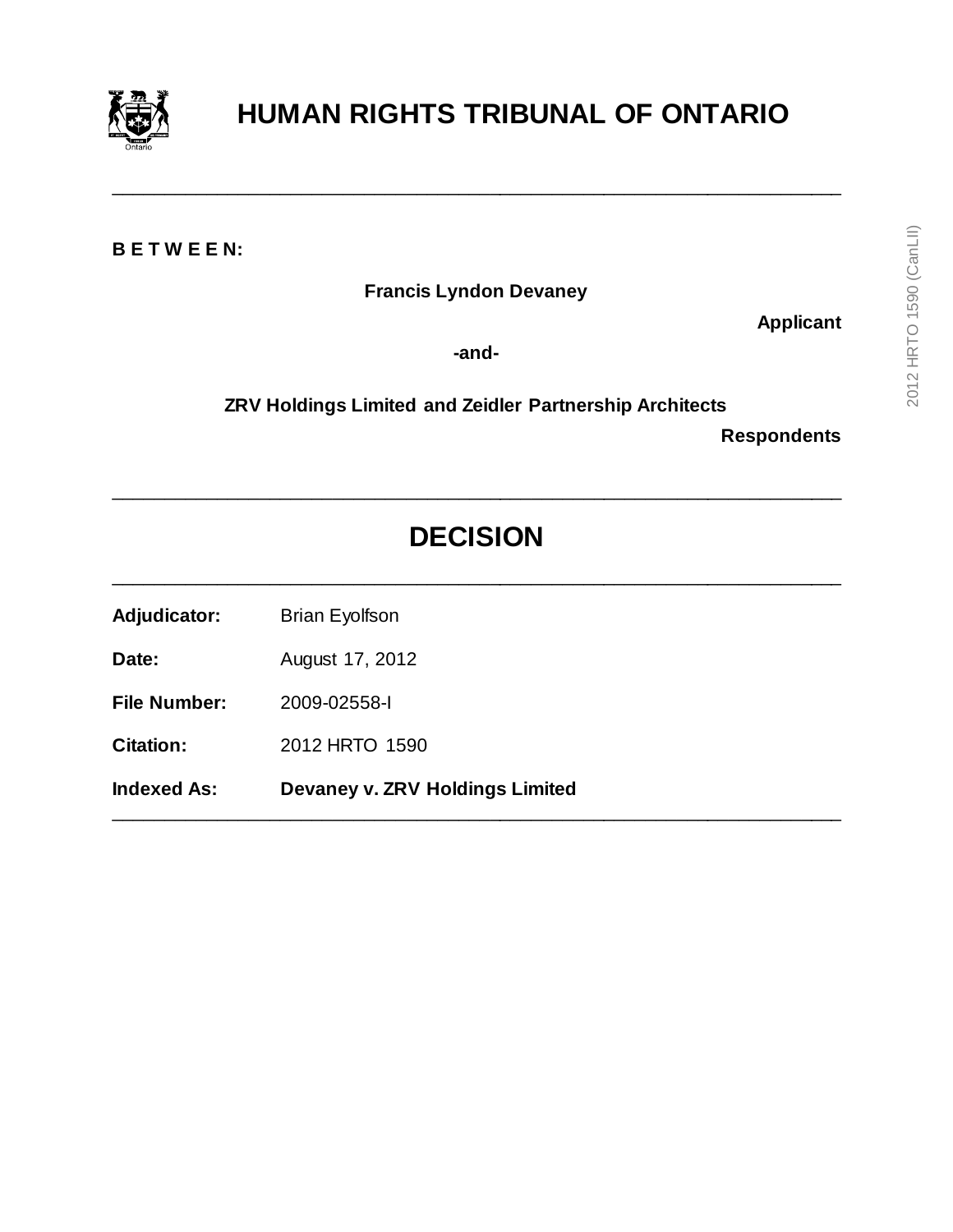# HUMAN RIGHTS TRIBUNAL OF ONTARIO

---

**B E T W E E N:**

**Francis Lyndon Devaney**

**Applicant**

**-and-**

**ZRV Holdings Limited and Zeidler Partnership Architects**

**Respondents**

---

## DECISION

---

**Adjudicator:** Brian Eyolfson

**Date:** August 17, 2012

**File Number:** 2009-02558-I

**Citation:** 2012 HRTO 1590

**Indexed As:** **Devaney v. ZRV Holdings Limited**

---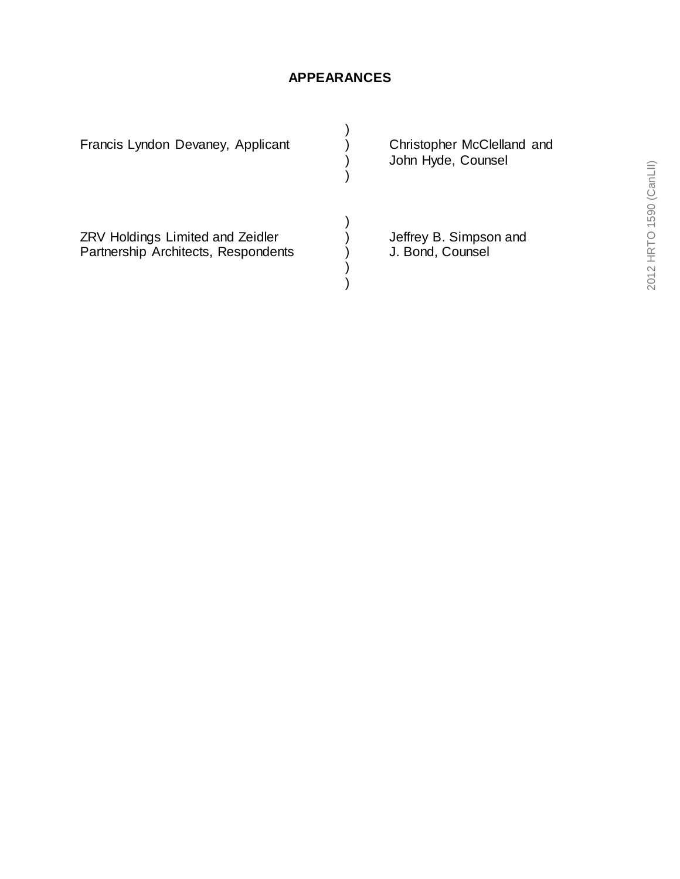## APPEARANCES

| | | |
|---|---|---|
| Francis Lyndon Devaney, Applicant | ) | Christopher McClelland and John Hyde, Counsel |
| ZRV Holdings Limited and Zeidler Partnership Architects, Respondents | ) | Jeffrey B. Simpson and J. Bond, Counsel |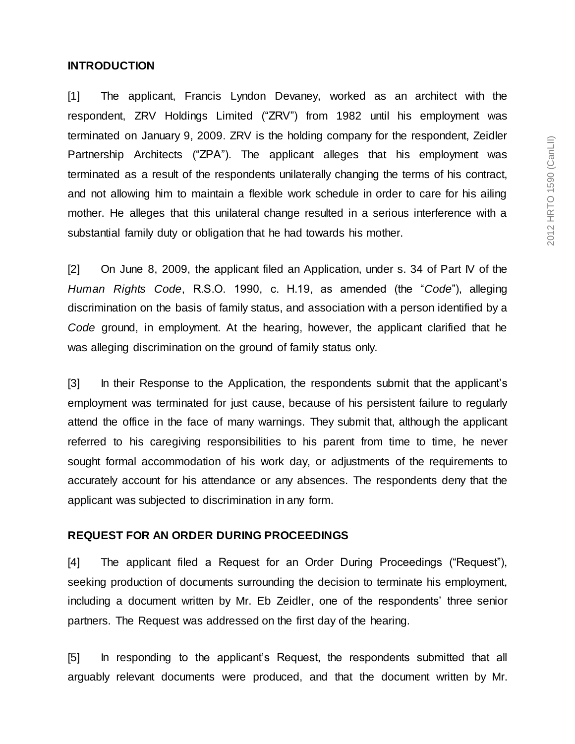## INTRODUCTION

[1] The applicant, Francis Lyndon Devaney, worked as an architect with the respondent, ZRV Holdings Limited ("ZRV") from 1982 until his employment was terminated on January 9, 2009. ZRV is the holding company for the respondent, Zeidler Partnership Architects ("ZPA"). The applicant alleges that his employment was terminated as a result of the respondents unilaterally changing the terms of his contract, and not allowing him to maintain a flexible work schedule in order to care for his ailing mother. He alleges that this unilateral change resulted in a serious interference with a substantial family duty or obligation that he had towards his mother.

[2] On June 8, 2009, the applicant filed an Application, under s. 34 of Part IV of the *Human Rights Code*, R.S.O. 1990, c. H.19, as amended (the "*Code*"), alleging discrimination on the basis of family status, and association with a person identified by a *Code* ground, in employment. At the hearing, however, the applicant clarified that he was alleging discrimination on the ground of family status only.

[3] In their Response to the Application, the respondents submit that the applicant's employment was terminated for just cause, because of his persistent failure to regularly attend the office in the face of many warnings. They submit that, although the applicant referred to his caregiving responsibilities to his parent from time to time, he never sought formal accommodation of his work day, or adjustments of the requirements to accurately account for his attendance or any absences. The respondents deny that the applicant was subjected to discrimination in any form.

## REQUEST FOR AN ORDER DURING PROCEEDINGS

[4] The applicant filed a Request for an Order During Proceedings ("Request"), seeking production of documents surrounding the decision to terminate his employment, including a document written by Mr. Eb Zeidler, one of the respondents' three senior partners. The Request was addressed on the first day of the hearing.

[5] In responding to the applicant's Request, the respondents submitted that all arguably relevant documents were produced, and that the document written by Mr.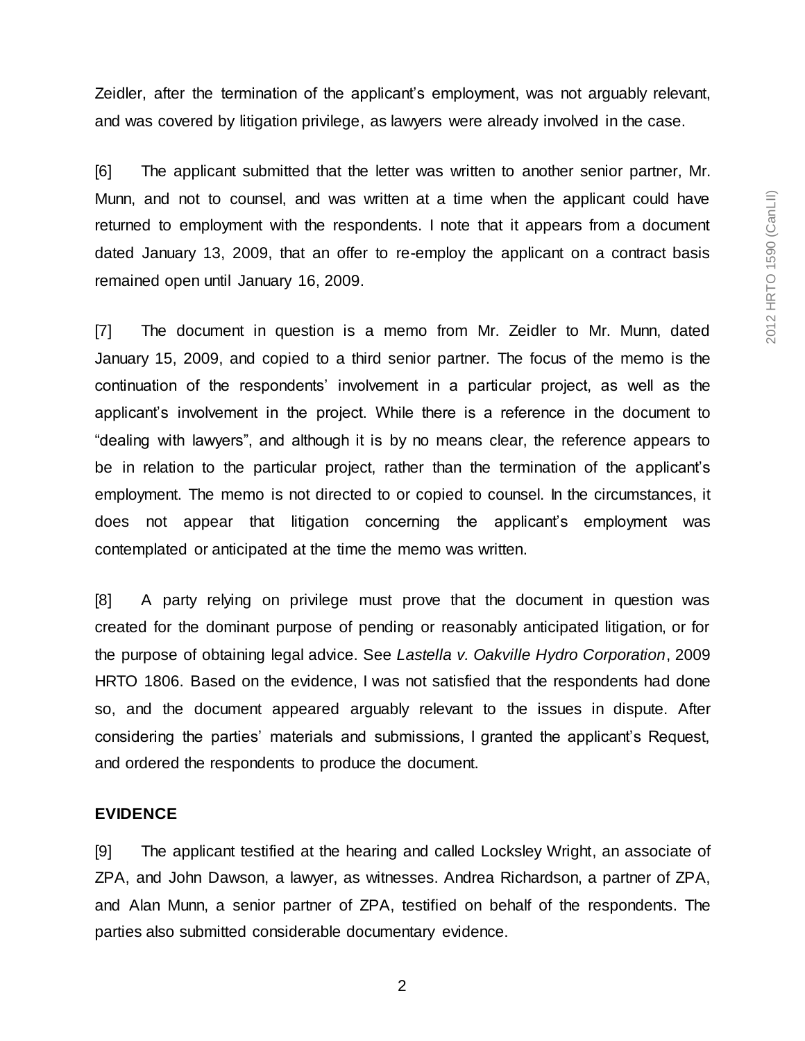Zeidler, after the termination of the applicant's employment, was not arguably relevant, and was covered by litigation privilege, as lawyers were already involved in the case.

[6] The applicant submitted that the letter was written to another senior partner, Mr. Munn, and not to counsel, and was written at a time when the applicant could have returned to employment with the respondents. I note that it appears from a document dated January 13, 2009, that an offer to re-employ the applicant on a contract basis remained open until January 16, 2009.

[7] The document in question is a memo from Mr. Zeidler to Mr. Munn, dated January 15, 2009, and copied to a third senior partner. The focus of the memo is the continuation of the respondents' involvement in a particular project, as well as the applicant's involvement in the project. While there is a reference in the document to "dealing with lawyers", and although it is by no means clear, the reference appears to be in relation to the particular project, rather than the termination of the applicant's employment. The memo is not directed to or copied to counsel. In the circumstances, it does not appear that litigation concerning the applicant's employment was contemplated or anticipated at the time the memo was written.

[8] A party relying on privilege must prove that the document in question was created for the dominant purpose of pending or reasonably anticipated litigation, or for the purpose of obtaining legal advice. See *Lastella v. Oakville Hydro Corporation*, 2009 HRTO 1806. Based on the evidence, I was not satisfied that the respondents had done so, and the document appeared arguably relevant to the issues in dispute. After considering the parties' materials and submissions, I granted the applicant's Request, and ordered the respondents to produce the document.

**EVIDENCE**

[9] The applicant testified at the hearing and called Locksley Wright, an associate of ZPA, and John Dawson, a lawyer, as witnesses. Andrea Richardson, a partner of ZPA, and Alan Munn, a senior partner of ZPA, testified on behalf of the respondents. The parties also submitted considerable documentary evidence.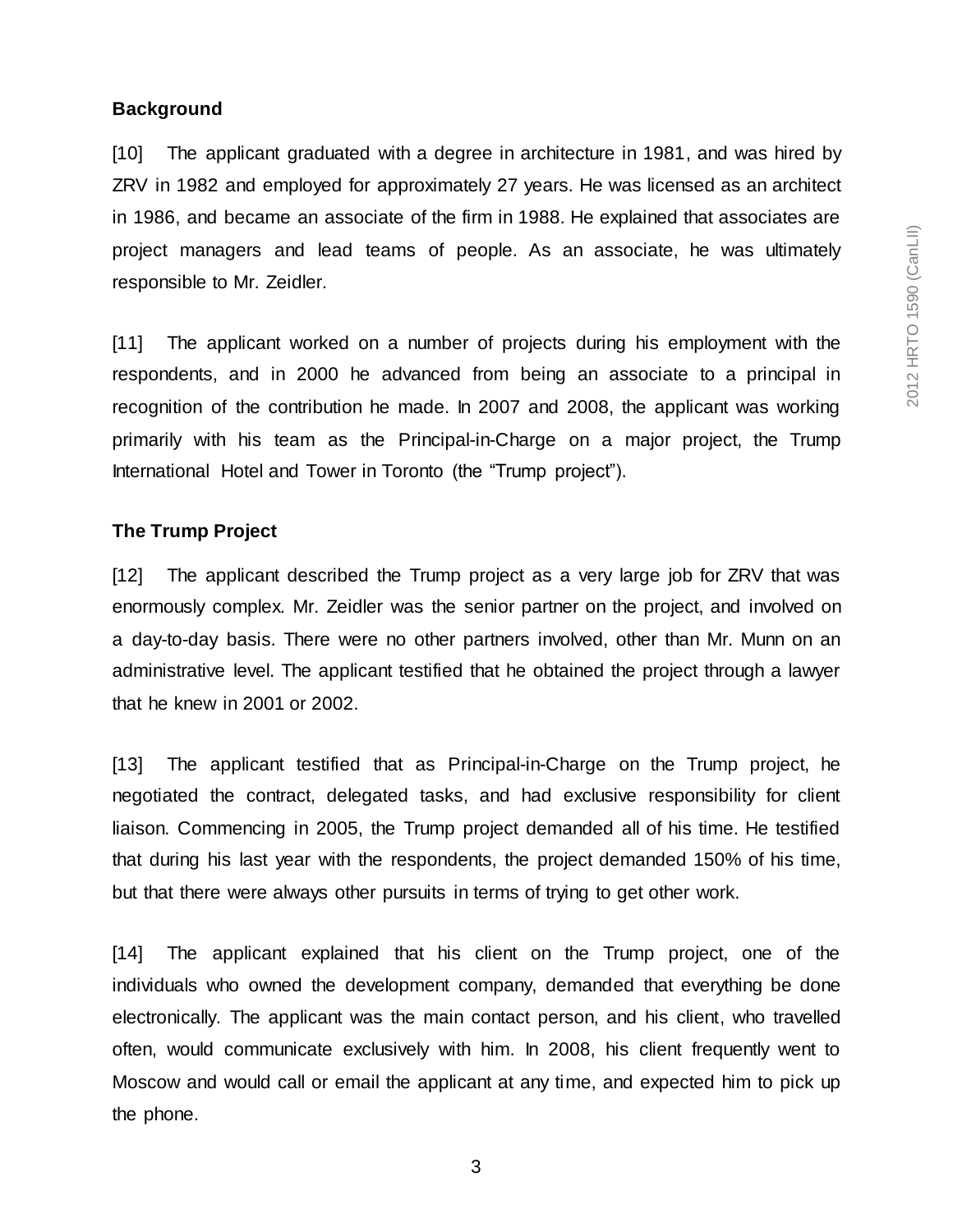**Background**

[10] The applicant graduated with a degree in architecture in 1981, and was hired by ZRV in 1982 and employed for approximately 27 years. He was licensed as an architect in 1986, and became an associate of the firm in 1988. He explained that associates are project managers and lead teams of people. As an associate, he was ultimately responsible to Mr. Zeidler.

[11] The applicant worked on a number of projects during his employment with the respondents, and in 2000 he advanced from being an associate to a principal in recognition of the contribution he made. In 2007 and 2008, the applicant was working primarily with his team as the Principal-in-Charge on a major project, the Trump International Hotel and Tower in Toronto (the "Trump project").

**The Trump Project**

[12] The applicant described the Trump project as a very large job for ZRV that was enormously complex. Mr. Zeidler was the senior partner on the project, and involved on a day-to-day basis. There were no other partners involved, other than Mr. Munn on an administrative level. The applicant testified that he obtained the project through a lawyer that he knew in 2001 or 2002.

[13] The applicant testified that as Principal-in-Charge on the Trump project, he negotiated the contract, delegated tasks, and had exclusive responsibility for client liaison. Commencing in 2005, the Trump project demanded all of his time. He testified that during his last year with the respondents, the project demanded 150% of his time, but that there were always other pursuits in terms of trying to get other work.

[14] The applicant explained that his client on the Trump project, one of the individuals who owned the development company, demanded that everything be done electronically. The applicant was the main contact person, and his client, who travelled often, would communicate exclusively with him. In 2008, his client frequently went to Moscow and would call or email the applicant at any time, and expected him to pick up the phone.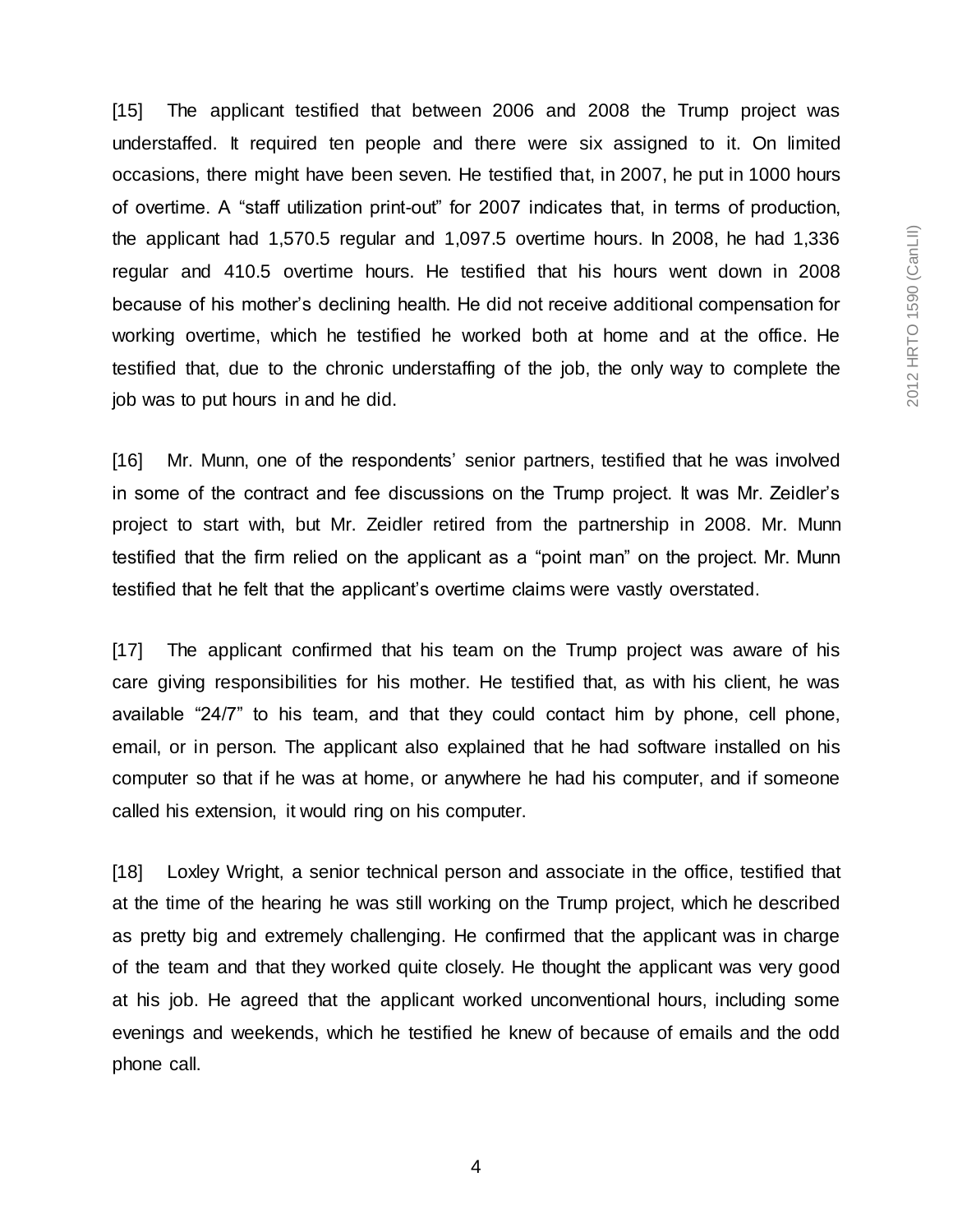[15] The applicant testified that between 2006 and 2008 the Trump project was understaffed. It required ten people and there were six assigned to it. On limited occasions, there might have been seven. He testified that, in 2007, he put in 1000 hours of overtime. A "staff utilization print-out" for 2007 indicates that, in terms of production, the applicant had 1,570.5 regular and 1,097.5 overtime hours. In 2008, he had 1,336 regular and 410.5 overtime hours. He testified that his hours went down in 2008 because of his mother's declining health. He did not receive additional compensation for working overtime, which he testified he worked both at home and at the office. He testified that, due to the chronic understaffing of the job, the only way to complete the job was to put hours in and he did.

[16] Mr. Munn, one of the respondents' senior partners, testified that he was involved in some of the contract and fee discussions on the Trump project. It was Mr. Zeidler's project to start with, but Mr. Zeidler retired from the partnership in 2008. Mr. Munn testified that the firm relied on the applicant as a "point man" on the project. Mr. Munn testified that he felt that the applicant's overtime claims were vastly overstated.

[17] The applicant confirmed that his team on the Trump project was aware of his care giving responsibilities for his mother. He testified that, as with his client, he was available "24/7" to his team, and that they could contact him by phone, cell phone, email, or in person. The applicant also explained that he had software installed on his computer so that if he was at home, or anywhere he had his computer, and if someone called his extension, it would ring on his computer.

[18] Loxley Wright, a senior technical person and associate in the office, testified that at the time of the hearing he was still working on the Trump project, which he described as pretty big and extremely challenging. He confirmed that the applicant was in charge of the team and that they worked quite closely. He thought the applicant was very good at his job. He agreed that the applicant worked unconventional hours, including some evenings and weekends, which he testified he knew of because of emails and the odd phone call.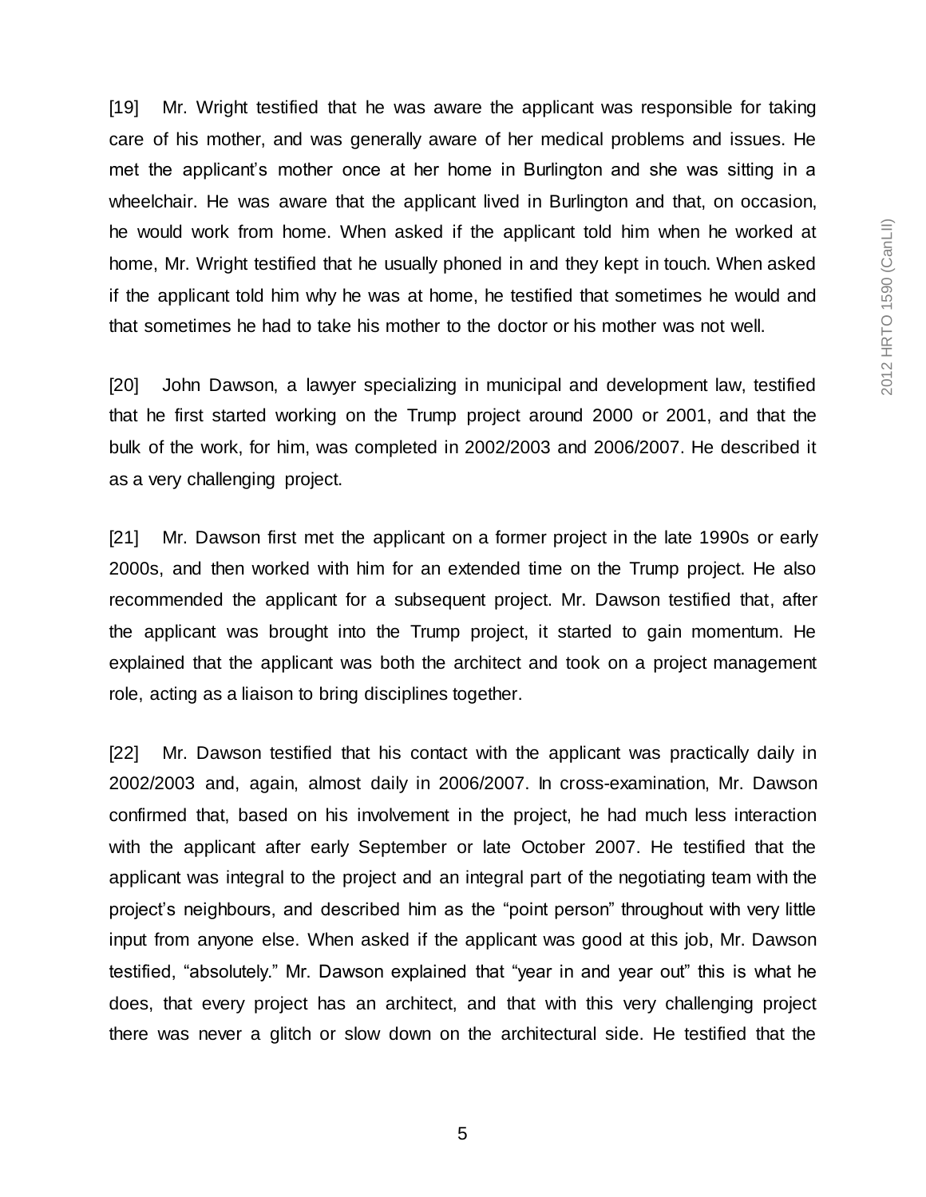[19] Mr. Wright testified that he was aware the applicant was responsible for taking care of his mother, and was generally aware of her medical problems and issues. He met the applicant's mother once at her home in Burlington and she was sitting in a wheelchair. He was aware that the applicant lived in Burlington and that, on occasion, he would work from home. When asked if the applicant told him when he worked at home, Mr. Wright testified that he usually phoned in and they kept in touch. When asked if the applicant told him why he was at home, he testified that sometimes he would and that sometimes he had to take his mother to the doctor or his mother was not well.

[20] John Dawson, a lawyer specializing in municipal and development law, testified that he first started working on the Trump project around 2000 or 2001, and that the bulk of the work, for him, was completed in 2002/2003 and 2006/2007. He described it as a very challenging project.

[21] Mr. Dawson first met the applicant on a former project in the late 1990s or early 2000s, and then worked with him for an extended time on the Trump project. He also recommended the applicant for a subsequent project. Mr. Dawson testified that, after the applicant was brought into the Trump project, it started to gain momentum. He explained that the applicant was both the architect and took on a project management role, acting as a liaison to bring disciplines together.

[22] Mr. Dawson testified that his contact with the applicant was practically daily in 2002/2003 and, again, almost daily in 2006/2007. In cross-examination, Mr. Dawson confirmed that, based on his involvement in the project, he had much less interaction with the applicant after early September or late October 2007. He testified that the applicant was integral to the project and an integral part of the negotiating team with the project's neighbours, and described him as the "point person" throughout with very little input from anyone else. When asked if the applicant was good at this job, Mr. Dawson testified, "absolutely." Mr. Dawson explained that "year in and year out" this is what he does, that every project has an architect, and that with this very challenging project there was never a glitch or slow down on the architectural side. He testified that the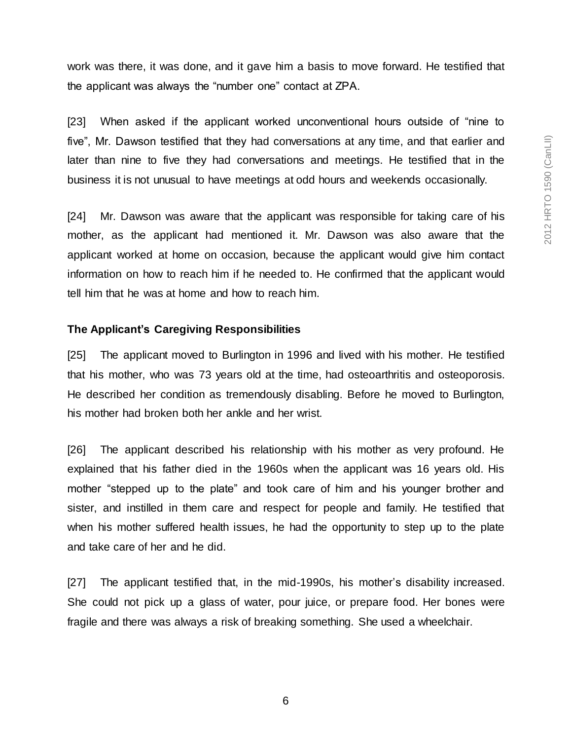work was there, it was done, and it gave him a basis to move forward. He testified that the applicant was always the "number one" contact at ZPA.

[23] When asked if the applicant worked unconventional hours outside of "nine to five", Mr. Dawson testified that they had conversations at any time, and that earlier and later than nine to five they had conversations and meetings. He testified that in the business it is not unusual to have meetings at odd hours and weekends occasionally.

[24] Mr. Dawson was aware that the applicant was responsible for taking care of his mother, as the applicant had mentioned it. Mr. Dawson was also aware that the applicant worked at home on occasion, because the applicant would give him contact information on how to reach him if he needed to. He confirmed that the applicant would tell him that he was at home and how to reach him.

**The Applicant's Caregiving Responsibilities**

[25] The applicant moved to Burlington in 1996 and lived with his mother. He testified that his mother, who was 73 years old at the time, had osteoarthritis and osteoporosis. He described her condition as tremendously disabling. Before he moved to Burlington, his mother had broken both her ankle and her wrist.

[26] The applicant described his relationship with his mother as very profound. He explained that his father died in the 1960s when the applicant was 16 years old. His mother "stepped up to the plate" and took care of him and his younger brother and sister, and instilled in them care and respect for people and family. He testified that when his mother suffered health issues, he had the opportunity to step up to the plate and take care of her and he did.

[27] The applicant testified that, in the mid-1990s, his mother's disability increased. She could not pick up a glass of water, pour juice, or prepare food. Her bones were fragile and there was always a risk of breaking something. She used a wheelchair.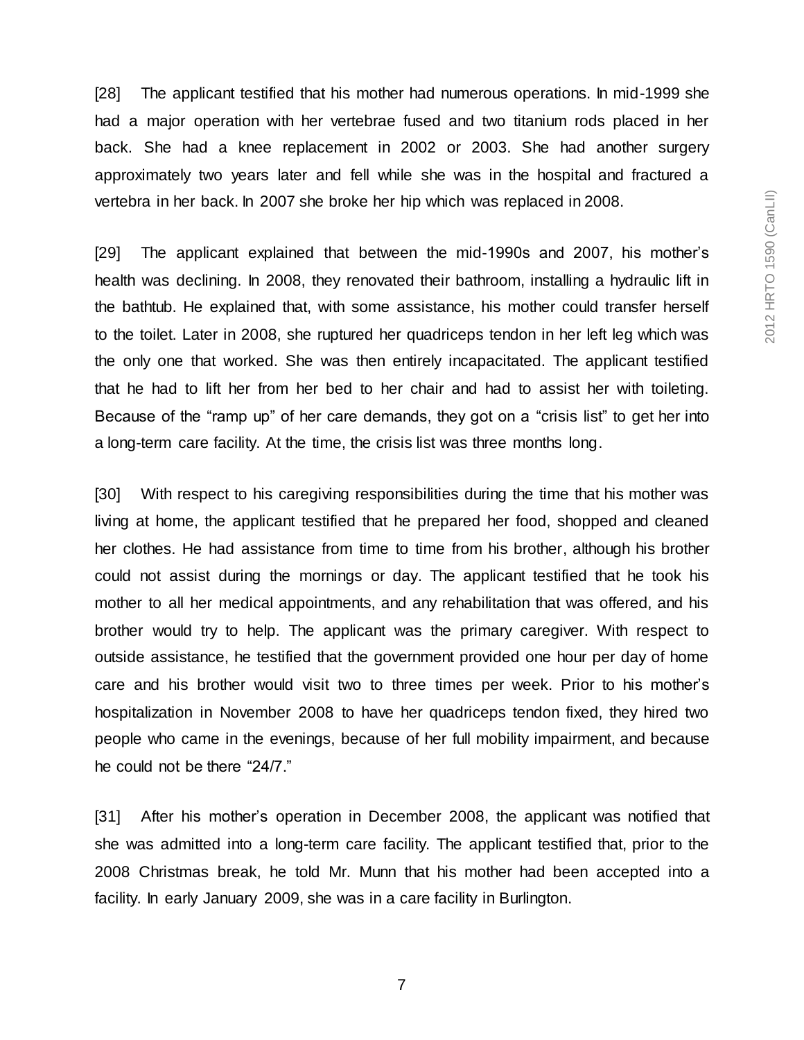[28] The applicant testified that his mother had numerous operations. In mid-1999 she had a major operation with her vertebrae fused and two titanium rods placed in her back. She had a knee replacement in 2002 or 2003. She had another surgery approximately two years later and fell while she was in the hospital and fractured a vertebra in her back. In 2007 she broke her hip which was replaced in 2008.

[29] The applicant explained that between the mid-1990s and 2007, his mother's health was declining. In 2008, they renovated their bathroom, installing a hydraulic lift in the bathtub. He explained that, with some assistance, his mother could transfer herself to the toilet. Later in 2008, she ruptured her quadriceps tendon in her left leg which was the only one that worked. She was then entirely incapacitated. The applicant testified that he had to lift her from her bed to her chair and had to assist her with toileting. Because of the "ramp up" of her care demands, they got on a "crisis list" to get her into a long-term care facility. At the time, the crisis list was three months long.

[30] With respect to his caregiving responsibilities during the time that his mother was living at home, the applicant testified that he prepared her food, shopped and cleaned her clothes. He had assistance from time to time from his brother, although his brother could not assist during the mornings or day. The applicant testified that he took his mother to all her medical appointments, and any rehabilitation that was offered, and his brother would try to help. The applicant was the primary caregiver. With respect to outside assistance, he testified that the government provided one hour per day of home care and his brother would visit two to three times per week. Prior to his mother's hospitalization in November 2008 to have her quadriceps tendon fixed, they hired two people who came in the evenings, because of her full mobility impairment, and because he could not be there "24/7."

[31] After his mother's operation in December 2008, the applicant was notified that she was admitted into a long-term care facility. The applicant testified that, prior to the 2008 Christmas break, he told Mr. Munn that his mother had been accepted into a facility. In early January 2009, she was in a care facility in Burlington.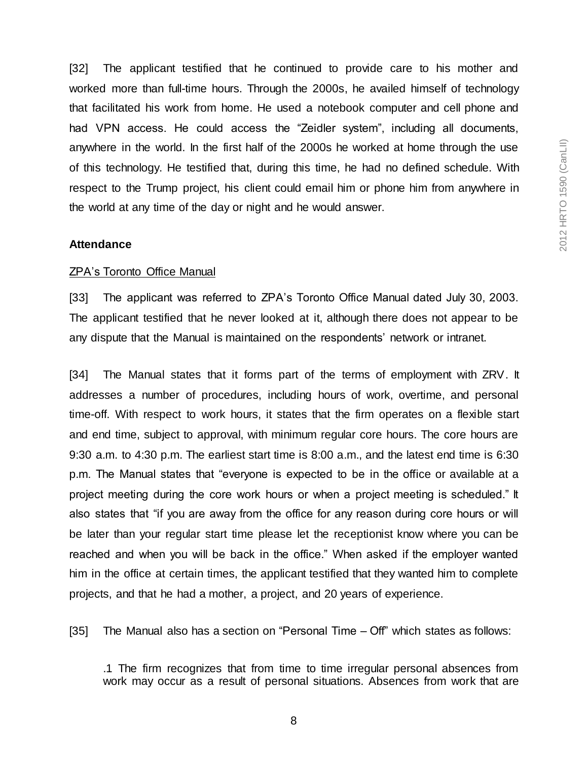[32] The applicant testified that he continued to provide care to his mother and worked more than full-time hours. Through the 2000s, he availed himself of technology that facilitated his work from home. He used a notebook computer and cell phone and had VPN access. He could access the "Zeidler system", including all documents, anywhere in the world. In the first half of the 2000s he worked at home through the use of this technology. He testified that, during this time, he had no defined schedule. With respect to the Trump project, his client could email him or phone him from anywhere in the world at any time of the day or night and he would answer.

**Attendance**

<u>ZPA's Toronto Office Manual</u>

[33] The applicant was referred to ZPA's Toronto Office Manual dated July 30, 2003. The applicant testified that he never looked at it, although there does not appear to be any dispute that the Manual is maintained on the respondents' network or intranet.

[34] The Manual states that it forms part of the terms of employment with ZRV. It addresses a number of procedures, including hours of work, overtime, and personal time-off. With respect to work hours, it states that the firm operates on a flexible start and end time, subject to approval, with minimum regular core hours. The core hours are 9:30 a.m. to 4:30 p.m. The earliest start time is 8:00 a.m., and the latest end time is 6:30 p.m. The Manual states that "everyone is expected to be in the office or available at a project meeting during the core work hours or when a project meeting is scheduled." It also states that "if you are away from the office for any reason during core hours or will be later than your regular start time please let the receptionist know where you can be reached and when you will be back in the office." When asked if the employer wanted him in the office at certain times, the applicant testified that they wanted him to complete projects, and that he had a mother, a project, and 20 years of experience.

[35] The Manual also has a section on "Personal Time – Off" which states as follows:

> .1 The firm recognizes that from time to time irregular personal absences from work may occur as a result of personal situations. Absences from work that are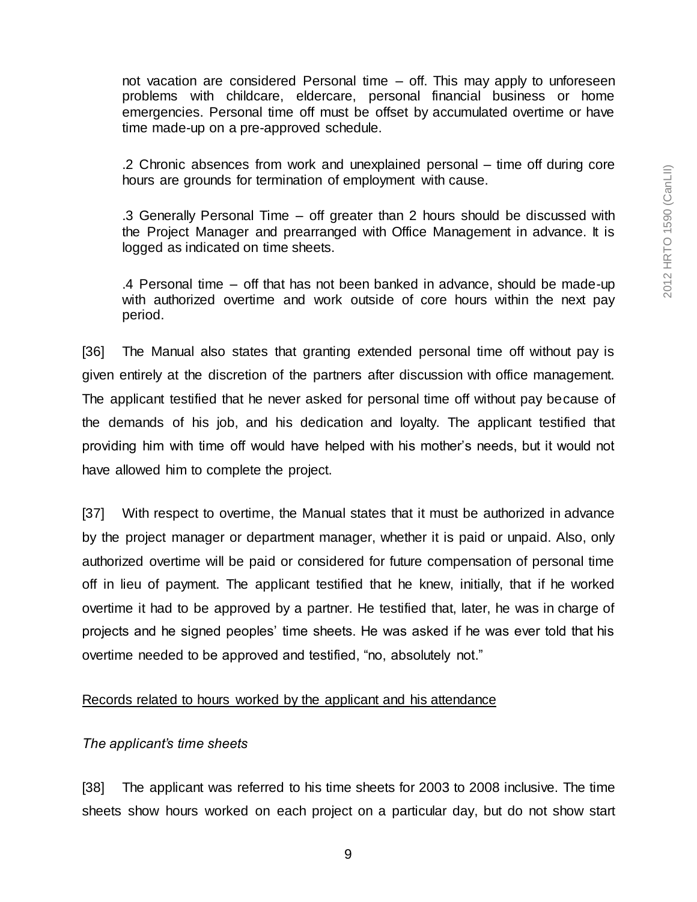> not vacation are considered Personal time – off. This may apply to unforeseen problems with childcare, eldercare, personal financial business or home emergencies. Personal time off must be offset by accumulated overtime or have time made-up on a pre-approved schedule.
>
> .2 Chronic absences from work and unexplained personal – time off during core hours are grounds for termination of employment with cause.
>
> .3 Generally Personal Time – off greater than 2 hours should be discussed with the Project Manager and prearranged with Office Management in advance. It is logged as indicated on time sheets.
>
> .4 Personal time – off that has not been banked in advance, should be made-up with authorized overtime and work outside of core hours within the next pay period.

[36] The Manual also states that granting extended personal time off without pay is given entirely at the discretion of the partners after discussion with office management. The applicant testified that he never asked for personal time off without pay because of the demands of his job, and his dedication and loyalty. The applicant testified that providing him with time off would have helped with his mother's needs, but it would not have allowed him to complete the project.

[37] With respect to overtime, the Manual states that it must be authorized in advance by the project manager or department manager, whether it is paid or unpaid. Also, only authorized overtime will be paid or considered for future compensation of personal time off in lieu of payment. The applicant testified that he knew, initially, that if he worked overtime it had to be approved by a partner. He testified that, later, he was in charge of projects and he signed peoples' time sheets. He was asked if he was ever told that his overtime needed to be approved and testified, "no, absolutely not."

<u>Records related to hours worked by the applicant and his attendance</u>

*The applicant's time sheets*

[38] The applicant was referred to his time sheets for 2003 to 2008 inclusive. The time sheets show hours worked on each project on a particular day, but do not show start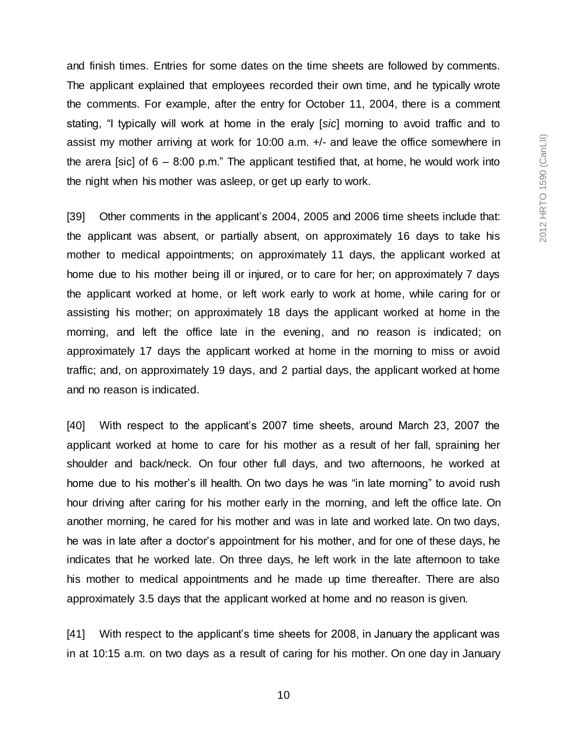and finish times. Entries for some dates on the time sheets are followed by comments. The applicant explained that employees recorded their own time, and he typically wrote the comments. For example, after the entry for October 11, 2004, there is a comment stating, "I typically will work at home in the eraly [*sic*] morning to avoid traffic and to assist my mother arriving at work for 10:00 a.m. +/- and leave the office somewhere in the arera [sic] of 6 – 8:00 p.m." The applicant testified that, at home, he would work into the night when his mother was asleep, or get up early to work.

[39] Other comments in the applicant's 2004, 2005 and 2006 time sheets include that: the applicant was absent, or partially absent, on approximately 16 days to take his mother to medical appointments; on approximately 11 days, the applicant worked at home due to his mother being ill or injured, or to care for her; on approximately 7 days the applicant worked at home, or left work early to work at home, while caring for or assisting his mother; on approximately 18 days the applicant worked at home in the morning, and left the office late in the evening, and no reason is indicated; on approximately 17 days the applicant worked at home in the morning to miss or avoid traffic; and, on approximately 19 days, and 2 partial days, the applicant worked at home and no reason is indicated.

[40] With respect to the applicant's 2007 time sheets, around March 23, 2007 the applicant worked at home to care for his mother as a result of her fall, spraining her shoulder and back/neck. On four other full days, and two afternoons, he worked at home due to his mother's ill health. On two days he was "in late morning" to avoid rush hour driving after caring for his mother early in the morning, and left the office late. On another morning, he cared for his mother and was in late and worked late. On two days, he was in late after a doctor's appointment for his mother, and for one of these days, he indicates that he worked late. On three days, he left work in the late afternoon to take his mother to medical appointments and he made up time thereafter. There are also approximately 3.5 days that the applicant worked at home and no reason is given.

[41] With respect to the applicant's time sheets for 2008, in January the applicant was in at 10:15 a.m. on two days as a result of caring for his mother. On one day in January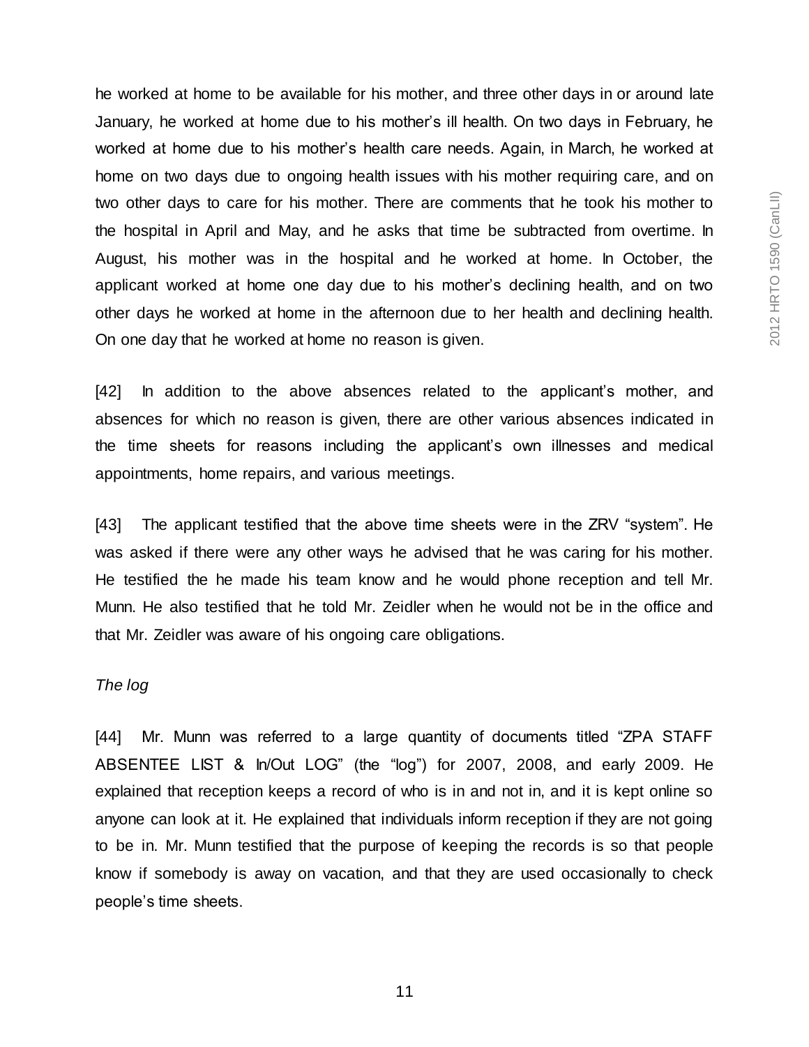he worked at home to be available for his mother, and three other days in or around late January, he worked at home due to his mother's ill health. On two days in February, he worked at home due to his mother's health care needs. Again, in March, he worked at home on two days due to ongoing health issues with his mother requiring care, and on two other days to care for his mother. There are comments that he took his mother to the hospital in April and May, and he asks that time be subtracted from overtime. In August, his mother was in the hospital and he worked at home. In October, the applicant worked at home one day due to his mother's declining health, and on two other days he worked at home in the afternoon due to her health and declining health. On one day that he worked at home no reason is given.

[42] In addition to the above absences related to the applicant's mother, and absences for which no reason is given, there are other various absences indicated in the time sheets for reasons including the applicant's own illnesses and medical appointments, home repairs, and various meetings.

[43] The applicant testified that the above time sheets were in the ZRV "system". He was asked if there were any other ways he advised that he was caring for his mother. He testified the he made his team know and he would phone reception and tell Mr. Munn. He also testified that he told Mr. Zeidler when he would not be in the office and that Mr. Zeidler was aware of his ongoing care obligations.

*The log*

[44] Mr. Munn was referred to a large quantity of documents titled "ZPA STAFF ABSENTEE LIST & In/Out LOG" (the "log") for 2007, 2008, and early 2009. He explained that reception keeps a record of who is in and not in, and it is kept online so anyone can look at it. He explained that individuals inform reception if they are not going to be in. Mr. Munn testified that the purpose of keeping the records is so that people know if somebody is away on vacation, and that they are used occasionally to check people's time sheets.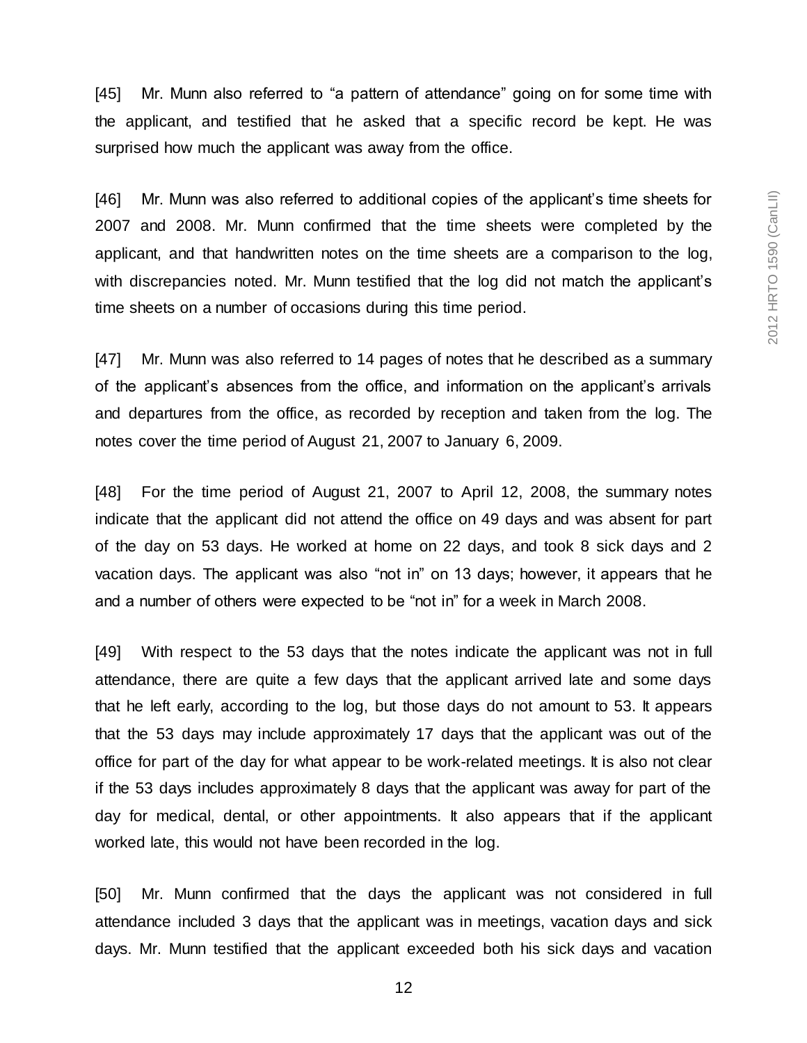[45] Mr. Munn also referred to "a pattern of attendance" going on for some time with the applicant, and testified that he asked that a specific record be kept. He was surprised how much the applicant was away from the office.

[46] Mr. Munn was also referred to additional copies of the applicant's time sheets for 2007 and 2008. Mr. Munn confirmed that the time sheets were completed by the applicant, and that handwritten notes on the time sheets are a comparison to the log, with discrepancies noted. Mr. Munn testified that the log did not match the applicant's time sheets on a number of occasions during this time period.

[47] Mr. Munn was also referred to 14 pages of notes that he described as a summary of the applicant's absences from the office, and information on the applicant's arrivals and departures from the office, as recorded by reception and taken from the log. The notes cover the time period of August 21, 2007 to January 6, 2009.

[48] For the time period of August 21, 2007 to April 12, 2008, the summary notes indicate that the applicant did not attend the office on 49 days and was absent for part of the day on 53 days. He worked at home on 22 days, and took 8 sick days and 2 vacation days. The applicant was also "not in" on 13 days; however, it appears that he and a number of others were expected to be "not in" for a week in March 2008.

[49] With respect to the 53 days that the notes indicate the applicant was not in full attendance, there are quite a few days that the applicant arrived late and some days that he left early, according to the log, but those days do not amount to 53. It appears that the 53 days may include approximately 17 days that the applicant was out of the office for part of the day for what appear to be work-related meetings. It is also not clear if the 53 days includes approximately 8 days that the applicant was away for part of the day for medical, dental, or other appointments. It also appears that if the applicant worked late, this would not have been recorded in the log.

[50] Mr. Munn confirmed that the days the applicant was not considered in full attendance included 3 days that the applicant was in meetings, vacation days and sick days. Mr. Munn testified that the applicant exceeded both his sick days and vacation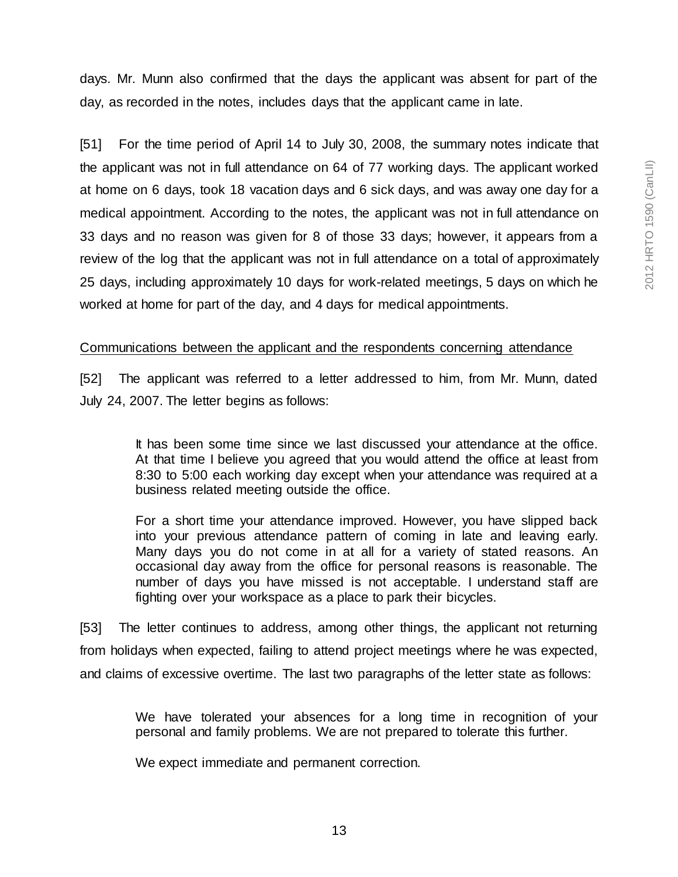days. Mr. Munn also confirmed that the days the applicant was absent for part of the day, as recorded in the notes, includes days that the applicant came in late.

[51] For the time period of April 14 to July 30, 2008, the summary notes indicate that the applicant was not in full attendance on 64 of 77 working days. The applicant worked at home on 6 days, took 18 vacation days and 6 sick days, and was away one day for a medical appointment. According to the notes, the applicant was not in full attendance on 33 days and no reason was given for 8 of those 33 days; however, it appears from a review of the log that the applicant was not in full attendance on a total of approximately 25 days, including approximately 10 days for work-related meetings, 5 days on which he worked at home for part of the day, and 4 days for medical appointments.

Communications between the applicant and the respondents concerning attendance

[52] The applicant was referred to a letter addressed to him, from Mr. Munn, dated July 24, 2007. The letter begins as follows:

> It has been some time since we last discussed your attendance at the office. At that time I believe you agreed that you would attend the office at least from 8:30 to 5:00 each working day except when your attendance was required at a business related meeting outside the office.
>
> For a short time your attendance improved. However, you have slipped back into your previous attendance pattern of coming in late and leaving early. Many days you do not come in at all for a variety of stated reasons. An occasional day away from the office for personal reasons is reasonable. The number of days you have missed is not acceptable. I understand staff are fighting over your workspace as a place to park their bicycles.

[53] The letter continues to address, among other things, the applicant not returning from holidays when expected, failing to attend project meetings where he was expected, and claims of excessive overtime. The last two paragraphs of the letter state as follows:

> We have tolerated your absences for a long time in recognition of your personal and family problems. We are not prepared to tolerate this further.
>
> We expect immediate and permanent correction.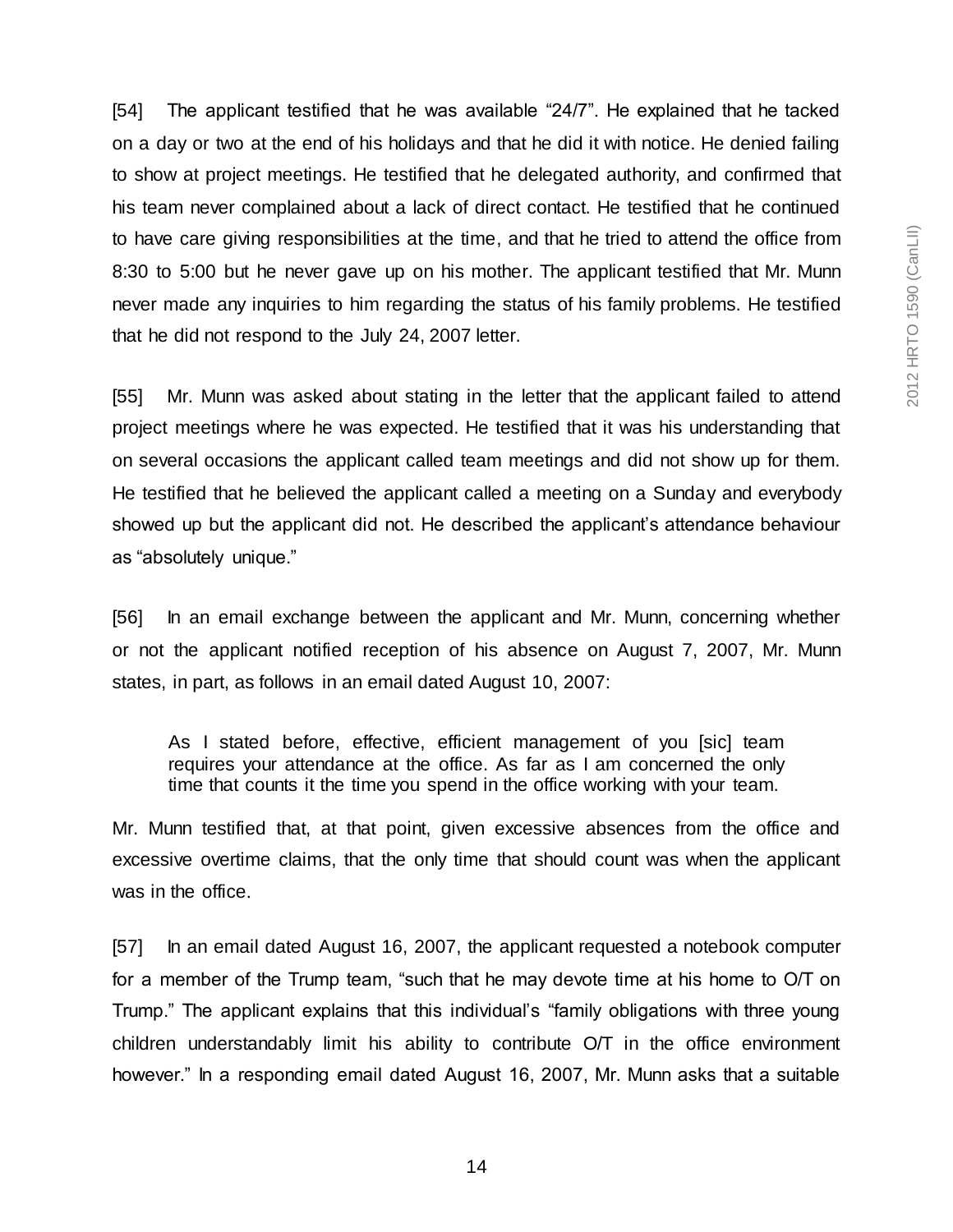[54] The applicant testified that he was available "24/7". He explained that he tacked on a day or two at the end of his holidays and that he did it with notice. He denied failing to show at project meetings. He testified that he delegated authority, and confirmed that his team never complained about a lack of direct contact. He testified that he continued to have care giving responsibilities at the time, and that he tried to attend the office from 8:30 to 5:00 but he never gave up on his mother. The applicant testified that Mr. Munn never made any inquiries to him regarding the status of his family problems. He testified that he did not respond to the July 24, 2007 letter.

[55] Mr. Munn was asked about stating in the letter that the applicant failed to attend project meetings where he was expected. He testified that it was his understanding that on several occasions the applicant called team meetings and did not show up for them. He testified that he believed the applicant called a meeting on a Sunday and everybody showed up but the applicant did not. He described the applicant's attendance behaviour as "absolutely unique."

[56] In an email exchange between the applicant and Mr. Munn, concerning whether or not the applicant notified reception of his absence on August 7, 2007, Mr. Munn states, in part, as follows in an email dated August 10, 2007:

> As I stated before, effective, efficient management of you [sic] team requires your attendance at the office. As far as I am concerned the only time that counts it the time you spend in the office working with your team.

Mr. Munn testified that, at that point, given excessive absences from the office and excessive overtime claims, that the only time that should count was when the applicant was in the office.

[57] In an email dated August 16, 2007, the applicant requested a notebook computer for a member of the Trump team, "such that he may devote time at his home to O/T on Trump." The applicant explains that this individual's "family obligations with three young children understandably limit his ability to contribute O/T in the office environment however." In a responding email dated August 16, 2007, Mr. Munn asks that a suitable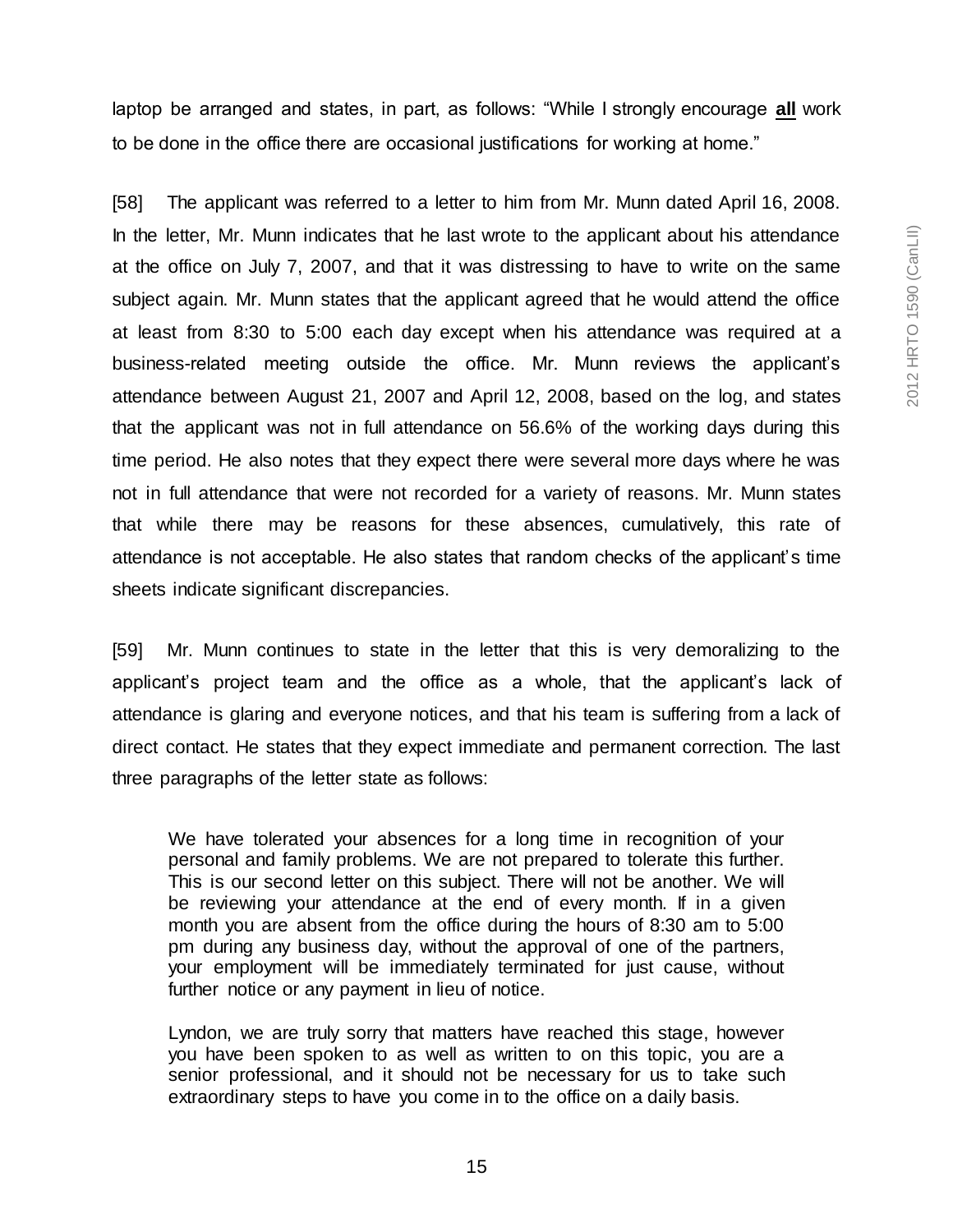laptop be arranged and states, in part, as follows: "While I strongly encourage **all** work to be done in the office there are occasional justifications for working at home."

[58] The applicant was referred to a letter to him from Mr. Munn dated April 16, 2008. In the letter, Mr. Munn indicates that he last wrote to the applicant about his attendance at the office on July 7, 2007, and that it was distressing to have to write on the same subject again. Mr. Munn states that the applicant agreed that he would attend the office at least from 8:30 to 5:00 each day except when his attendance was required at a business-related meeting outside the office. Mr. Munn reviews the applicant's attendance between August 21, 2007 and April 12, 2008, based on the log, and states that the applicant was not in full attendance on 56.6% of the working days during this time period. He also notes that they expect there were several more days where he was not in full attendance that were not recorded for a variety of reasons. Mr. Munn states that while there may be reasons for these absences, cumulatively, this rate of attendance is not acceptable. He also states that random checks of the applicant's time sheets indicate significant discrepancies.

[59] Mr. Munn continues to state in the letter that this is very demoralizing to the applicant's project team and the office as a whole, that the applicant's lack of attendance is glaring and everyone notices, and that his team is suffering from a lack of direct contact. He states that they expect immediate and permanent correction. The last three paragraphs of the letter state as follows:

> We have tolerated your absences for a long time in recognition of your personal and family problems. We are not prepared to tolerate this further. This is our second letter on this subject. There will not be another. We will be reviewing your attendance at the end of every month. If in a given month you are absent from the office during the hours of 8:30 am to 5:00 pm during any business day, without the approval of one of the partners, your employment will be immediately terminated for just cause, without further notice or any payment in lieu of notice.
>
> Lyndon, we are truly sorry that matters have reached this stage, however you have been spoken to as well as written to on this topic, you are a senior professional, and it should not be necessary for us to take such extraordinary steps to have you come in to the office on a daily basis.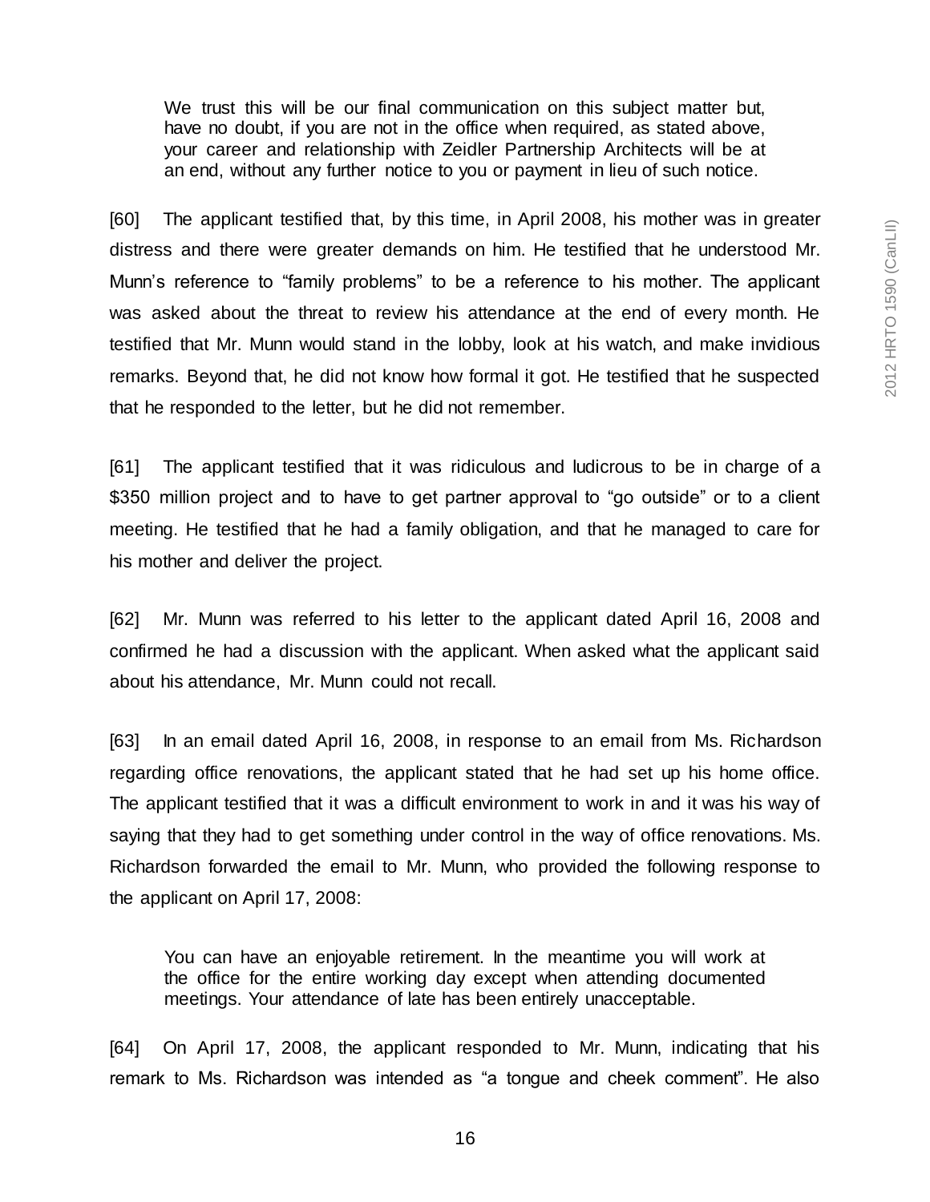> We trust this will be our final communication on this subject matter but, have no doubt, if you are not in the office when required, as stated above, your career and relationship with Zeidler Partnership Architects will be at an end, without any further notice to you or payment in lieu of such notice.

[60] The applicant testified that, by this time, in April 2008, his mother was in greater distress and there were greater demands on him. He testified that he understood Mr. Munn's reference to "family problems" to be a reference to his mother. The applicant was asked about the threat to review his attendance at the end of every month. He testified that Mr. Munn would stand in the lobby, look at his watch, and make invidious remarks. Beyond that, he did not know how formal it got. He testified that he suspected that he responded to the letter, but he did not remember.

[61] The applicant testified that it was ridiculous and ludicrous to be in charge of a $350 million project and to have to get partner approval to "go outside" or to a client meeting. He testified that he had a family obligation, and that he managed to care for his mother and deliver the project.

[62] Mr. Munn was referred to his letter to the applicant dated April 16, 2008 and confirmed he had a discussion with the applicant. When asked what the applicant said about his attendance, Mr. Munn could not recall.

[63] In an email dated April 16, 2008, in response to an email from Ms. Richardson regarding office renovations, the applicant stated that he had set up his home office. The applicant testified that it was a difficult environment to work in and it was his way of saying that they had to get something under control in the way of office renovations. Ms. Richardson forwarded the email to Mr. Munn, who provided the following response to the applicant on April 17, 2008:

> You can have an enjoyable retirement. In the meantime you will work at the office for the entire working day except when attending documented meetings. Your attendance of late has been entirely unacceptable.

[64] On April 17, 2008, the applicant responded to Mr. Munn, indicating that his remark to Ms. Richardson was intended as "a tongue and cheek comment". He also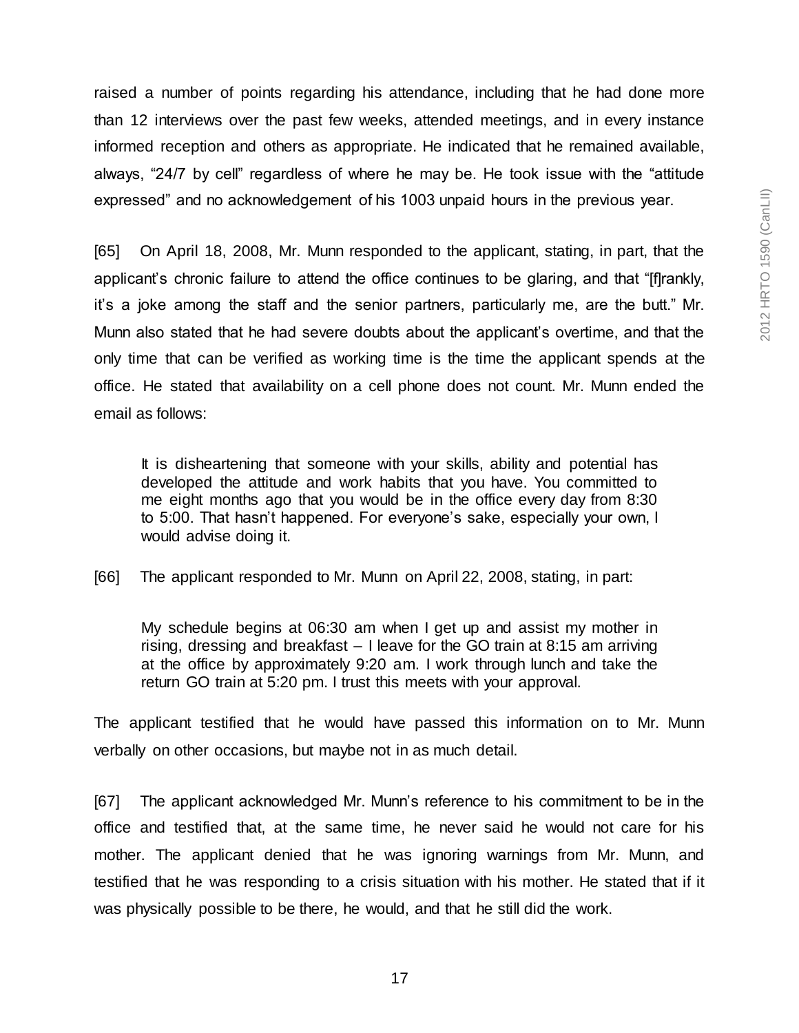raised a number of points regarding his attendance, including that he had done more than 12 interviews over the past few weeks, attended meetings, and in every instance informed reception and others as appropriate. He indicated that he remained available, always, "24/7 by cell" regardless of where he may be. He took issue with the "attitude expressed" and no acknowledgement of his 1003 unpaid hours in the previous year.

[65] On April 18, 2008, Mr. Munn responded to the applicant, stating, in part, that the applicant's chronic failure to attend the office continues to be glaring, and that "[f]rankly, it's a joke among the staff and the senior partners, particularly me, are the butt." Mr. Munn also stated that he had severe doubts about the applicant's overtime, and that the only time that can be verified as working time is the time the applicant spends at the office. He stated that availability on a cell phone does not count. Mr. Munn ended the email as follows:

> It is disheartening that someone with your skills, ability and potential has developed the attitude and work habits that you have. You committed to me eight months ago that you would be in the office every day from 8:30 to 5:00. That hasn't happened. For everyone's sake, especially your own, I would advise doing it.

[66] The applicant responded to Mr. Munn on April 22, 2008, stating, in part:

> My schedule begins at 06:30 am when I get up and assist my mother in rising, dressing and breakfast – I leave for the GO train at 8:15 am arriving at the office by approximately 9:20 am. I work through lunch and take the return GO train at 5:20 pm. I trust this meets with your approval.

The applicant testified that he would have passed this information on to Mr. Munn verbally on other occasions, but maybe not in as much detail.

[67] The applicant acknowledged Mr. Munn's reference to his commitment to be in the office and testified that, at the same time, he never said he would not care for his mother. The applicant denied that he was ignoring warnings from Mr. Munn, and testified that he was responding to a crisis situation with his mother. He stated that if it was physically possible to be there, he would, and that he still did the work.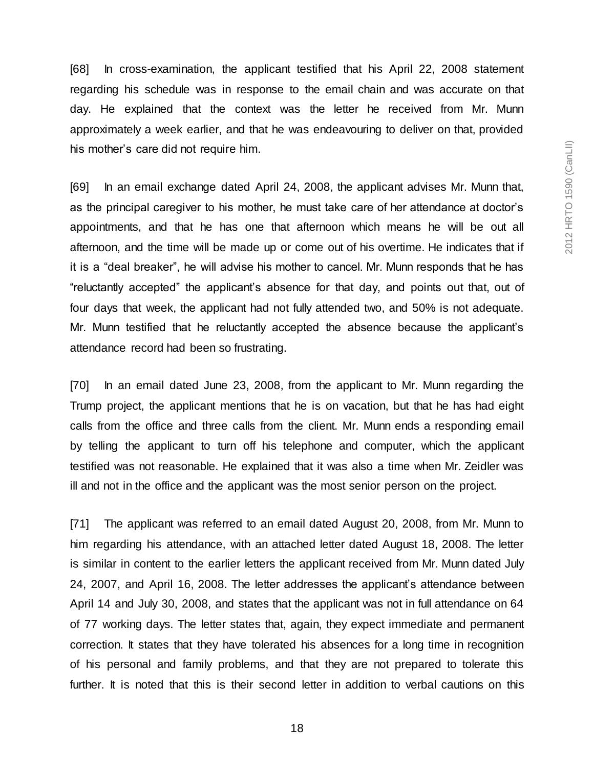[68] In cross-examination, the applicant testified that his April 22, 2008 statement regarding his schedule was in response to the email chain and was accurate on that day. He explained that the context was the letter he received from Mr. Munn approximately a week earlier, and that he was endeavouring to deliver on that, provided his mother's care did not require him.

[69] In an email exchange dated April 24, 2008, the applicant advises Mr. Munn that, as the principal caregiver to his mother, he must take care of her attendance at doctor's appointments, and that he has one that afternoon which means he will be out all afternoon, and the time will be made up or come out of his overtime. He indicates that if it is a "deal breaker", he will advise his mother to cancel. Mr. Munn responds that he has "reluctantly accepted" the applicant's absence for that day, and points out that, out of four days that week, the applicant had not fully attended two, and 50% is not adequate. Mr. Munn testified that he reluctantly accepted the absence because the applicant's attendance record had been so frustrating.

[70] In an email dated June 23, 2008, from the applicant to Mr. Munn regarding the Trump project, the applicant mentions that he is on vacation, but that he has had eight calls from the office and three calls from the client. Mr. Munn ends a responding email by telling the applicant to turn off his telephone and computer, which the applicant testified was not reasonable. He explained that it was also a time when Mr. Zeidler was ill and not in the office and the applicant was the most senior person on the project.

[71] The applicant was referred to an email dated August 20, 2008, from Mr. Munn to him regarding his attendance, with an attached letter dated August 18, 2008. The letter is similar in content to the earlier letters the applicant received from Mr. Munn dated July 24, 2007, and April 16, 2008. The letter addresses the applicant's attendance between April 14 and July 30, 2008, and states that the applicant was not in full attendance on 64 of 77 working days. The letter states that, again, they expect immediate and permanent correction. It states that they have tolerated his absences for a long time in recognition of his personal and family problems, and that they are not prepared to tolerate this further. It is noted that this is their second letter in addition to verbal cautions on this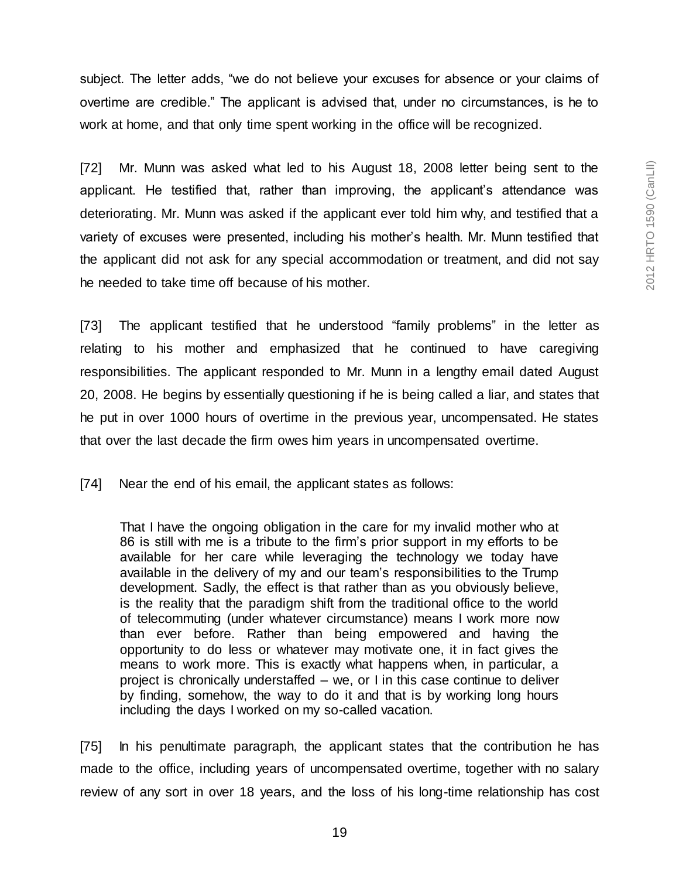subject. The letter adds, "we do not believe your excuses for absence or your claims of overtime are credible." The applicant is advised that, under no circumstances, is he to work at home, and that only time spent working in the office will be recognized.

[72] Mr. Munn was asked what led to his August 18, 2008 letter being sent to the applicant. He testified that, rather than improving, the applicant's attendance was deteriorating. Mr. Munn was asked if the applicant ever told him why, and testified that a variety of excuses were presented, including his mother's health. Mr. Munn testified that the applicant did not ask for any special accommodation or treatment, and did not say he needed to take time off because of his mother.

[73] The applicant testified that he understood "family problems" in the letter as relating to his mother and emphasized that he continued to have caregiving responsibilities. The applicant responded to Mr. Munn in a lengthy email dated August 20, 2008. He begins by essentially questioning if he is being called a liar, and states that he put in over 1000 hours of overtime in the previous year, uncompensated. He states that over the last decade the firm owes him years in uncompensated overtime.

[74] Near the end of his email, the applicant states as follows:

> That I have the ongoing obligation in the care for my invalid mother who at 86 is still with me is a tribute to the firm's prior support in my efforts to be available for her care while leveraging the technology we today have available in the delivery of my and our team's responsibilities to the Trump development. Sadly, the effect is that rather than as you obviously believe, is the reality that the paradigm shift from the traditional office to the world of telecommuting (under whatever circumstance) means I work more now than ever before. Rather than being empowered and having the opportunity to do less or whatever may motivate one, it in fact gives the means to work more. This is exactly what happens when, in particular, a project is chronically understaffed – we, or I in this case continue to deliver by finding, somehow, the way to do it and that is by working long hours including the days I worked on my so-called vacation.

[75] In his penultimate paragraph, the applicant states that the contribution he has made to the office, including years of uncompensated overtime, together with no salary review of any sort in over 18 years, and the loss of his long-time relationship has cost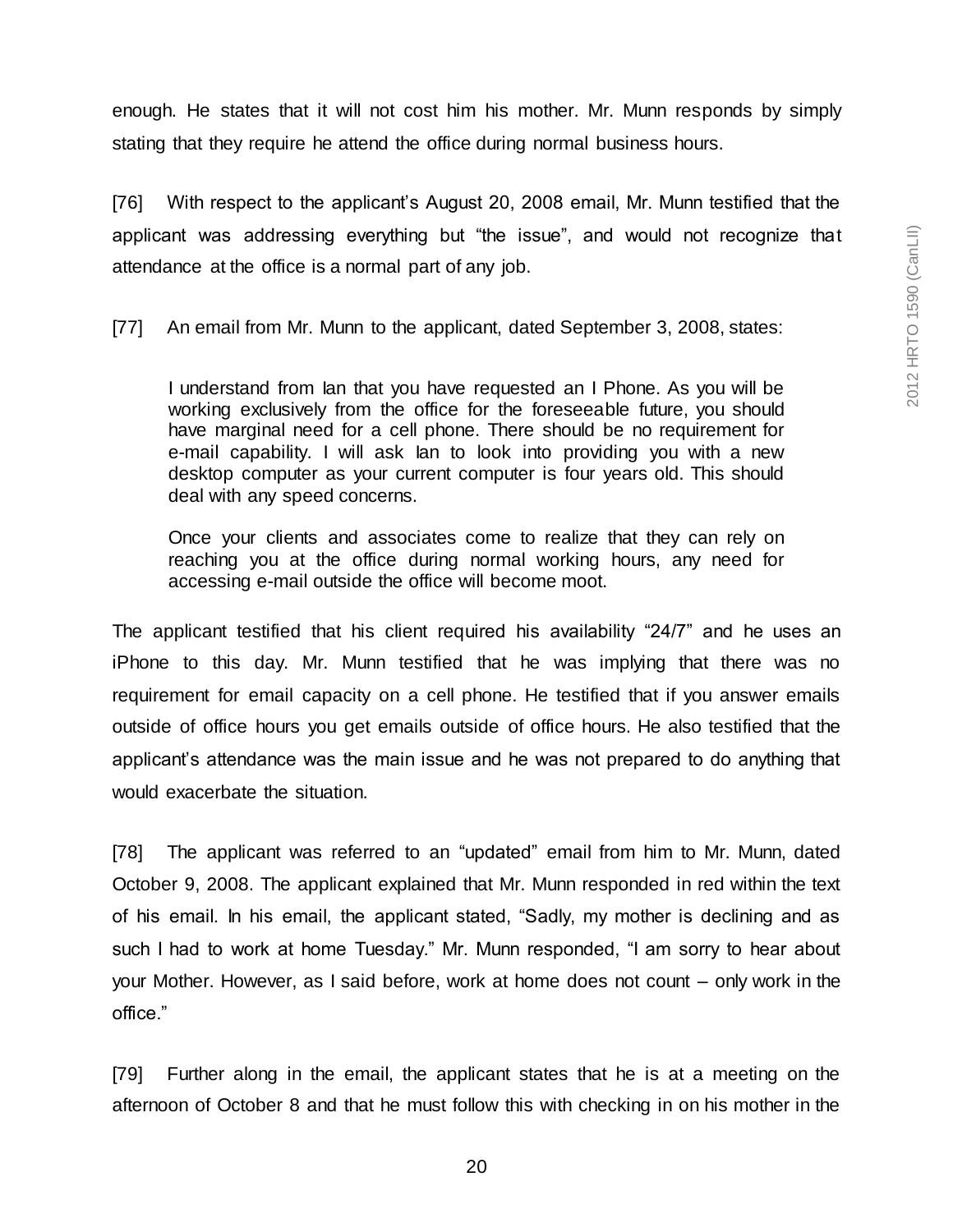enough. He states that it will not cost him his mother. Mr. Munn responds by simply stating that they require he attend the office during normal business hours.

[76] With respect to the applicant's August 20, 2008 email, Mr. Munn testified that the applicant was addressing everything but "the issue", and would not recognize that attendance at the office is a normal part of any job.

[77] An email from Mr. Munn to the applicant, dated September 3, 2008, states:

> I understand from Ian that you have requested an I Phone. As you will be working exclusively from the office for the foreseeable future, you should have marginal need for a cell phone. There should be no requirement for e-mail capability. I will ask Ian to look into providing you with a new desktop computer as your current computer is four years old. This should deal with any speed concerns.
>
> Once your clients and associates come to realize that they can rely on reaching you at the office during normal working hours, any need for accessing e-mail outside the office will become moot.

The applicant testified that his client required his availability "24/7" and he uses an iPhone to this day. Mr. Munn testified that he was implying that there was no requirement for email capacity on a cell phone. He testified that if you answer emails outside of office hours you get emails outside of office hours. He also testified that the applicant's attendance was the main issue and he was not prepared to do anything that would exacerbate the situation.

[78] The applicant was referred to an "updated" email from him to Mr. Munn, dated October 9, 2008. The applicant explained that Mr. Munn responded in red within the text of his email. In his email, the applicant stated, "Sadly, my mother is declining and as such I had to work at home Tuesday." Mr. Munn responded, "I am sorry to hear about your Mother. However, as I said before, work at home does not count – only work in the office."

[79] Further along in the email, the applicant states that he is at a meeting on the afternoon of October 8 and that he must follow this with checking in on his mother in the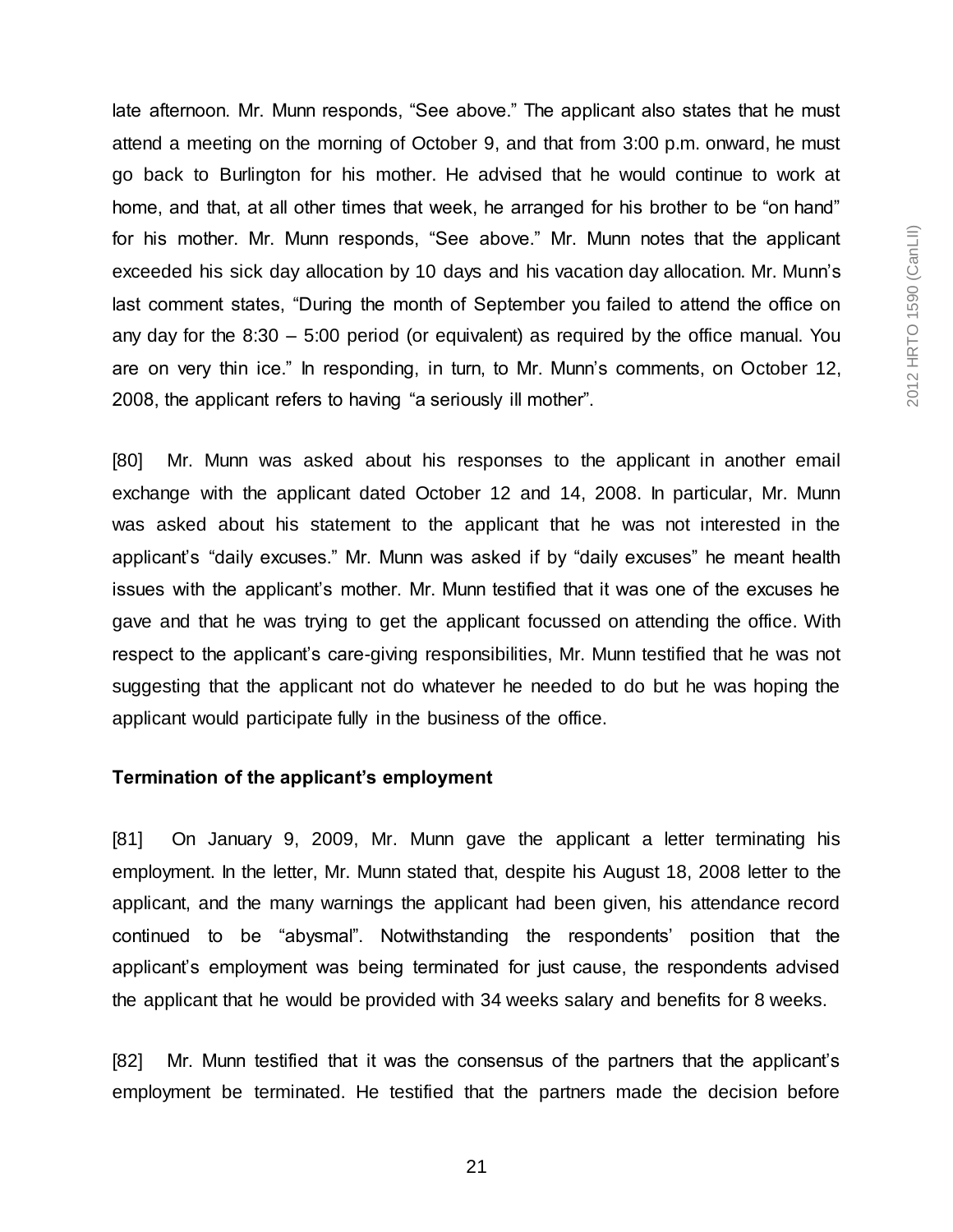late afternoon. Mr. Munn responds, “See above.” The applicant also states that he must attend a meeting on the morning of October 9, and that from 3:00 p.m. onward, he must go back to Burlington for his mother. He advised that he would continue to work at home, and that, at all other times that week, he arranged for his brother to be “on hand” for his mother. Mr. Munn responds, “See above.” Mr. Munn notes that the applicant exceeded his sick day allocation by 10 days and his vacation day allocation. Mr. Munn’s last comment states, “During the month of September you failed to attend the office on any day for the 8:30 – 5:00 period (or equivalent) as required by the office manual. You are on very thin ice.” In responding, in turn, to Mr. Munn’s comments, on October 12, 2008, the applicant refers to having “a seriously ill mother”.

[80] Mr. Munn was asked about his responses to the applicant in another email exchange with the applicant dated October 12 and 14, 2008. In particular, Mr. Munn was asked about his statement to the applicant that he was not interested in the applicant’s “daily excuses.” Mr. Munn was asked if by “daily excuses” he meant health issues with the applicant’s mother. Mr. Munn testified that it was one of the excuses he gave and that he was trying to get the applicant focussed on attending the office. With respect to the applicant’s care-giving responsibilities, Mr. Munn testified that he was not suggesting that the applicant not do whatever he needed to do but he was hoping the applicant would participate fully in the business of the office.

**Termination of the applicant’s employment**

[81] On January 9, 2009, Mr. Munn gave the applicant a letter terminating his employment. In the letter, Mr. Munn stated that, despite his August 18, 2008 letter to the applicant, and the many warnings the applicant had been given, his attendance record continued to be “abysmal”. Notwithstanding the respondents’ position that the applicant’s employment was being terminated for just cause, the respondents advised the applicant that he would be provided with 34 weeks salary and benefits for 8 weeks.

[82] Mr. Munn testified that it was the consensus of the partners that the applicant’s employment be terminated. He testified that the partners made the decision before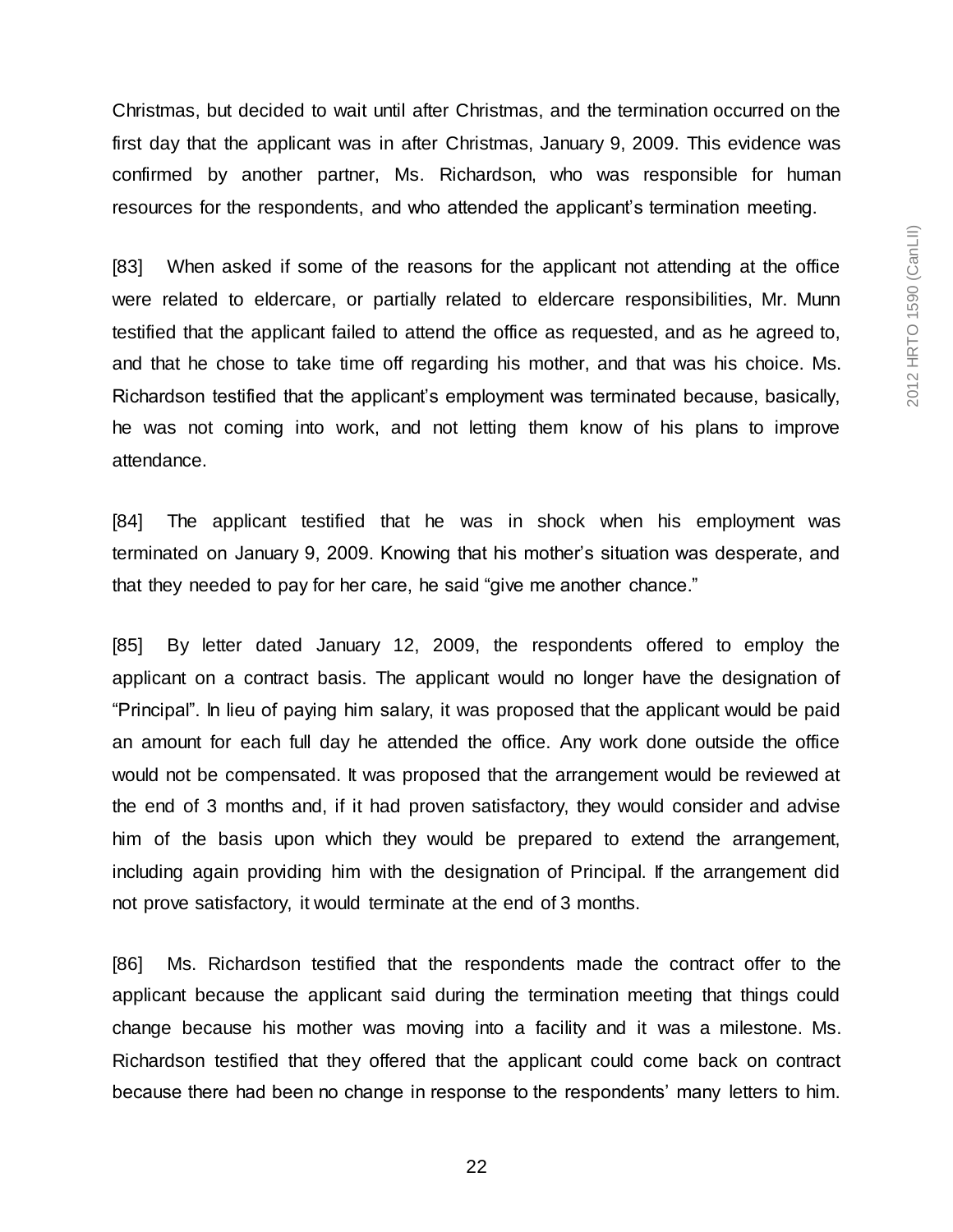Christmas, but decided to wait until after Christmas, and the termination occurred on the first day that the applicant was in after Christmas, January 9, 2009. This evidence was confirmed by another partner, Ms. Richardson, who was responsible for human resources for the respondents, and who attended the applicant's termination meeting.

[83] When asked if some of the reasons for the applicant not attending at the office were related to eldercare, or partially related to eldercare responsibilities, Mr. Munn testified that the applicant failed to attend the office as requested, and as he agreed to, and that he chose to take time off regarding his mother, and that was his choice. Ms. Richardson testified that the applicant's employment was terminated because, basically, he was not coming into work, and not letting them know of his plans to improve attendance.

[84] The applicant testified that he was in shock when his employment was terminated on January 9, 2009. Knowing that his mother's situation was desperate, and that they needed to pay for her care, he said "give me another chance."

[85] By letter dated January 12, 2009, the respondents offered to employ the applicant on a contract basis. The applicant would no longer have the designation of "Principal". In lieu of paying him salary, it was proposed that the applicant would be paid an amount for each full day he attended the office. Any work done outside the office would not be compensated. It was proposed that the arrangement would be reviewed at the end of 3 months and, if it had proven satisfactory, they would consider and advise him of the basis upon which they would be prepared to extend the arrangement, including again providing him with the designation of Principal. If the arrangement did not prove satisfactory, it would terminate at the end of 3 months.

[86] Ms. Richardson testified that the respondents made the contract offer to the applicant because the applicant said during the termination meeting that things could change because his mother was moving into a facility and it was a milestone. Ms. Richardson testified that they offered that the applicant could come back on contract because there had been no change in response to the respondents' many letters to him.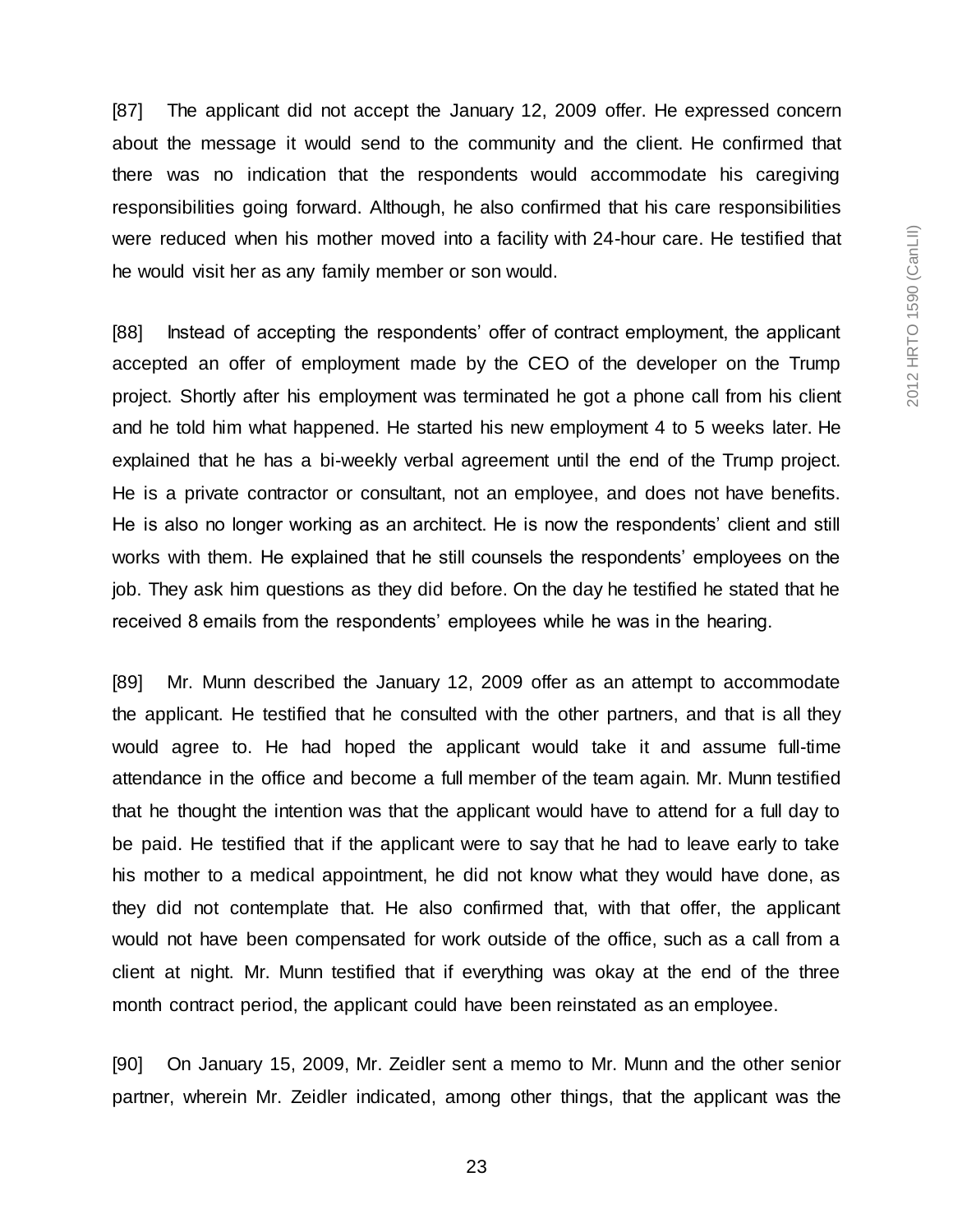[87] The applicant did not accept the January 12, 2009 offer. He expressed concern about the message it would send to the community and the client. He confirmed that there was no indication that the respondents would accommodate his caregiving responsibilities going forward. Although, he also confirmed that his care responsibilities were reduced when his mother moved into a facility with 24-hour care. He testified that he would visit her as any family member or son would.

[88] Instead of accepting the respondents' offer of contract employment, the applicant accepted an offer of employment made by the CEO of the developer on the Trump project. Shortly after his employment was terminated he got a phone call from his client and he told him what happened. He started his new employment 4 to 5 weeks later. He explained that he has a bi-weekly verbal agreement until the end of the Trump project. He is a private contractor or consultant, not an employee, and does not have benefits. He is also no longer working as an architect. He is now the respondents' client and still works with them. He explained that he still counsels the respondents' employees on the job. They ask him questions as they did before. On the day he testified he stated that he received 8 emails from the respondents' employees while he was in the hearing.

[89] Mr. Munn described the January 12, 2009 offer as an attempt to accommodate the applicant. He testified that he consulted with the other partners, and that is all they would agree to. He had hoped the applicant would take it and assume full-time attendance in the office and become a full member of the team again. Mr. Munn testified that he thought the intention was that the applicant would have to attend for a full day to be paid. He testified that if the applicant were to say that he had to leave early to take his mother to a medical appointment, he did not know what they would have done, as they did not contemplate that. He also confirmed that, with that offer, the applicant would not have been compensated for work outside of the office, such as a call from a client at night. Mr. Munn testified that if everything was okay at the end of the three month contract period, the applicant could have been reinstated as an employee.

[90] On January 15, 2009, Mr. Zeidler sent a memo to Mr. Munn and the other senior partner, wherein Mr. Zeidler indicated, among other things, that the applicant was the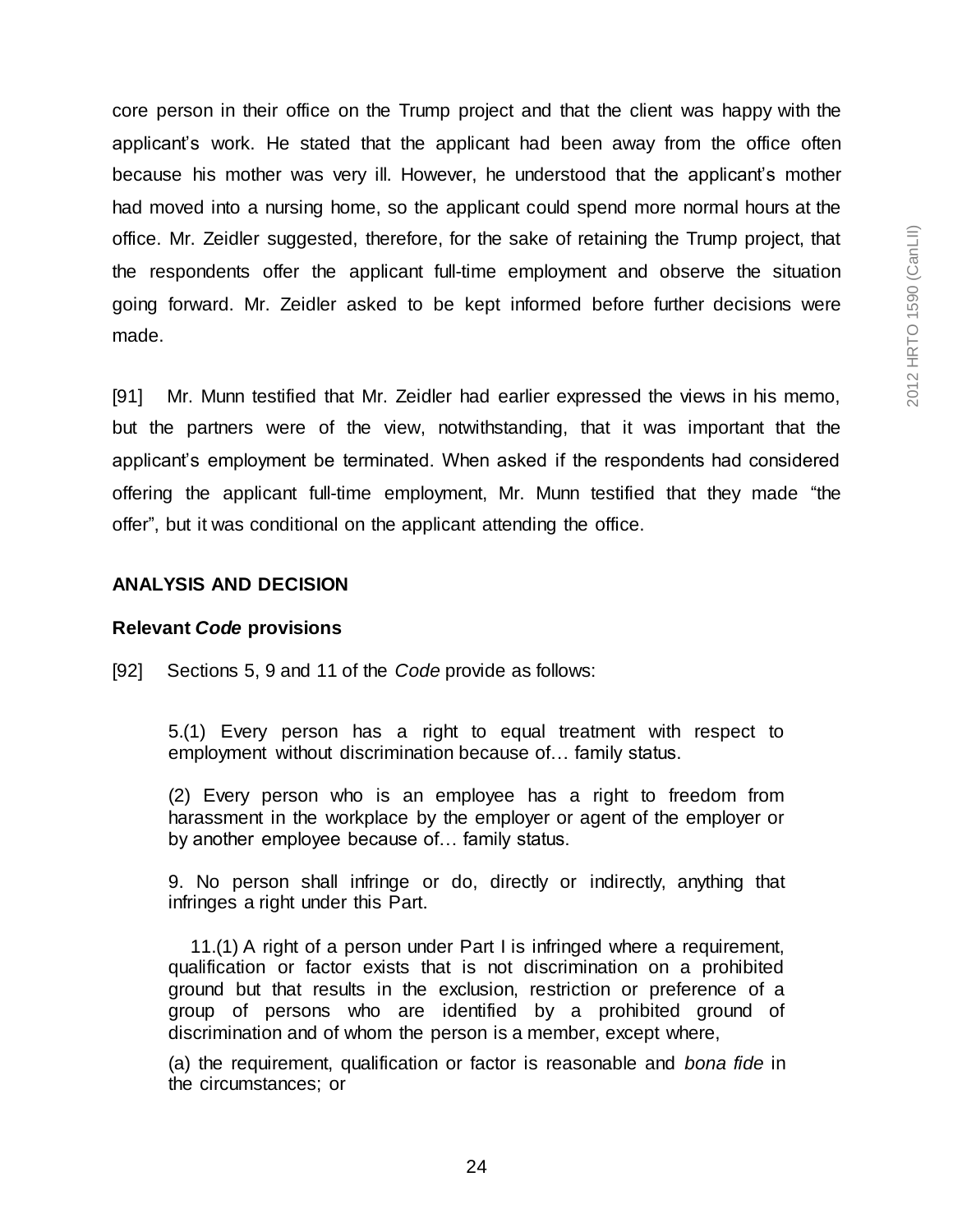core person in their office on the Trump project and that the client was happy with the applicant's work. He stated that the applicant had been away from the office often because his mother was very ill. However, he understood that the applicant's mother had moved into a nursing home, so the applicant could spend more normal hours at the office. Mr. Zeidler suggested, therefore, for the sake of retaining the Trump project, that the respondents offer the applicant full-time employment and observe the situation going forward. Mr. Zeidler asked to be kept informed before further decisions were made.

[91] Mr. Munn testified that Mr. Zeidler had earlier expressed the views in his memo, but the partners were of the view, notwithstanding, that it was important that the applicant's employment be terminated. When asked if the respondents had considered offering the applicant full-time employment, Mr. Munn testified that they made "the offer", but it was conditional on the applicant attending the office.

## ANALYSIS AND DECISION

### Relevant *Code* provisions

[92] Sections 5, 9 and 11 of the *Code* provide as follows:

> 5.(1) Every person has a right to equal treatment with respect to employment without discrimination because of… family status.
>
> (2) Every person who is an employee has a right to freedom from harassment in the workplace by the employer or agent of the employer or by another employee because of… family status.
>
> 9. No person shall infringe or do, directly or indirectly, anything that infringes a right under this Part.
>
> 11.(1) A right of a person under Part I is infringed where a requirement, qualification or factor exists that is not discrimination on a prohibited ground but that results in the exclusion, restriction or preference of a group of persons who are identified by a prohibited ground of discrimination and of whom the person is a member, except where,
>
> (a) the requirement, qualification or factor is reasonable and *bona fide* in the circumstances; or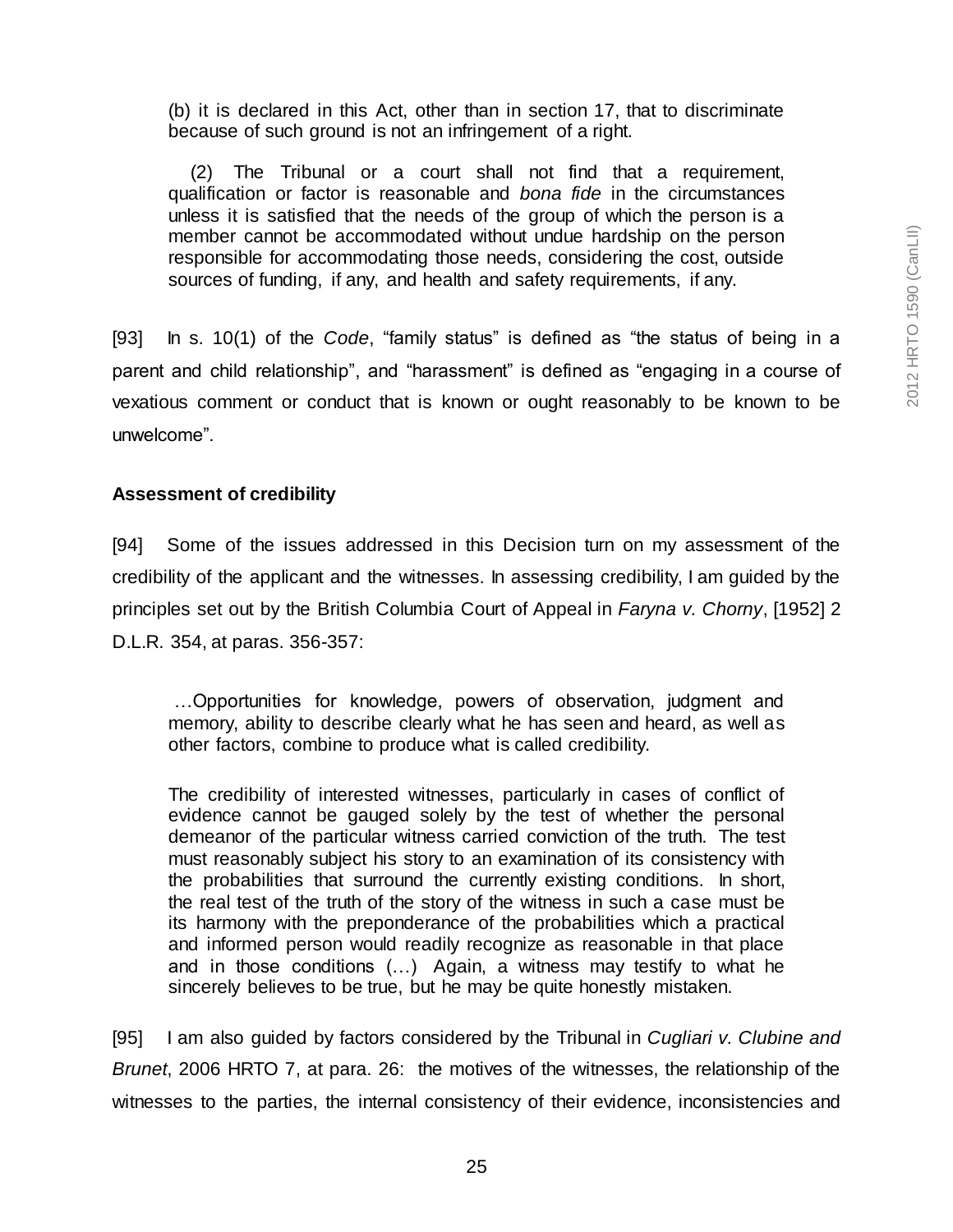> (b) it is declared in this Act, other than in section 17, that to discriminate because of such ground is not an infringement of a right.
>
> (2) The Tribunal or a court shall not find that a requirement, qualification or factor is reasonable and *bona fide* in the circumstances unless it is satisfied that the needs of the group of which the person is a member cannot be accommodated without undue hardship on the person responsible for accommodating those needs, considering the cost, outside sources of funding, if any, and health and safety requirements, if any.

[93] In s. 10(1) of the *Code*, "family status" is defined as "the status of being in a parent and child relationship", and "harassment" is defined as "engaging in a course of vexatious comment or conduct that is known or ought reasonably to be known to be unwelcome".

**Assessment of credibility**

[94] Some of the issues addressed in this Decision turn on my assessment of the credibility of the applicant and the witnesses. In assessing credibility, I am guided by the principles set out by the British Columbia Court of Appeal in *Faryna v. Chorny*, [1952] 2 D.L.R. 354, at paras. 356-357:

> …Opportunities for knowledge, powers of observation, judgment and memory, ability to describe clearly what he has seen and heard, as well as other factors, combine to produce what is called credibility.
>
> The credibility of interested witnesses, particularly in cases of conflict of evidence cannot be gauged solely by the test of whether the personal demeanor of the particular witness carried conviction of the truth. The test must reasonably subject his story to an examination of its consistency with the probabilities that surround the currently existing conditions. In short, the real test of the truth of the story of the witness in such a case must be its harmony with the preponderance of the probabilities which a practical and informed person would readily recognize as reasonable in that place and in those conditions (…) Again, a witness may testify to what he sincerely believes to be true, but he may be quite honestly mistaken.

[95] I am also guided by factors considered by the Tribunal in *Cugliari v. Clubine and Brunet*, 2006 HRTO 7, at para. 26: the motives of the witnesses, the relationship of the witnesses to the parties, the internal consistency of their evidence, inconsistencies and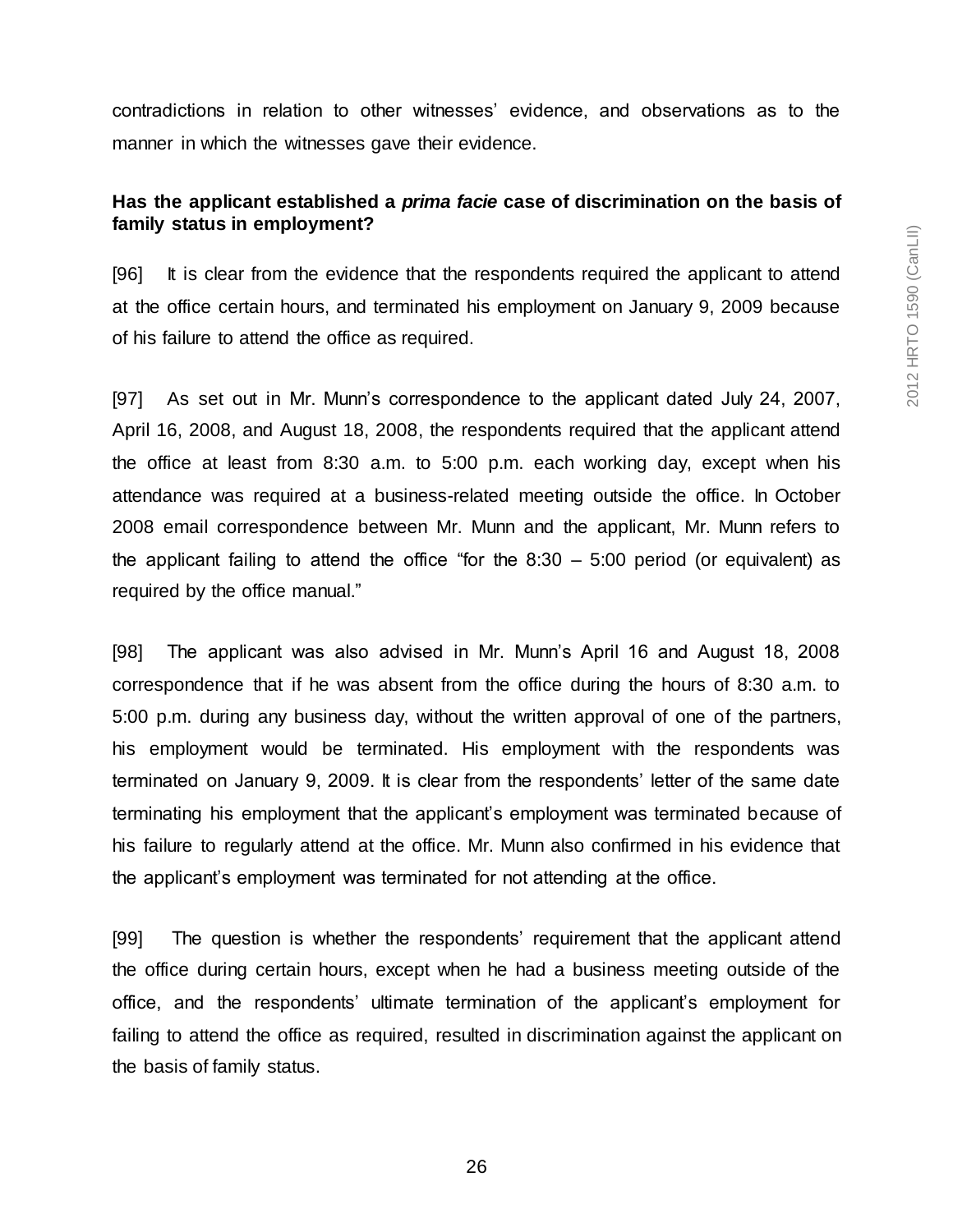contradictions in relation to other witnesses' evidence, and observations as to the manner in which the witnesses gave their evidence.

**Has the applicant established a *prima facie* case of discrimination on the basis of family status in employment?**

[96] It is clear from the evidence that the respondents required the applicant to attend at the office certain hours, and terminated his employment on January 9, 2009 because of his failure to attend the office as required.

[97] As set out in Mr. Munn's correspondence to the applicant dated July 24, 2007, April 16, 2008, and August 18, 2008, the respondents required that the applicant attend the office at least from 8:30 a.m. to 5:00 p.m. each working day, except when his attendance was required at a business-related meeting outside the office. In October 2008 email correspondence between Mr. Munn and the applicant, Mr. Munn refers to the applicant failing to attend the office "for the 8:30 – 5:00 period (or equivalent) as required by the office manual."

[98] The applicant was also advised in Mr. Munn's April 16 and August 18, 2008 correspondence that if he was absent from the office during the hours of 8:30 a.m. to 5:00 p.m. during any business day, without the written approval of one of the partners, his employment would be terminated. His employment with the respondents was terminated on January 9, 2009. It is clear from the respondents' letter of the same date terminating his employment that the applicant's employment was terminated because of his failure to regularly attend at the office. Mr. Munn also confirmed in his evidence that the applicant's employment was terminated for not attending at the office.

[99] The question is whether the respondents' requirement that the applicant attend the office during certain hours, except when he had a business meeting outside of the office, and the respondents' ultimate termination of the applicant's employment for failing to attend the office as required, resulted in discrimination against the applicant on the basis of family status.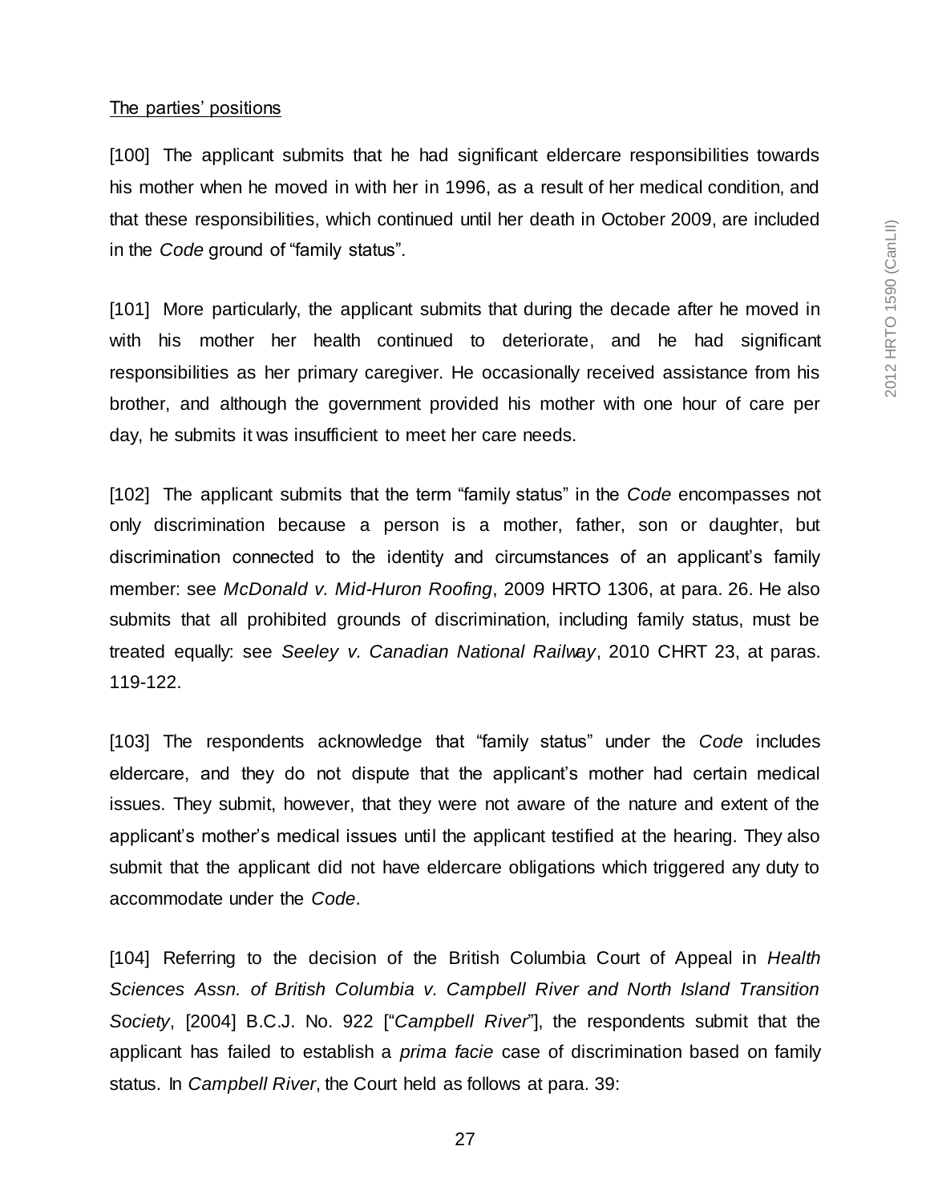The parties' positions

[100] The applicant submits that he had significant eldercare responsibilities towards his mother when he moved in with her in 1996, as a result of her medical condition, and that these responsibilities, which continued until her death in October 2009, are included in the *Code* ground of "family status".

[101] More particularly, the applicant submits that during the decade after he moved in with his mother her health continued to deteriorate, and he had significant responsibilities as her primary caregiver. He occasionally received assistance from his brother, and although the government provided his mother with one hour of care per day, he submits it was insufficient to meet her care needs.

[102] The applicant submits that the term "family status" in the *Code* encompasses not only discrimination because a person is a mother, father, son or daughter, but discrimination connected to the identity and circumstances of an applicant's family member: see *McDonald v. Mid-Huron Roofing*, 2009 HRTO 1306, at para. 26. He also submits that all prohibited grounds of discrimination, including family status, must be treated equally: see *Seeley v. Canadian National Railway*, 2010 CHRT 23, at paras. 119-122.

[103] The respondents acknowledge that "family status" under the *Code* includes eldercare, and they do not dispute that the applicant's mother had certain medical issues. They submit, however, that they were not aware of the nature and extent of the applicant's mother's medical issues until the applicant testified at the hearing. They also submit that the applicant did not have eldercare obligations which triggered any duty to accommodate under the *Code*.

[104] Referring to the decision of the British Columbia Court of Appeal in *Health Sciences Assn. of British Columbia v. Campbell River and North Island Transition Society*, [2004] B.C.J. No. 922 ["*Campbell River*"], the respondents submit that the applicant has failed to establish a *prima facie* case of discrimination based on family status. In *Campbell River*, the Court held as follows at para. 39: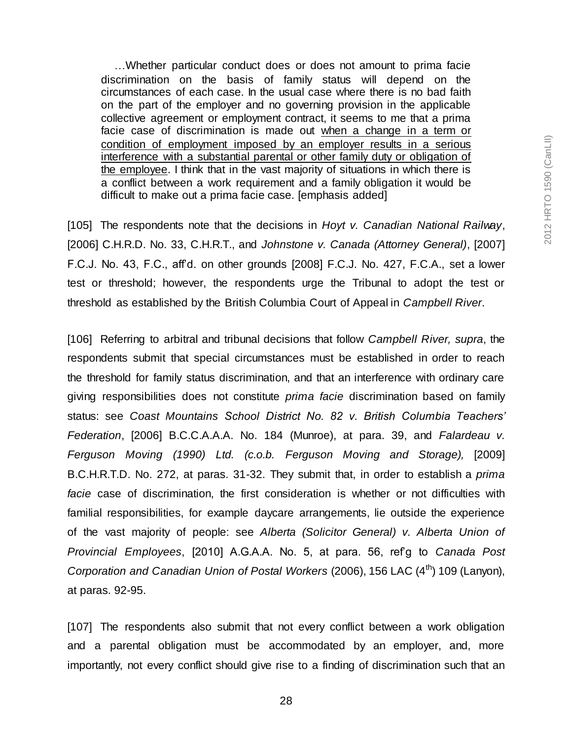> …Whether particular conduct does or does not amount to prima facie discrimination on the basis of family status will depend on the circumstances of each case. In the usual case where there is no bad faith on the part of the employer and no governing provision in the applicable collective agreement or employment contract, it seems to me that a prima facie case of discrimination is made out <u>when a change in a term or condition of employment imposed by an employer results in a serious interference with a substantial parental or other family duty or obligation of the employee</u>. I think that in the vast majority of situations in which there is a conflict between a work requirement and a family obligation it would be difficult to make out a prima facie case. [emphasis added]

[105] The respondents note that the decisions in *Hoyt v. Canadian National Railway*, [2006] C.H.R.D. No. 33, C.H.R.T., and *Johnstone v. Canada (Attorney General)*, [2007] F.C.J. No. 43, F.C., aff'd. on other grounds [2008] F.C.J. No. 427, F.C.A., set a lower test or threshold; however, the respondents urge the Tribunal to adopt the test or threshold as established by the British Columbia Court of Appeal in *Campbell River*.

[106] Referring to arbitral and tribunal decisions that follow *Campbell River, supra*, the respondents submit that special circumstances must be established in order to reach the threshold for family status discrimination, and that an interference with ordinary care giving responsibilities does not constitute *prima facie* discrimination based on family status: see *Coast Mountains School District No. 82 v. British Columbia Teachers' Federation*, [2006] B.C.C.A.A.A. No. 184 (Munroe), at para. 39, and *Falardeau v. Ferguson Moving (1990) Ltd. (c.o.b. Ferguson Moving and Storage),* [2009] B.C.H.R.T.D. No. 272, at paras. 31-32. They submit that, in order to establish a *prima facie* case of discrimination, the first consideration is whether or not difficulties with familial responsibilities, for example daycare arrangements, lie outside the experience of the vast majority of people: see *Alberta (Solicitor General) v. Alberta Union of Provincial Employees*, [2010] A.G.A.A. No. 5, at para. 56, ref'g to *Canada Post Corporation and Canadian Union of Postal Workers* (2006), 156 LAC (4th) 109 (Lanyon), at paras. 92-95.

[107] The respondents also submit that not every conflict between a work obligation and a parental obligation must be accommodated by an employer, and, more importantly, not every conflict should give rise to a finding of discrimination such that an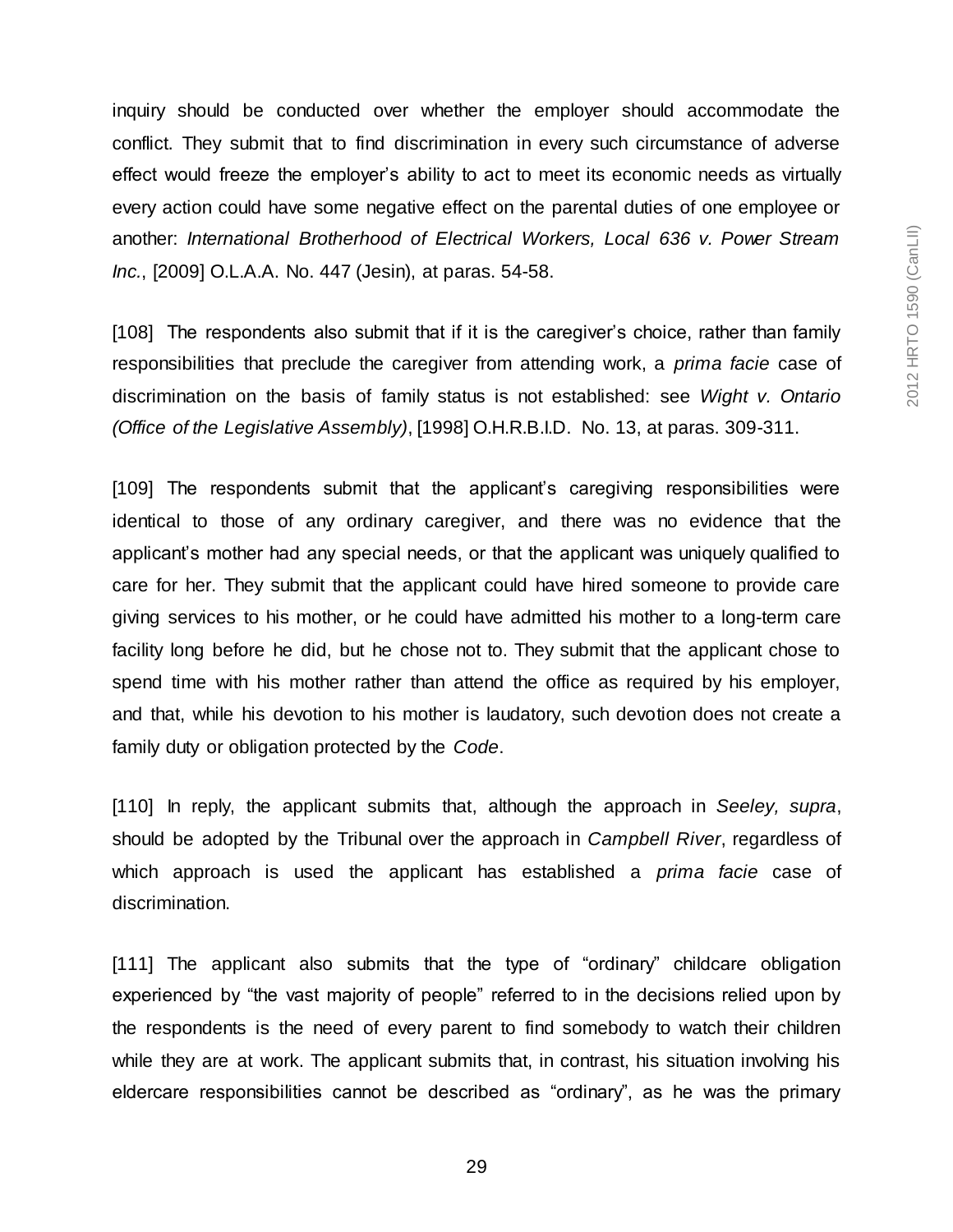inquiry should be conducted over whether the employer should accommodate the conflict. They submit that to find discrimination in every such circumstance of adverse effect would freeze the employer's ability to act to meet its economic needs as virtually every action could have some negative effect on the parental duties of one employee or another: *International Brotherhood of Electrical Workers, Local 636 v. Power Stream Inc.*, [2009] O.L.A.A. No. 447 (Jesin), at paras. 54-58.

[108] The respondents also submit that if it is the caregiver's choice, rather than family responsibilities that preclude the caregiver from attending work, a *prima facie* case of discrimination on the basis of family status is not established: see *Wight v. Ontario (Office of the Legislative Assembly)*, [1998] O.H.R.B.I.D. No. 13, at paras. 309-311.

[109] The respondents submit that the applicant's caregiving responsibilities were identical to those of any ordinary caregiver, and there was no evidence that the applicant's mother had any special needs, or that the applicant was uniquely qualified to care for her. They submit that the applicant could have hired someone to provide care giving services to his mother, or he could have admitted his mother to a long-term care facility long before he did, but he chose not to. They submit that the applicant chose to spend time with his mother rather than attend the office as required by his employer, and that, while his devotion to his mother is laudatory, such devotion does not create a family duty or obligation protected by the *Code*.

[110] In reply, the applicant submits that, although the approach in *Seeley, supra*, should be adopted by the Tribunal over the approach in *Campbell River*, regardless of which approach is used the applicant has established a *prima facie* case of discrimination.

[111] The applicant also submits that the type of "ordinary" childcare obligation experienced by "the vast majority of people" referred to in the decisions relied upon by the respondents is the need of every parent to find somebody to watch their children while they are at work. The applicant submits that, in contrast, his situation involving his eldercare responsibilities cannot be described as "ordinary", as he was the primary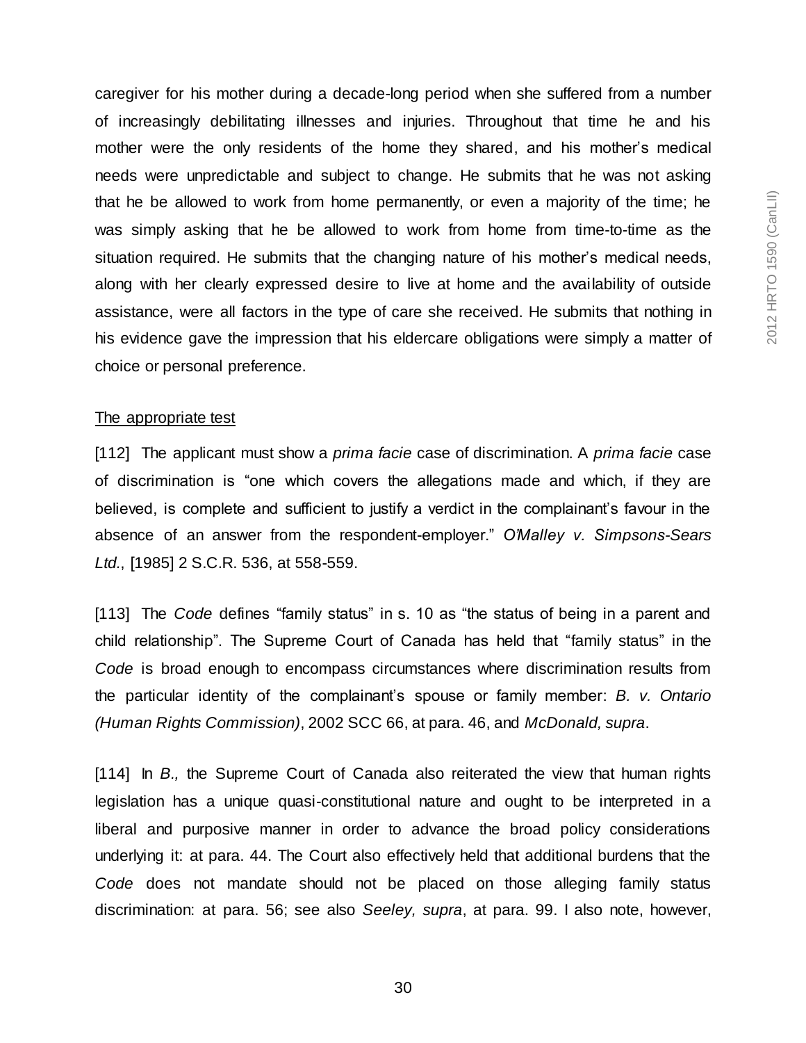caregiver for his mother during a decade-long period when she suffered from a number of increasingly debilitating illnesses and injuries. Throughout that time he and his mother were the only residents of the home they shared, and his mother's medical needs were unpredictable and subject to change. He submits that he was not asking that he be allowed to work from home permanently, or even a majority of the time; he was simply asking that he be allowed to work from home from time-to-time as the situation required. He submits that the changing nature of his mother's medical needs, along with her clearly expressed desire to live at home and the availability of outside assistance, were all factors in the type of care she received. He submits that nothing in his evidence gave the impression that his eldercare obligations were simply a matter of choice or personal preference.

<u>The appropriate test</u>

[112] The applicant must show a *prima facie* case of discrimination. A *prima facie* case of discrimination is "one which covers the allegations made and which, if they are believed, is complete and sufficient to justify a verdict in the complainant's favour in the absence of an answer from the respondent-employer." *O'Malley v. Simpsons-Sears Ltd.*, [1985] 2 S.C.R. 536, at 558-559.

[113] The *Code* defines "family status" in s. 10 as "the status of being in a parent and child relationship". The Supreme Court of Canada has held that "family status" in the *Code* is broad enough to encompass circumstances where discrimination results from the particular identity of the complainant's spouse or family member: *B. v. Ontario (Human Rights Commission)*, 2002 SCC 66, at para. 46, and *McDonald, supra*.

[114] In *B.,* the Supreme Court of Canada also reiterated the view that human rights legislation has a unique quasi-constitutional nature and ought to be interpreted in a liberal and purposive manner in order to advance the broad policy considerations underlying it: at para. 44. The Court also effectively held that additional burdens that the *Code* does not mandate should not be placed on those alleging family status discrimination: at para. 56; see also *Seeley, supra*, at para. 99. I also note, however,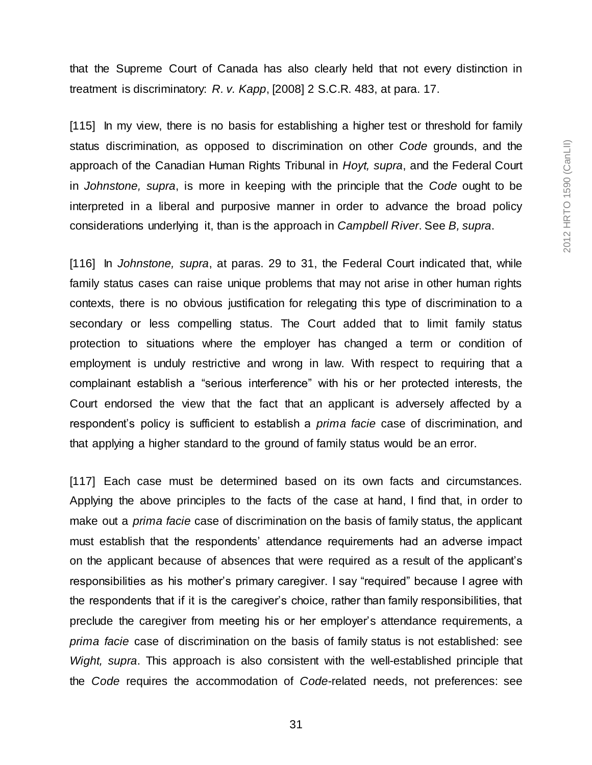that the Supreme Court of Canada has also clearly held that not every distinction in treatment is discriminatory: *R. v. Kapp*, [2008] 2 S.C.R. 483, at para. 17.

[115] In my view, there is no basis for establishing a higher test or threshold for family status discrimination, as opposed to discrimination on other *Code* grounds, and the approach of the Canadian Human Rights Tribunal in *Hoyt, supra*, and the Federal Court in *Johnstone, supra*, is more in keeping with the principle that the *Code* ought to be interpreted in a liberal and purposive manner in order to advance the broad policy considerations underlying it, than is the approach in *Campbell River*. See *B, supra*.

[116] In *Johnstone, supra*, at paras. 29 to 31, the Federal Court indicated that, while family status cases can raise unique problems that may not arise in other human rights contexts, there is no obvious justification for relegating this type of discrimination to a secondary or less compelling status. The Court added that to limit family status protection to situations where the employer has changed a term or condition of employment is unduly restrictive and wrong in law. With respect to requiring that a complainant establish a "serious interference" with his or her protected interests, the Court endorsed the view that the fact that an applicant is adversely affected by a respondent's policy is sufficient to establish a *prima facie* case of discrimination, and that applying a higher standard to the ground of family status would be an error.

[117] Each case must be determined based on its own facts and circumstances. Applying the above principles to the facts of the case at hand, I find that, in order to make out a *prima facie* case of discrimination on the basis of family status, the applicant must establish that the respondents' attendance requirements had an adverse impact on the applicant because of absences that were required as a result of the applicant's responsibilities as his mother's primary caregiver. I say "required" because I agree with the respondents that if it is the caregiver's choice, rather than family responsibilities, that preclude the caregiver from meeting his or her employer's attendance requirements, a *prima facie* case of discrimination on the basis of family status is not established: see *Wight, supra*. This approach is also consistent with the well-established principle that the *Code* requires the accommodation of *Code*-related needs, not preferences: see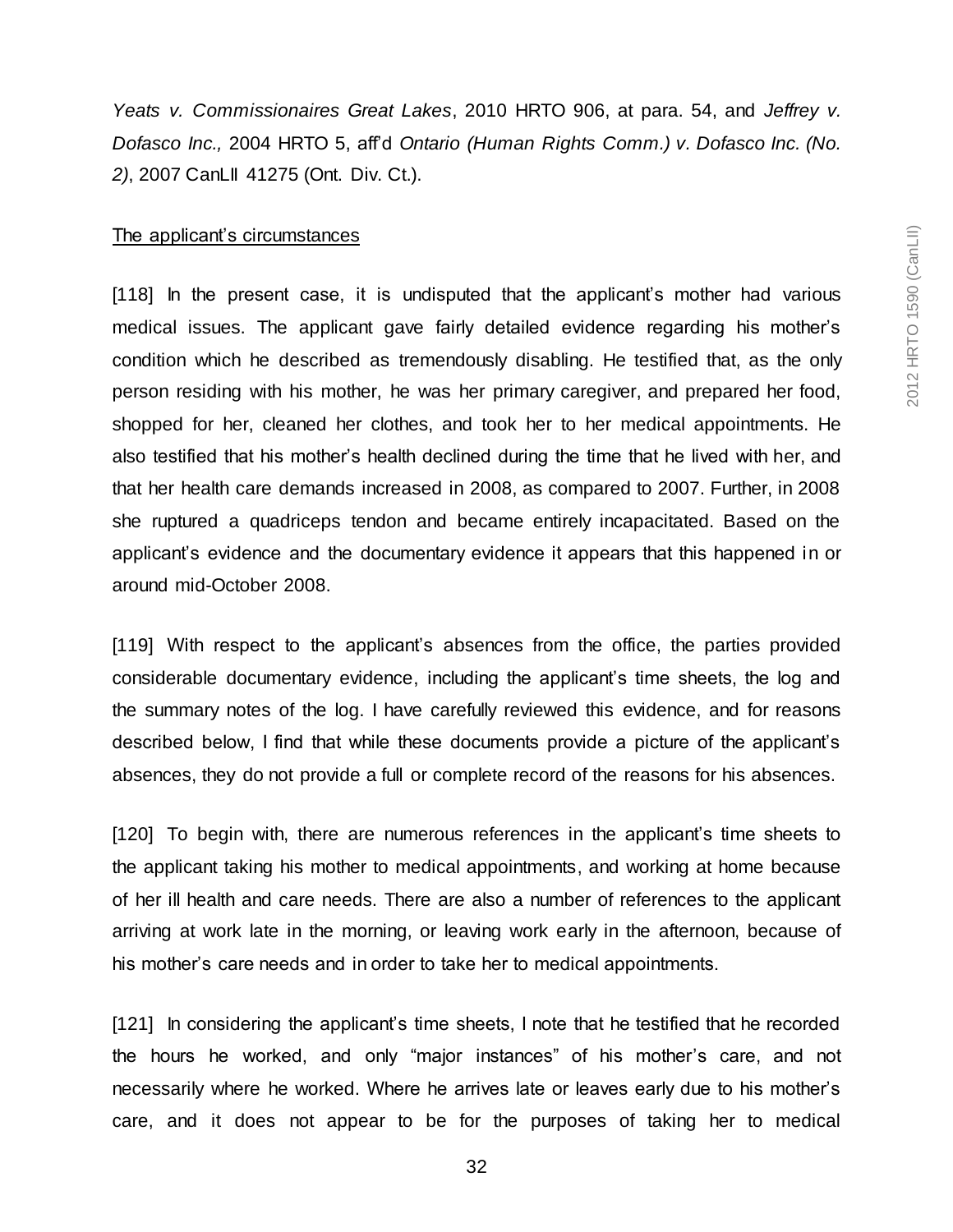*Yeats v. Commissionaires Great Lakes*, 2010 HRTO 906, at para. 54, and *Jeffrey v. Dofasco Inc.,* 2004 HRTO 5, aff'd *Ontario (Human Rights Comm.) v. Dofasco Inc. (No. 2)*, 2007 CanLII 41275 (Ont. Div. Ct.).

<u>The applicant's circumstances</u>

[118] In the present case, it is undisputed that the applicant's mother had various medical issues. The applicant gave fairly detailed evidence regarding his mother's condition which he described as tremendously disabling. He testified that, as the only person residing with his mother, he was her primary caregiver, and prepared her food, shopped for her, cleaned her clothes, and took her to her medical appointments. He also testified that his mother's health declined during the time that he lived with her, and that her health care demands increased in 2008, as compared to 2007. Further, in 2008 she ruptured a quadriceps tendon and became entirely incapacitated. Based on the applicant's evidence and the documentary evidence it appears that this happened in or around mid-October 2008.

[119] With respect to the applicant's absences from the office, the parties provided considerable documentary evidence, including the applicant's time sheets, the log and the summary notes of the log. I have carefully reviewed this evidence, and for reasons described below, I find that while these documents provide a picture of the applicant's absences, they do not provide a full or complete record of the reasons for his absences.

[120] To begin with, there are numerous references in the applicant's time sheets to the applicant taking his mother to medical appointments, and working at home because of her ill health and care needs. There are also a number of references to the applicant arriving at work late in the morning, or leaving work early in the afternoon, because of his mother's care needs and in order to take her to medical appointments.

[121] In considering the applicant's time sheets, I note that he testified that he recorded the hours he worked, and only "major instances" of his mother's care, and not necessarily where he worked. Where he arrives late or leaves early due to his mother's care, and it does not appear to be for the purposes of taking her to medical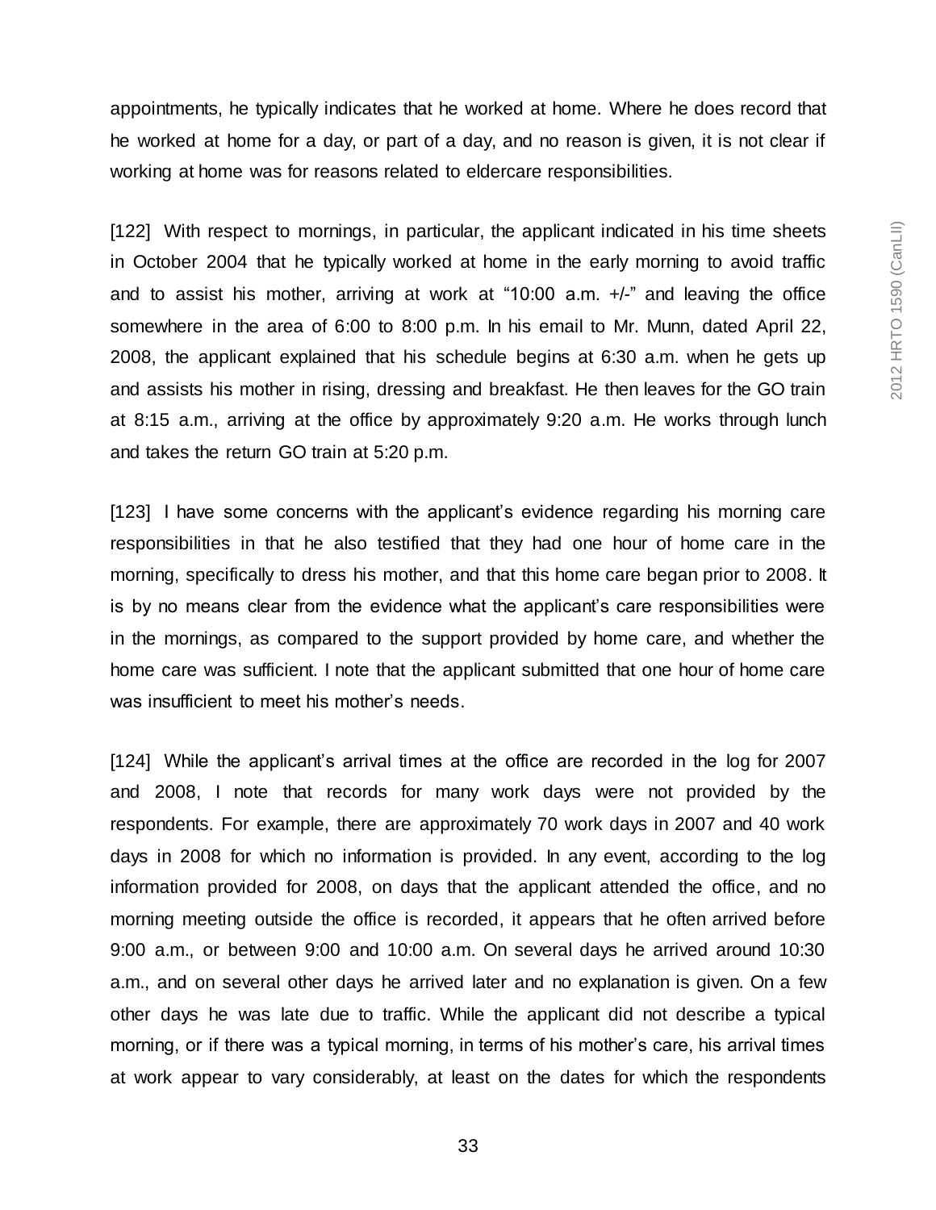appointments, he typically indicates that he worked at home. Where he does record that he worked at home for a day, or part of a day, and no reason is given, it is not clear if working at home was for reasons related to eldercare responsibilities.

[122] With respect to mornings, in particular, the applicant indicated in his time sheets in October 2004 that he typically worked at home in the early morning to avoid traffic and to assist his mother, arriving at work at "10:00 a.m. +/-" and leaving the office somewhere in the area of 6:00 to 8:00 p.m. In his email to Mr. Munn, dated April 22, 2008, the applicant explained that his schedule begins at 6:30 a.m. when he gets up and assists his mother in rising, dressing and breakfast. He then leaves for the GO train at 8:15 a.m., arriving at the office by approximately 9:20 a.m. He works through lunch and takes the return GO train at 5:20 p.m.

[123] I have some concerns with the applicant's evidence regarding his morning care responsibilities in that he also testified that they had one hour of home care in the morning, specifically to dress his mother, and that this home care began prior to 2008. It is by no means clear from the evidence what the applicant's care responsibilities were in the mornings, as compared to the support provided by home care, and whether the home care was sufficient. I note that the applicant submitted that one hour of home care was insufficient to meet his mother's needs.

[124] While the applicant's arrival times at the office are recorded in the log for 2007 and 2008, I note that records for many work days were not provided by the respondents. For example, there are approximately 70 work days in 2007 and 40 work days in 2008 for which no information is provided. In any event, according to the log information provided for 2008, on days that the applicant attended the office, and no morning meeting outside the office is recorded, it appears that he often arrived before 9:00 a.m., or between 9:00 and 10:00 a.m. On several days he arrived around 10:30 a.m., and on several other days he arrived later and no explanation is given. On a few other days he was late due to traffic. While the applicant did not describe a typical morning, or if there was a typical morning, in terms of his mother's care, his arrival times at work appear to vary considerably, at least on the dates for which the respondents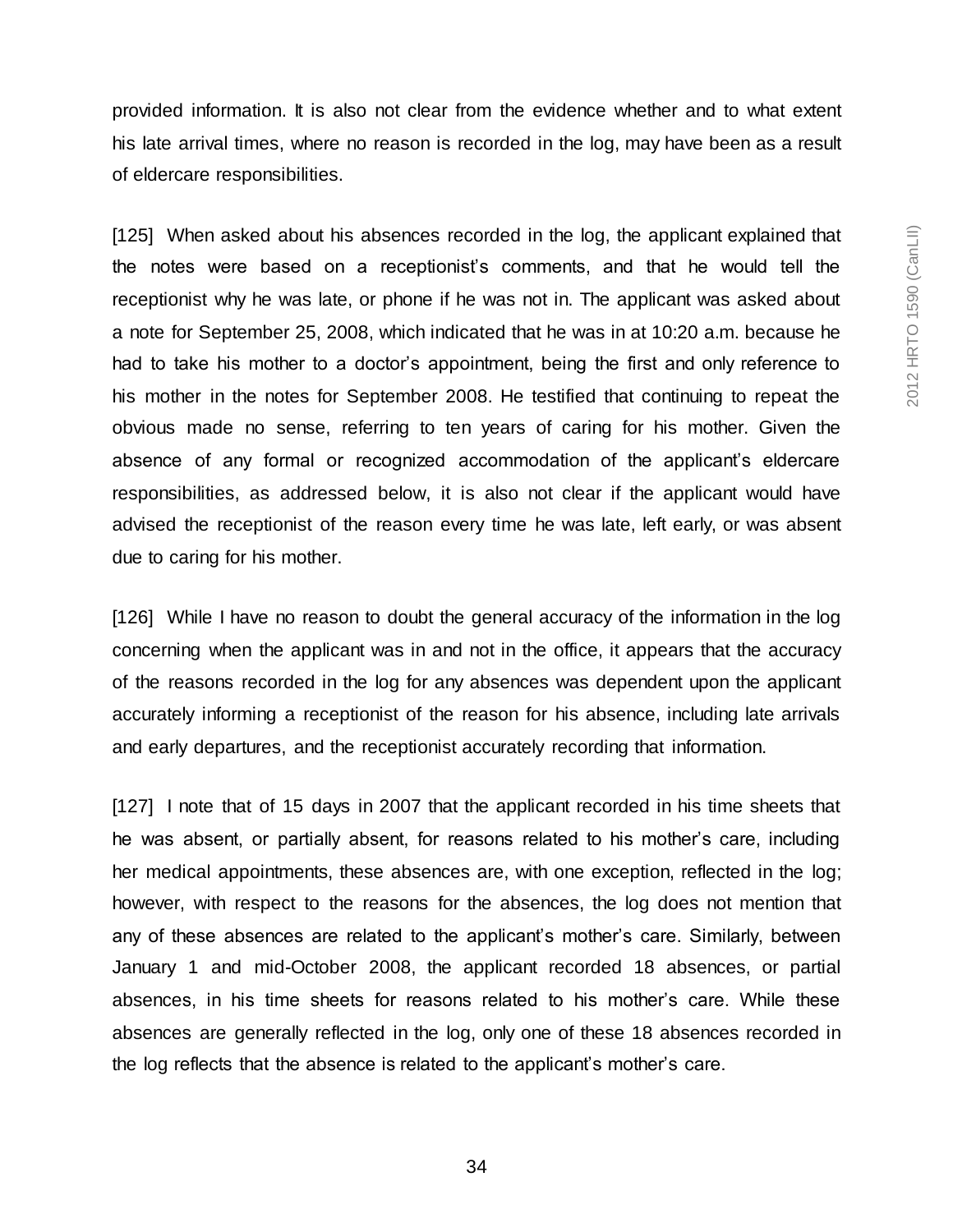provided information. It is also not clear from the evidence whether and to what extent his late arrival times, where no reason is recorded in the log, may have been as a result of eldercare responsibilities.

[125] When asked about his absences recorded in the log, the applicant explained that the notes were based on a receptionist's comments, and that he would tell the receptionist why he was late, or phone if he was not in. The applicant was asked about a note for September 25, 2008, which indicated that he was in at 10:20 a.m. because he had to take his mother to a doctor's appointment, being the first and only reference to his mother in the notes for September 2008. He testified that continuing to repeat the obvious made no sense, referring to ten years of caring for his mother. Given the absence of any formal or recognized accommodation of the applicant's eldercare responsibilities, as addressed below, it is also not clear if the applicant would have advised the receptionist of the reason every time he was late, left early, or was absent due to caring for his mother.

[126] While I have no reason to doubt the general accuracy of the information in the log concerning when the applicant was in and not in the office, it appears that the accuracy of the reasons recorded in the log for any absences was dependent upon the applicant accurately informing a receptionist of the reason for his absence, including late arrivals and early departures, and the receptionist accurately recording that information.

[127] I note that of 15 days in 2007 that the applicant recorded in his time sheets that he was absent, or partially absent, for reasons related to his mother's care, including her medical appointments, these absences are, with one exception, reflected in the log; however, with respect to the reasons for the absences, the log does not mention that any of these absences are related to the applicant's mother's care. Similarly, between January 1 and mid-October 2008, the applicant recorded 18 absences, or partial absences, in his time sheets for reasons related to his mother's care. While these absences are generally reflected in the log, only one of these 18 absences recorded in the log reflects that the absence is related to the applicant's mother's care.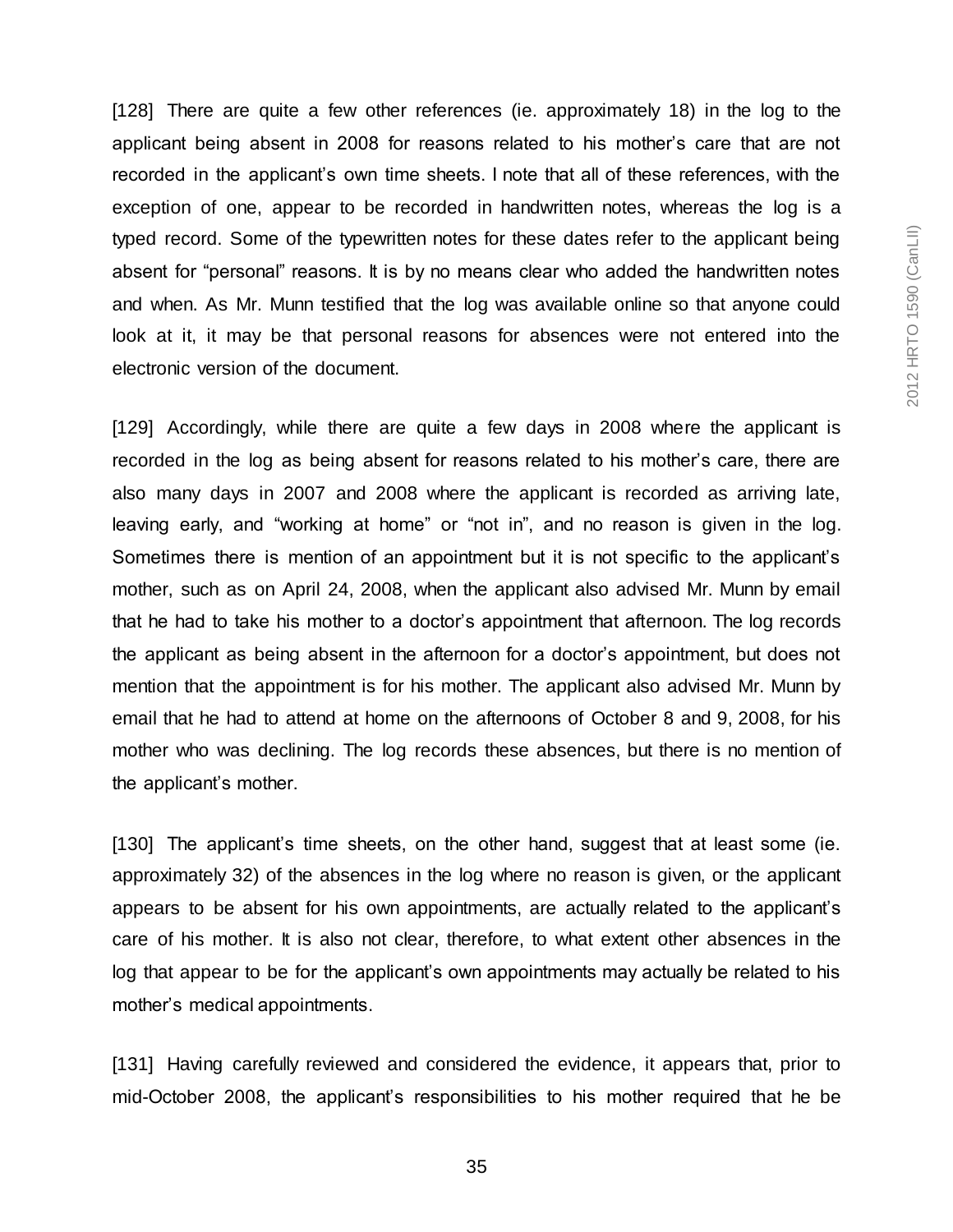[128] There are quite a few other references (ie. approximately 18) in the log to the applicant being absent in 2008 for reasons related to his mother's care that are not recorded in the applicant's own time sheets. I note that all of these references, with the exception of one, appear to be recorded in handwritten notes, whereas the log is a typed record. Some of the typewritten notes for these dates refer to the applicant being absent for "personal" reasons. It is by no means clear who added the handwritten notes and when. As Mr. Munn testified that the log was available online so that anyone could look at it, it may be that personal reasons for absences were not entered into the electronic version of the document.

[129] Accordingly, while there are quite a few days in 2008 where the applicant is recorded in the log as being absent for reasons related to his mother's care, there are also many days in 2007 and 2008 where the applicant is recorded as arriving late, leaving early, and "working at home" or "not in", and no reason is given in the log. Sometimes there is mention of an appointment but it is not specific to the applicant's mother, such as on April 24, 2008, when the applicant also advised Mr. Munn by email that he had to take his mother to a doctor's appointment that afternoon. The log records the applicant as being absent in the afternoon for a doctor's appointment, but does not mention that the appointment is for his mother. The applicant also advised Mr. Munn by email that he had to attend at home on the afternoons of October 8 and 9, 2008, for his mother who was declining. The log records these absences, but there is no mention of the applicant's mother.

[130] The applicant's time sheets, on the other hand, suggest that at least some (ie. approximately 32) of the absences in the log where no reason is given, or the applicant appears to be absent for his own appointments, are actually related to the applicant's care of his mother. It is also not clear, therefore, to what extent other absences in the log that appear to be for the applicant's own appointments may actually be related to his mother's medical appointments.

[131] Having carefully reviewed and considered the evidence, it appears that, prior to mid-October 2008, the applicant's responsibilities to his mother required that he be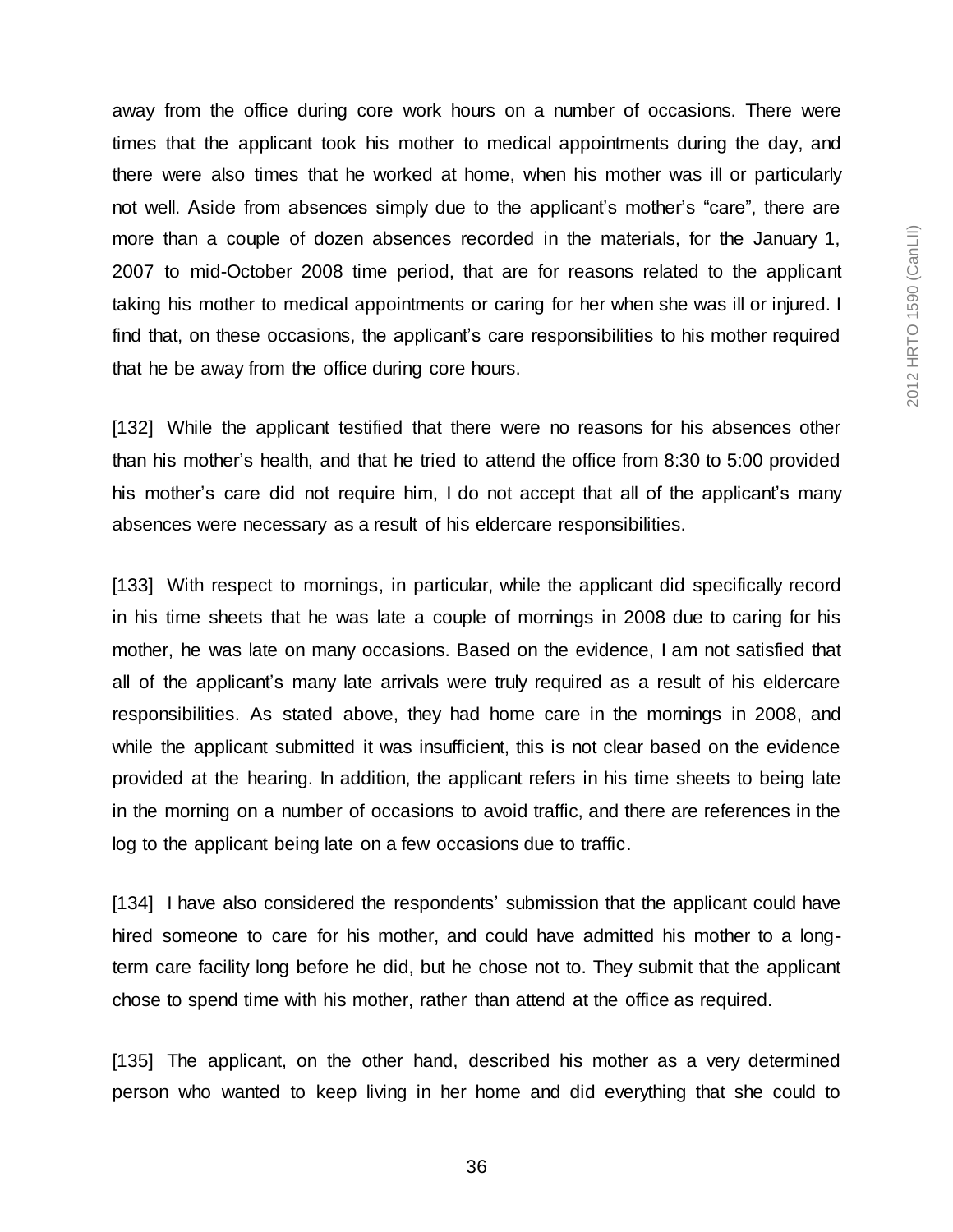away from the office during core work hours on a number of occasions. There were times that the applicant took his mother to medical appointments during the day, and there were also times that he worked at home, when his mother was ill or particularly not well. Aside from absences simply due to the applicant's mother's "care", there are more than a couple of dozen absences recorded in the materials, for the January 1, 2007 to mid-October 2008 time period, that are for reasons related to the applicant taking his mother to medical appointments or caring for her when she was ill or injured. I find that, on these occasions, the applicant's care responsibilities to his mother required that he be away from the office during core hours.

[132] While the applicant testified that there were no reasons for his absences other than his mother's health, and that he tried to attend the office from 8:30 to 5:00 provided his mother's care did not require him, I do not accept that all of the applicant's many absences were necessary as a result of his eldercare responsibilities.

[133] With respect to mornings, in particular, while the applicant did specifically record in his time sheets that he was late a couple of mornings in 2008 due to caring for his mother, he was late on many occasions. Based on the evidence, I am not satisfied that all of the applicant's many late arrivals were truly required as a result of his eldercare responsibilities. As stated above, they had home care in the mornings in 2008, and while the applicant submitted it was insufficient, this is not clear based on the evidence provided at the hearing. In addition, the applicant refers in his time sheets to being late in the morning on a number of occasions to avoid traffic, and there are references in the log to the applicant being late on a few occasions due to traffic.

[134] I have also considered the respondents' submission that the applicant could have hired someone to care for his mother, and could have admitted his mother to a long-term care facility long before he did, but he chose not to. They submit that the applicant chose to spend time with his mother, rather than attend at the office as required.

[135] The applicant, on the other hand, described his mother as a very determined person who wanted to keep living in her home and did everything that she could to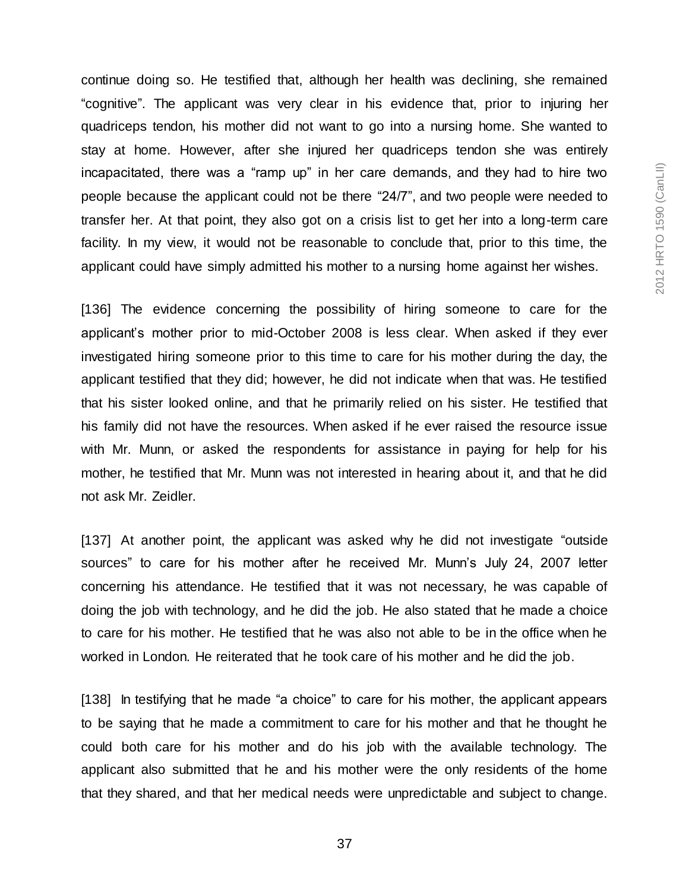continue doing so. He testified that, although her health was declining, she remained "cognitive". The applicant was very clear in his evidence that, prior to injuring her quadriceps tendon, his mother did not want to go into a nursing home. She wanted to stay at home. However, after she injured her quadriceps tendon she was entirely incapacitated, there was a "ramp up" in her care demands, and they had to hire two people because the applicant could not be there "24/7", and two people were needed to transfer her. At that point, they also got on a crisis list to get her into a long-term care facility. In my view, it would not be reasonable to conclude that, prior to this time, the applicant could have simply admitted his mother to a nursing home against her wishes.

[136] The evidence concerning the possibility of hiring someone to care for the applicant's mother prior to mid-October 2008 is less clear. When asked if they ever investigated hiring someone prior to this time to care for his mother during the day, the applicant testified that they did; however, he did not indicate when that was. He testified that his sister looked online, and that he primarily relied on his sister. He testified that his family did not have the resources. When asked if he ever raised the resource issue with Mr. Munn, or asked the respondents for assistance in paying for help for his mother, he testified that Mr. Munn was not interested in hearing about it, and that he did not ask Mr. Zeidler.

[137] At another point, the applicant was asked why he did not investigate "outside sources" to care for his mother after he received Mr. Munn's July 24, 2007 letter concerning his attendance. He testified that it was not necessary, he was capable of doing the job with technology, and he did the job. He also stated that he made a choice to care for his mother. He testified that he was also not able to be in the office when he worked in London. He reiterated that he took care of his mother and he did the job.

[138] In testifying that he made "a choice" to care for his mother, the applicant appears to be saying that he made a commitment to care for his mother and that he thought he could both care for his mother and do his job with the available technology. The applicant also submitted that he and his mother were the only residents of the home that they shared, and that her medical needs were unpredictable and subject to change.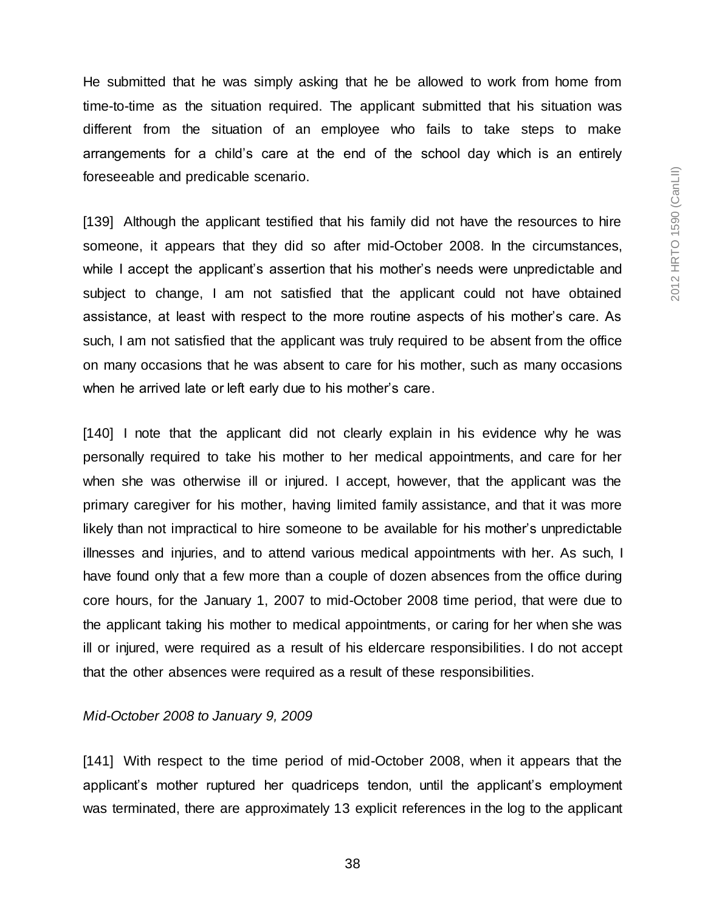He submitted that he was simply asking that he be allowed to work from home from time-to-time as the situation required. The applicant submitted that his situation was different from the situation of an employee who fails to take steps to make arrangements for a child's care at the end of the school day which is an entirely foreseeable and predicable scenario.

[139] Although the applicant testified that his family did not have the resources to hire someone, it appears that they did so after mid-October 2008. In the circumstances, while I accept the applicant's assertion that his mother's needs were unpredictable and subject to change, I am not satisfied that the applicant could not have obtained assistance, at least with respect to the more routine aspects of his mother's care. As such, I am not satisfied that the applicant was truly required to be absent from the office on many occasions that he was absent to care for his mother, such as many occasions when he arrived late or left early due to his mother's care.

[140] I note that the applicant did not clearly explain in his evidence why he was personally required to take his mother to her medical appointments, and care for her when she was otherwise ill or injured. I accept, however, that the applicant was the primary caregiver for his mother, having limited family assistance, and that it was more likely than not impractical to hire someone to be available for his mother's unpredictable illnesses and injuries, and to attend various medical appointments with her. As such, I have found only that a few more than a couple of dozen absences from the office during core hours, for the January 1, 2007 to mid-October 2008 time period, that were due to the applicant taking his mother to medical appointments, or caring for her when she was ill or injured, were required as a result of his eldercare responsibilities. I do not accept that the other absences were required as a result of these responsibilities.

*Mid-October 2008 to January 9, 2009*

[141] With respect to the time period of mid-October 2008, when it appears that the applicant's mother ruptured her quadriceps tendon, until the applicant's employment was terminated, there are approximately 13 explicit references in the log to the applicant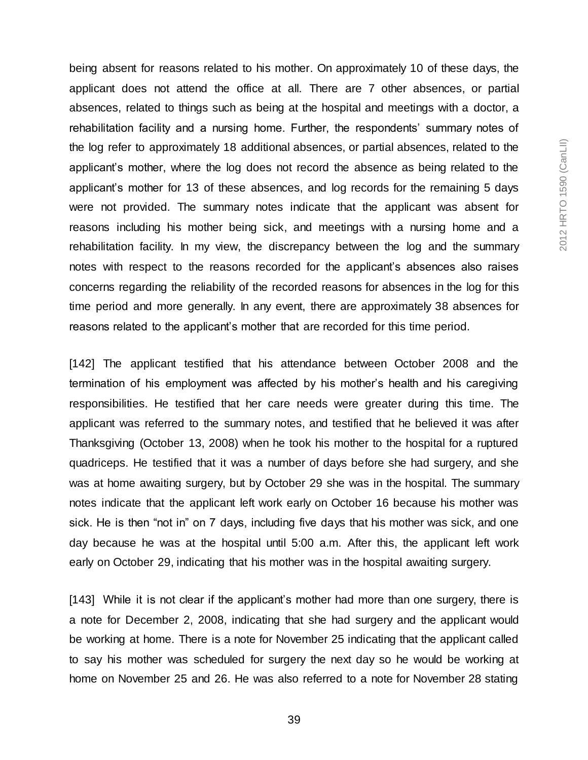being absent for reasons related to his mother. On approximately 10 of these days, the applicant does not attend the office at all. There are 7 other absences, or partial absences, related to things such as being at the hospital and meetings with a doctor, a rehabilitation facility and a nursing home. Further, the respondents' summary notes of the log refer to approximately 18 additional absences, or partial absences, related to the applicant's mother, where the log does not record the absence as being related to the applicant's mother for 13 of these absences, and log records for the remaining 5 days were not provided. The summary notes indicate that the applicant was absent for reasons including his mother being sick, and meetings with a nursing home and a rehabilitation facility. In my view, the discrepancy between the log and the summary notes with respect to the reasons recorded for the applicant's absences also raises concerns regarding the reliability of the recorded reasons for absences in the log for this time period and more generally. In any event, there are approximately 38 absences for reasons related to the applicant's mother that are recorded for this time period.

[142] The applicant testified that his attendance between October 2008 and the termination of his employment was affected by his mother's health and his caregiving responsibilities. He testified that her care needs were greater during this time. The applicant was referred to the summary notes, and testified that he believed it was after Thanksgiving (October 13, 2008) when he took his mother to the hospital for a ruptured quadriceps. He testified that it was a number of days before she had surgery, and she was at home awaiting surgery, but by October 29 she was in the hospital. The summary notes indicate that the applicant left work early on October 16 because his mother was sick. He is then "not in" on 7 days, including five days that his mother was sick, and one day because he was at the hospital until 5:00 a.m. After this, the applicant left work early on October 29, indicating that his mother was in the hospital awaiting surgery.

[143] While it is not clear if the applicant's mother had more than one surgery, there is a note for December 2, 2008, indicating that she had surgery and the applicant would be working at home. There is a note for November 25 indicating that the applicant called to say his mother was scheduled for surgery the next day so he would be working at home on November 25 and 26. He was also referred to a note for November 28 stating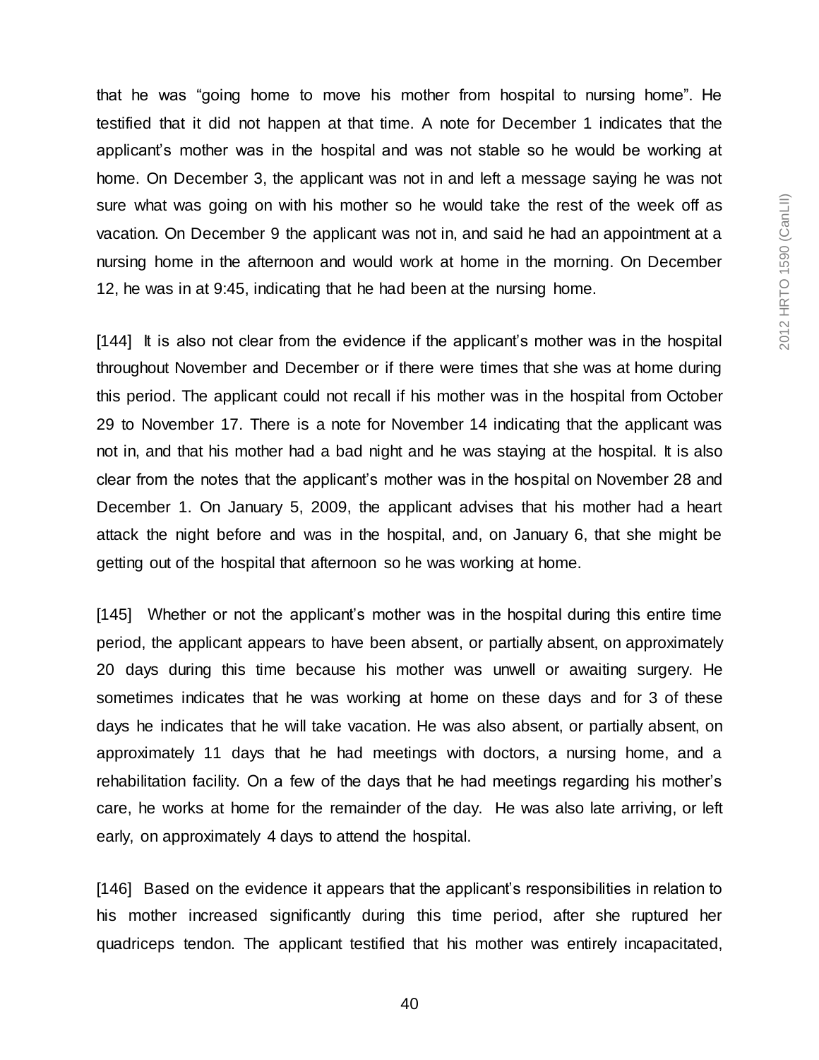that he was "going home to move his mother from hospital to nursing home". He testified that it did not happen at that time. A note for December 1 indicates that the applicant's mother was in the hospital and was not stable so he would be working at home. On December 3, the applicant was not in and left a message saying he was not sure what was going on with his mother so he would take the rest of the week off as vacation. On December 9 the applicant was not in, and said he had an appointment at a nursing home in the afternoon and would work at home in the morning. On December 12, he was in at 9:45, indicating that he had been at the nursing home.

[144] It is also not clear from the evidence if the applicant's mother was in the hospital throughout November and December or if there were times that she was at home during this period. The applicant could not recall if his mother was in the hospital from October 29 to November 17. There is a note for November 14 indicating that the applicant was not in, and that his mother had a bad night and he was staying at the hospital. It is also clear from the notes that the applicant's mother was in the hospital on November 28 and December 1. On January 5, 2009, the applicant advises that his mother had a heart attack the night before and was in the hospital, and, on January 6, that she might be getting out of the hospital that afternoon so he was working at home.

[145] Whether or not the applicant's mother was in the hospital during this entire time period, the applicant appears to have been absent, or partially absent, on approximately 20 days during this time because his mother was unwell or awaiting surgery. He sometimes indicates that he was working at home on these days and for 3 of these days he indicates that he will take vacation. He was also absent, or partially absent, on approximately 11 days that he had meetings with doctors, a nursing home, and a rehabilitation facility. On a few of the days that he had meetings regarding his mother's care, he works at home for the remainder of the day. He was also late arriving, or left early, on approximately 4 days to attend the hospital.

[146] Based on the evidence it appears that the applicant's responsibilities in relation to his mother increased significantly during this time period, after she ruptured her quadriceps tendon. The applicant testified that his mother was entirely incapacitated,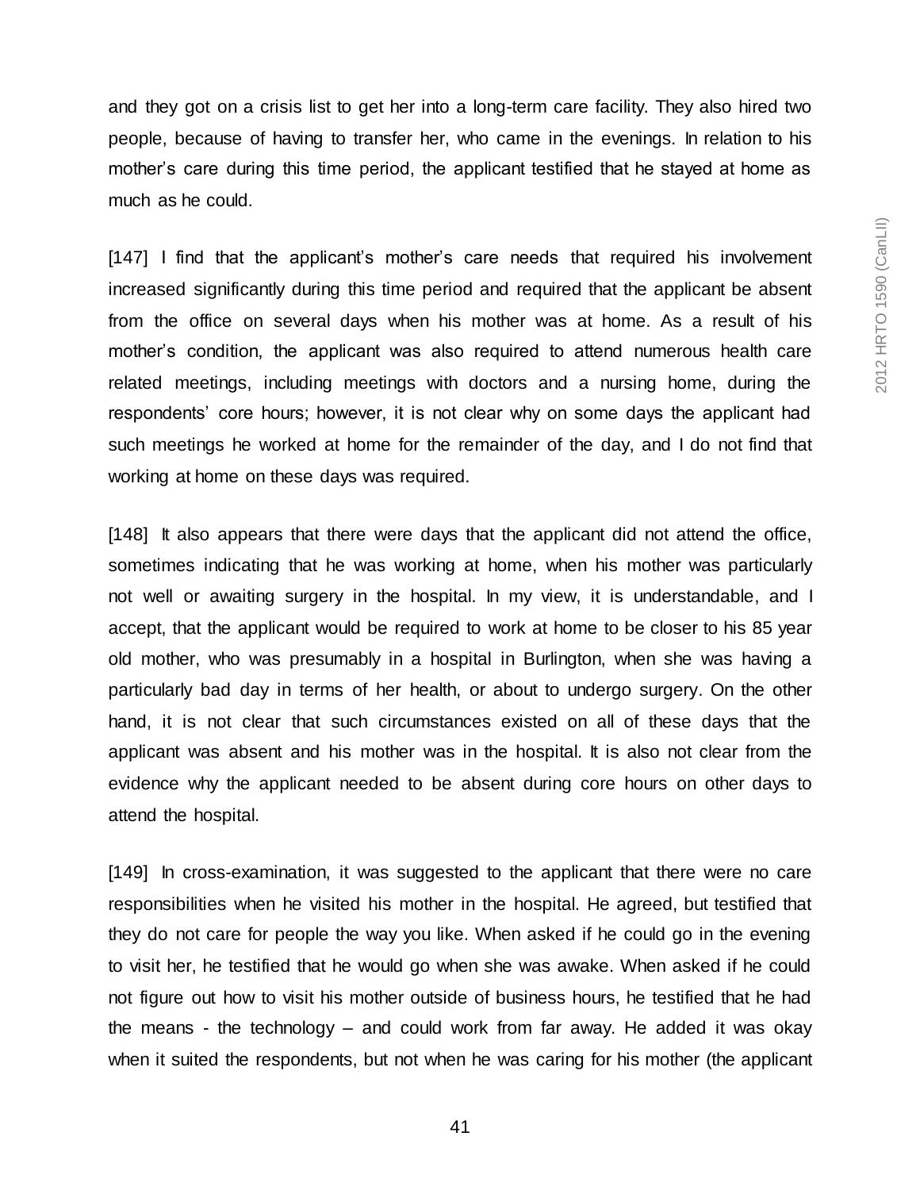and they got on a crisis list to get her into a long-term care facility. They also hired two people, because of having to transfer her, who came in the evenings. In relation to his mother's care during this time period, the applicant testified that he stayed at home as much as he could.

[147] I find that the applicant's mother's care needs that required his involvement increased significantly during this time period and required that the applicant be absent from the office on several days when his mother was at home. As a result of his mother's condition, the applicant was also required to attend numerous health care related meetings, including meetings with doctors and a nursing home, during the respondents' core hours; however, it is not clear why on some days the applicant had such meetings he worked at home for the remainder of the day, and I do not find that working at home on these days was required.

[148] It also appears that there were days that the applicant did not attend the office, sometimes indicating that he was working at home, when his mother was particularly not well or awaiting surgery in the hospital. In my view, it is understandable, and I accept, that the applicant would be required to work at home to be closer to his 85 year old mother, who was presumably in a hospital in Burlington, when she was having a particularly bad day in terms of her health, or about to undergo surgery. On the other hand, it is not clear that such circumstances existed on all of these days that the applicant was absent and his mother was in the hospital. It is also not clear from the evidence why the applicant needed to be absent during core hours on other days to attend the hospital.

[149] In cross-examination, it was suggested to the applicant that there were no care responsibilities when he visited his mother in the hospital. He agreed, but testified that they do not care for people the way you like. When asked if he could go in the evening to visit her, he testified that he would go when she was awake. When asked if he could not figure out how to visit his mother outside of business hours, he testified that he had the means - the technology – and could work from far away. He added it was okay when it suited the respondents, but not when he was caring for his mother (the applicant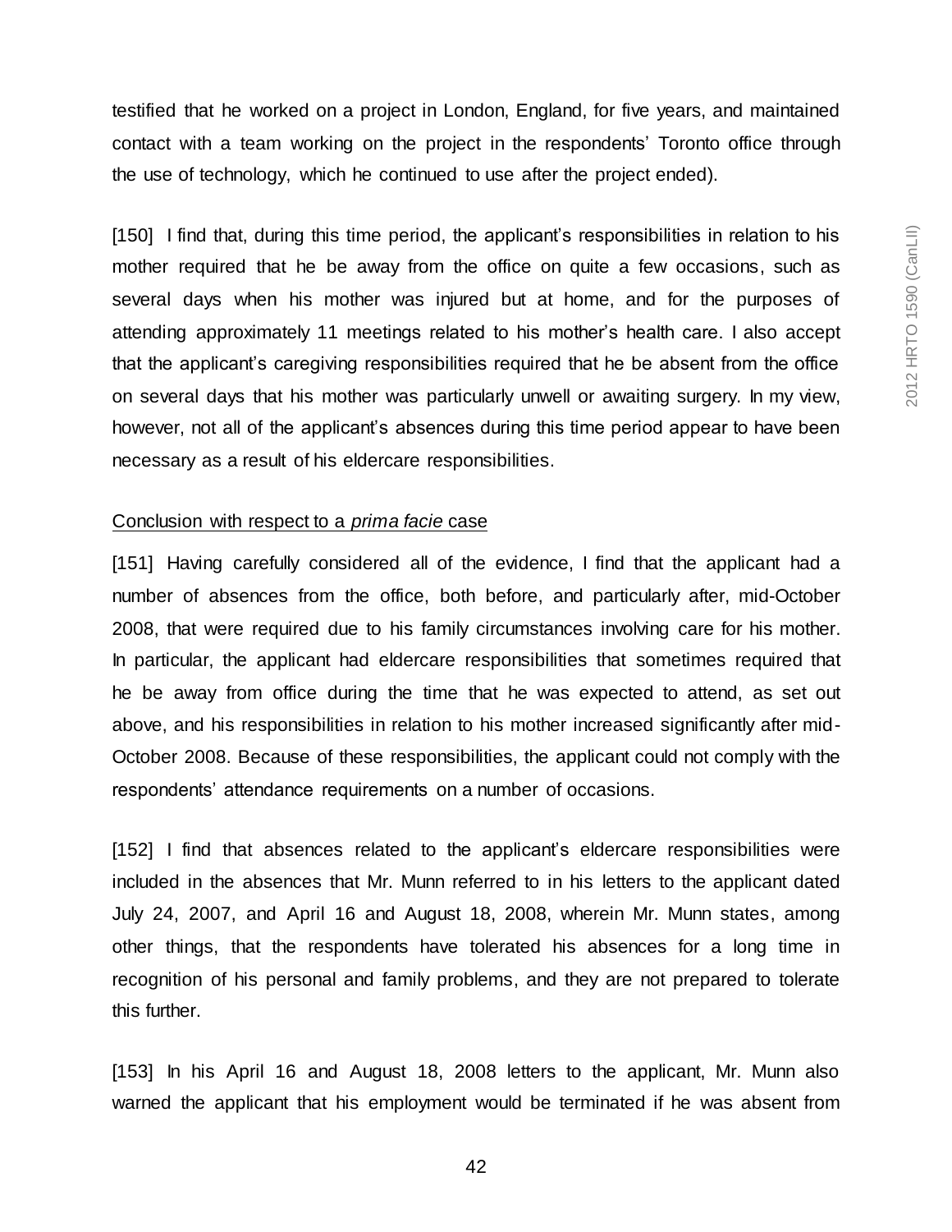testified that he worked on a project in London, England, for five years, and maintained contact with a team working on the project in the respondents' Toronto office through the use of technology, which he continued to use after the project ended).

[150] I find that, during this time period, the applicant's responsibilities in relation to his mother required that he be away from the office on quite a few occasions, such as several days when his mother was injured but at home, and for the purposes of attending approximately 11 meetings related to his mother's health care. I also accept that the applicant's caregiving responsibilities required that he be absent from the office on several days that his mother was particularly unwell or awaiting surgery. In my view, however, not all of the applicant's absences during this time period appear to have been necessary as a result of his eldercare responsibilities.

<u>Conclusion with respect to a *prima facie* case</u>

[151] Having carefully considered all of the evidence, I find that the applicant had a number of absences from the office, both before, and particularly after, mid-October 2008, that were required due to his family circumstances involving care for his mother. In particular, the applicant had eldercare responsibilities that sometimes required that he be away from office during the time that he was expected to attend, as set out above, and his responsibilities in relation to his mother increased significantly after mid-October 2008. Because of these responsibilities, the applicant could not comply with the respondents' attendance requirements on a number of occasions.

[152] I find that absences related to the applicant's eldercare responsibilities were included in the absences that Mr. Munn referred to in his letters to the applicant dated July 24, 2007, and April 16 and August 18, 2008, wherein Mr. Munn states, among other things, that the respondents have tolerated his absences for a long time in recognition of his personal and family problems, and they are not prepared to tolerate this further.

[153] In his April 16 and August 18, 2008 letters to the applicant, Mr. Munn also warned the applicant that his employment would be terminated if he was absent from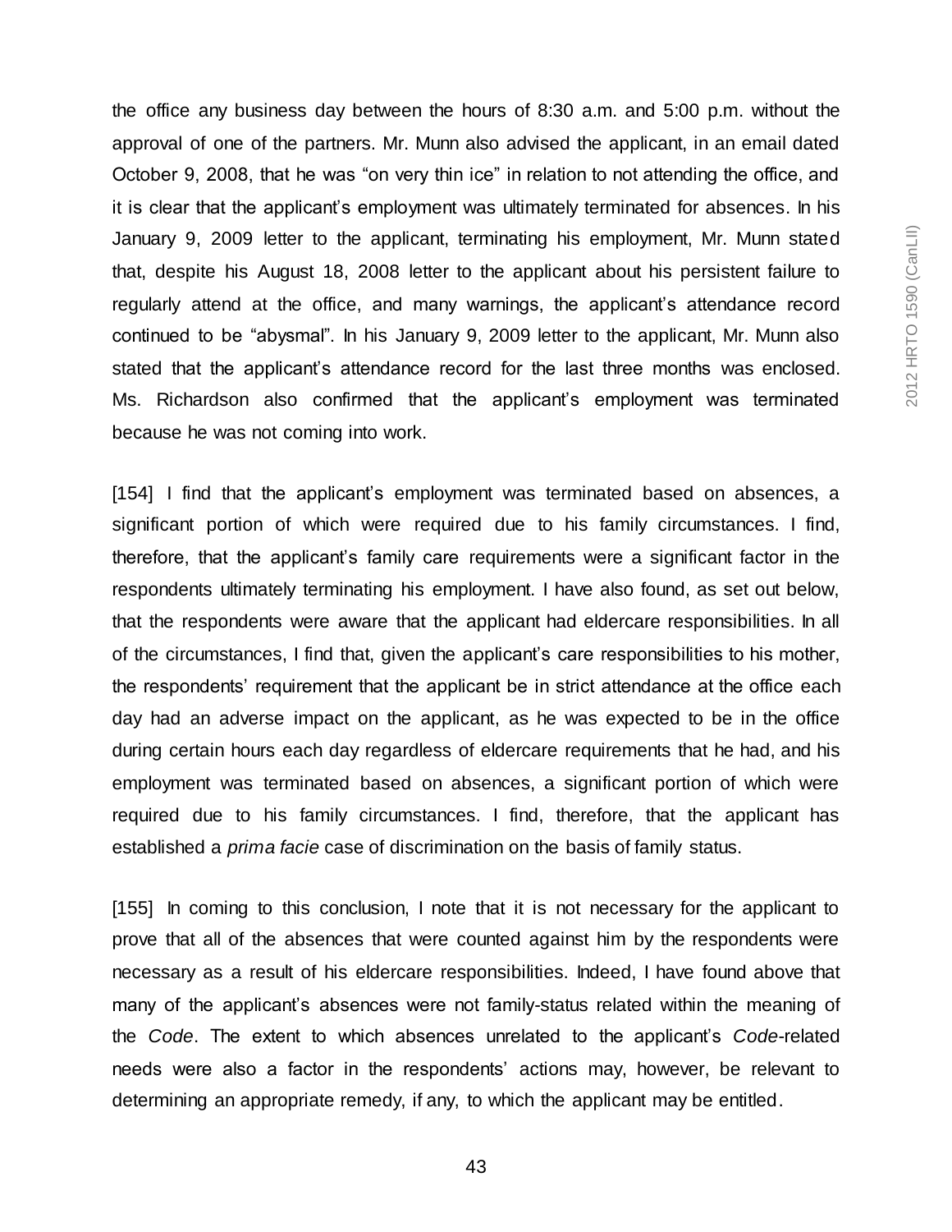the office any business day between the hours of 8:30 a.m. and 5:00 p.m. without the approval of one of the partners. Mr. Munn also advised the applicant, in an email dated October 9, 2008, that he was "on very thin ice" in relation to not attending the office, and it is clear that the applicant's employment was ultimately terminated for absences. In his January 9, 2009 letter to the applicant, terminating his employment, Mr. Munn stated that, despite his August 18, 2008 letter to the applicant about his persistent failure to regularly attend at the office, and many warnings, the applicant's attendance record continued to be "abysmal". In his January 9, 2009 letter to the applicant, Mr. Munn also stated that the applicant's attendance record for the last three months was enclosed. Ms. Richardson also confirmed that the applicant's employment was terminated because he was not coming into work.

[154] I find that the applicant's employment was terminated based on absences, a significant portion of which were required due to his family circumstances. I find, therefore, that the applicant's family care requirements were a significant factor in the respondents ultimately terminating his employment. I have also found, as set out below, that the respondents were aware that the applicant had eldercare responsibilities. In all of the circumstances, I find that, given the applicant's care responsibilities to his mother, the respondents' requirement that the applicant be in strict attendance at the office each day had an adverse impact on the applicant, as he was expected to be in the office during certain hours each day regardless of eldercare requirements that he had, and his employment was terminated based on absences, a significant portion of which were required due to his family circumstances. I find, therefore, that the applicant has established a *prima facie* case of discrimination on the basis of family status.

[155] In coming to this conclusion, I note that it is not necessary for the applicant to prove that all of the absences that were counted against him by the respondents were necessary as a result of his eldercare responsibilities. Indeed, I have found above that many of the applicant's absences were not family-status related within the meaning of the *Code*. The extent to which absences unrelated to the applicant's *Code*-related needs were also a factor in the respondents' actions may, however, be relevant to determining an appropriate remedy, if any, to which the applicant may be entitled.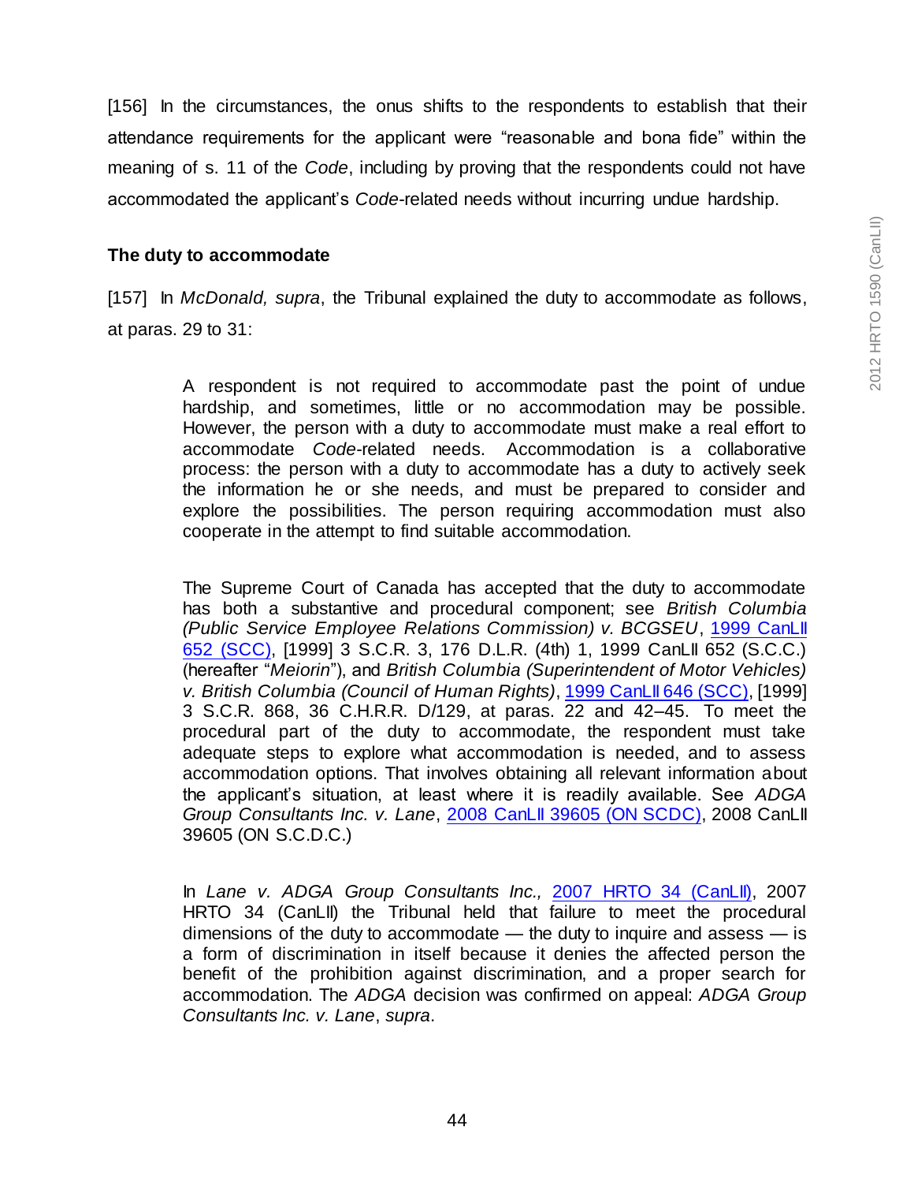[156] In the circumstances, the onus shifts to the respondents to establish that their attendance requirements for the applicant were "reasonable and bona fide" within the meaning of s. 11 of the *Code*, including by proving that the respondents could not have accommodated the applicant's *Code*-related needs without incurring undue hardship.

**The duty to accommodate**

[157] In *McDonald, supra*, the Tribunal explained the duty to accommodate as follows, at paras. 29 to 31:

> A respondent is not required to accommodate past the point of undue hardship, and sometimes, little or no accommodation may be possible. However, the person with a duty to accommodate must make a real effort to accommodate *Code*-related needs. Accommodation is a collaborative process: the person with a duty to accommodate has a duty to actively seek the information he or she needs, and must be prepared to consider and explore the possibilities. The person requiring accommodation must also cooperate in the attempt to find suitable accommodation.
>
> The Supreme Court of Canada has accepted that the duty to accommodate has both a substantive and procedural component; see *British Columbia (Public Service Employee Relations Commission) v. BCGSEU*, 1999 CanLII 652 (SCC), [1999] 3 S.C.R. 3, 176 D.L.R. (4th) 1, 1999 CanLII 652 (S.C.C.) (hereafter "*Meiorin*"), and *British Columbia (Superintendent of Motor Vehicles) v. British Columbia (Council of Human Rights)*, 1999 CanLII 646 (SCC), [1999] 3 S.C.R. 868, 36 C.H.R.R. D/129, at paras. 22 and 42–45. To meet the procedural part of the duty to accommodate, the respondent must take adequate steps to explore what accommodation is needed, and to assess accommodation options. That involves obtaining all relevant information about the applicant's situation, at least where it is readily available. See *ADGA Group Consultants Inc. v. Lane*, 2008 CanLII 39605 (ON SCDC), 2008 CanLII 39605 (ON S.C.D.C.)
>
> In *Lane v. ADGA Group Consultants Inc.,* 2007 HRTO 34 (CanLII), 2007 HRTO 34 (CanLII) the Tribunal held that failure to meet the procedural dimensions of the duty to accommodate — the duty to inquire and assess — is a form of discrimination in itself because it denies the affected person the benefit of the prohibition against discrimination, and a proper search for accommodation. The *ADGA* decision was confirmed on appeal: *ADGA Group Consultants Inc. v. Lane*, *supra*.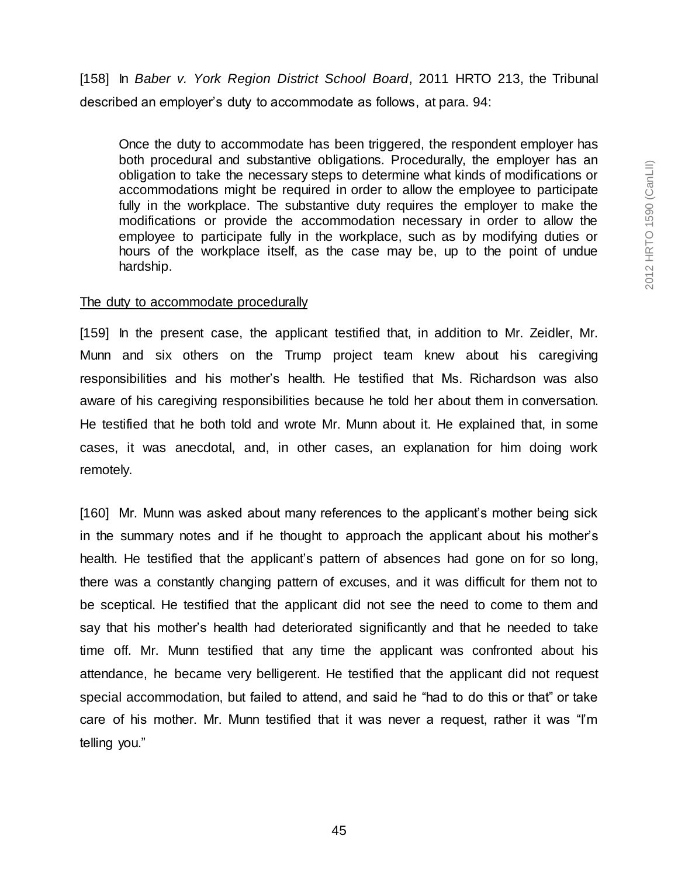[158] In *Baber v. York Region District School Board*, 2011 HRTO 213, the Tribunal described an employer's duty to accommodate as follows, at para. 94:

> Once the duty to accommodate has been triggered, the respondent employer has both procedural and substantive obligations. Procedurally, the employer has an obligation to take the necessary steps to determine what kinds of modifications or accommodations might be required in order to allow the employee to participate fully in the workplace. The substantive duty requires the employer to make the modifications or provide the accommodation necessary in order to allow the employee to participate fully in the workplace, such as by modifying duties or hours of the workplace itself, as the case may be, up to the point of undue hardship.

<u>The duty to accommodate procedurally</u>

[159] In the present case, the applicant testified that, in addition to Mr. Zeidler, Mr. Munn and six others on the Trump project team knew about his caregiving responsibilities and his mother's health. He testified that Ms. Richardson was also aware of his caregiving responsibilities because he told her about them in conversation. He testified that he both told and wrote Mr. Munn about it. He explained that, in some cases, it was anecdotal, and, in other cases, an explanation for him doing work remotely.

[160] Mr. Munn was asked about many references to the applicant's mother being sick in the summary notes and if he thought to approach the applicant about his mother's health. He testified that the applicant's pattern of absences had gone on for so long, there was a constantly changing pattern of excuses, and it was difficult for them not to be sceptical. He testified that the applicant did not see the need to come to them and say that his mother's health had deteriorated significantly and that he needed to take time off. Mr. Munn testified that any time the applicant was confronted about his attendance, he became very belligerent. He testified that the applicant did not request special accommodation, but failed to attend, and said he "had to do this or that" or take care of his mother. Mr. Munn testified that it was never a request, rather it was "I'm telling you."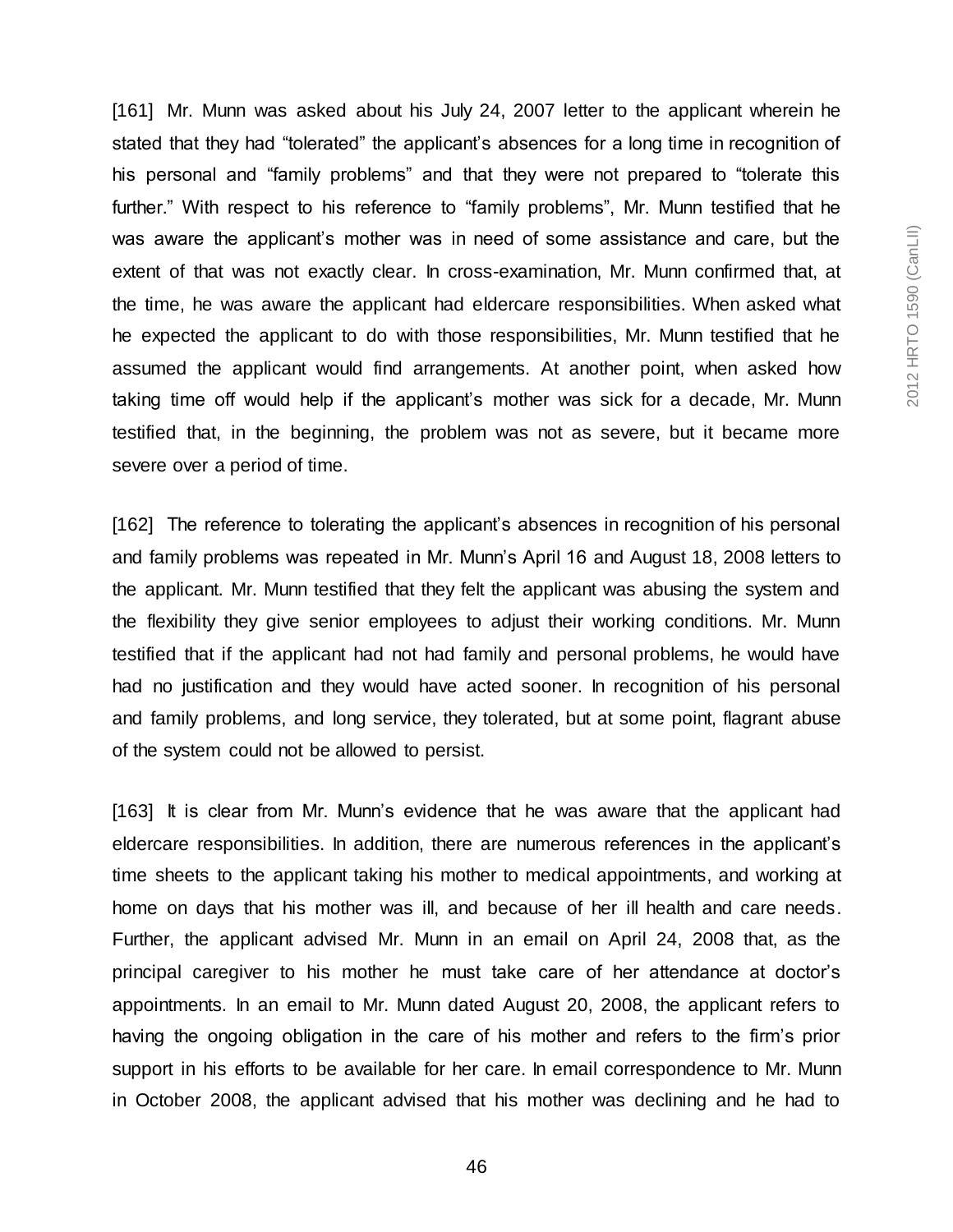[161] Mr. Munn was asked about his July 24, 2007 letter to the applicant wherein he stated that they had "tolerated" the applicant's absences for a long time in recognition of his personal and "family problems" and that they were not prepared to "tolerate this further." With respect to his reference to "family problems", Mr. Munn testified that he was aware the applicant's mother was in need of some assistance and care, but the extent of that was not exactly clear. In cross-examination, Mr. Munn confirmed that, at the time, he was aware the applicant had eldercare responsibilities. When asked what he expected the applicant to do with those responsibilities, Mr. Munn testified that he assumed the applicant would find arrangements. At another point, when asked how taking time off would help if the applicant's mother was sick for a decade, Mr. Munn testified that, in the beginning, the problem was not as severe, but it became more severe over a period of time.

[162] The reference to tolerating the applicant's absences in recognition of his personal and family problems was repeated in Mr. Munn's April 16 and August 18, 2008 letters to the applicant. Mr. Munn testified that they felt the applicant was abusing the system and the flexibility they give senior employees to adjust their working conditions. Mr. Munn testified that if the applicant had not had family and personal problems, he would have had no justification and they would have acted sooner. In recognition of his personal and family problems, and long service, they tolerated, but at some point, flagrant abuse of the system could not be allowed to persist.

[163] It is clear from Mr. Munn's evidence that he was aware that the applicant had eldercare responsibilities. In addition, there are numerous references in the applicant's time sheets to the applicant taking his mother to medical appointments, and working at home on days that his mother was ill, and because of her ill health and care needs. Further, the applicant advised Mr. Munn in an email on April 24, 2008 that, as the principal caregiver to his mother he must take care of her attendance at doctor's appointments. In an email to Mr. Munn dated August 20, 2008, the applicant refers to having the ongoing obligation in the care of his mother and refers to the firm's prior support in his efforts to be available for her care. In email correspondence to Mr. Munn in October 2008, the applicant advised that his mother was declining and he had to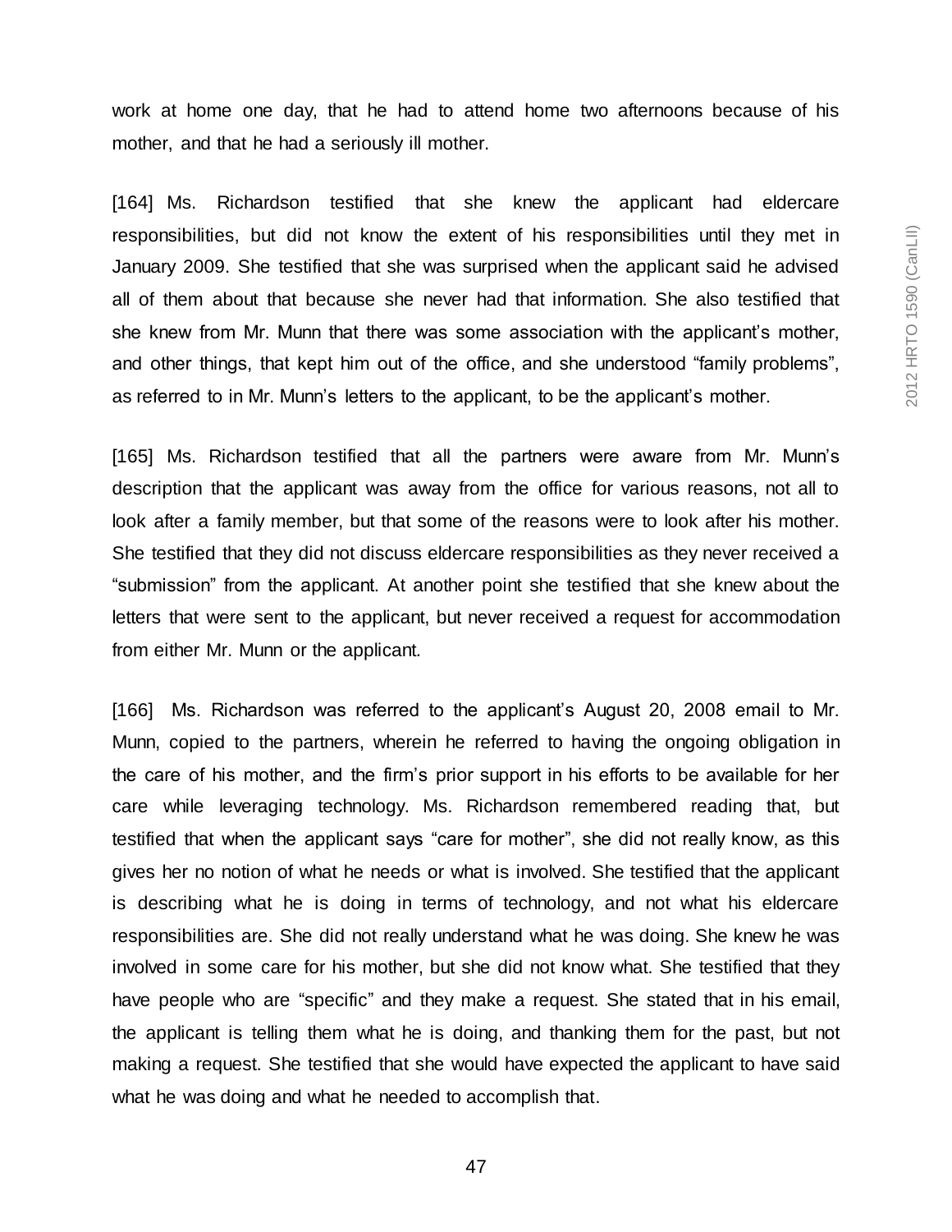work at home one day, that he had to attend home two afternoons because of his mother, and that he had a seriously ill mother.

[164] Ms. Richardson testified that she knew the applicant had eldercare responsibilities, but did not know the extent of his responsibilities until they met in January 2009. She testified that she was surprised when the applicant said he advised all of them about that because she never had that information. She also testified that she knew from Mr. Munn that there was some association with the applicant's mother, and other things, that kept him out of the office, and she understood "family problems", as referred to in Mr. Munn's letters to the applicant, to be the applicant's mother.

[165] Ms. Richardson testified that all the partners were aware from Mr. Munn's description that the applicant was away from the office for various reasons, not all to look after a family member, but that some of the reasons were to look after his mother. She testified that they did not discuss eldercare responsibilities as they never received a "submission" from the applicant. At another point she testified that she knew about the letters that were sent to the applicant, but never received a request for accommodation from either Mr. Munn or the applicant.

[166] Ms. Richardson was referred to the applicant's August 20, 2008 email to Mr. Munn, copied to the partners, wherein he referred to having the ongoing obligation in the care of his mother, and the firm's prior support in his efforts to be available for her care while leveraging technology. Ms. Richardson remembered reading that, but testified that when the applicant says "care for mother", she did not really know, as this gives her no notion of what he needs or what is involved. She testified that the applicant is describing what he is doing in terms of technology, and not what his eldercare responsibilities are. She did not really understand what he was doing. She knew he was involved in some care for his mother, but she did not know what. She testified that they have people who are "specific" and they make a request. She stated that in his email, the applicant is telling them what he is doing, and thanking them for the past, but not making a request. She testified that she would have expected the applicant to have said what he was doing and what he needed to accomplish that.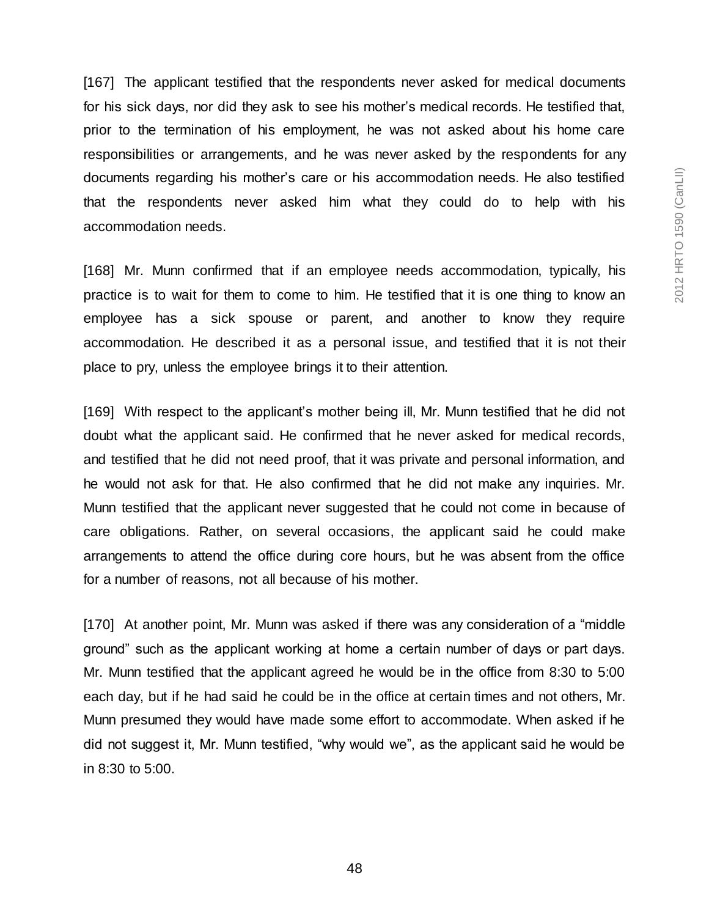[167] The applicant testified that the respondents never asked for medical documents for his sick days, nor did they ask to see his mother's medical records. He testified that, prior to the termination of his employment, he was not asked about his home care responsibilities or arrangements, and he was never asked by the respondents for any documents regarding his mother's care or his accommodation needs. He also testified that the respondents never asked him what they could do to help with his accommodation needs.

[168] Mr. Munn confirmed that if an employee needs accommodation, typically, his practice is to wait for them to come to him. He testified that it is one thing to know an employee has a sick spouse or parent, and another to know they require accommodation. He described it as a personal issue, and testified that it is not their place to pry, unless the employee brings it to their attention.

[169] With respect to the applicant's mother being ill, Mr. Munn testified that he did not doubt what the applicant said. He confirmed that he never asked for medical records, and testified that he did not need proof, that it was private and personal information, and he would not ask for that. He also confirmed that he did not make any inquiries. Mr. Munn testified that the applicant never suggested that he could not come in because of care obligations. Rather, on several occasions, the applicant said he could make arrangements to attend the office during core hours, but he was absent from the office for a number of reasons, not all because of his mother.

[170] At another point, Mr. Munn was asked if there was any consideration of a "middle ground" such as the applicant working at home a certain number of days or part days. Mr. Munn testified that the applicant agreed he would be in the office from 8:30 to 5:00 each day, but if he had said he could be in the office at certain times and not others, Mr. Munn presumed they would have made some effort to accommodate. When asked if he did not suggest it, Mr. Munn testified, "why would we", as the applicant said he would be in 8:30 to 5:00.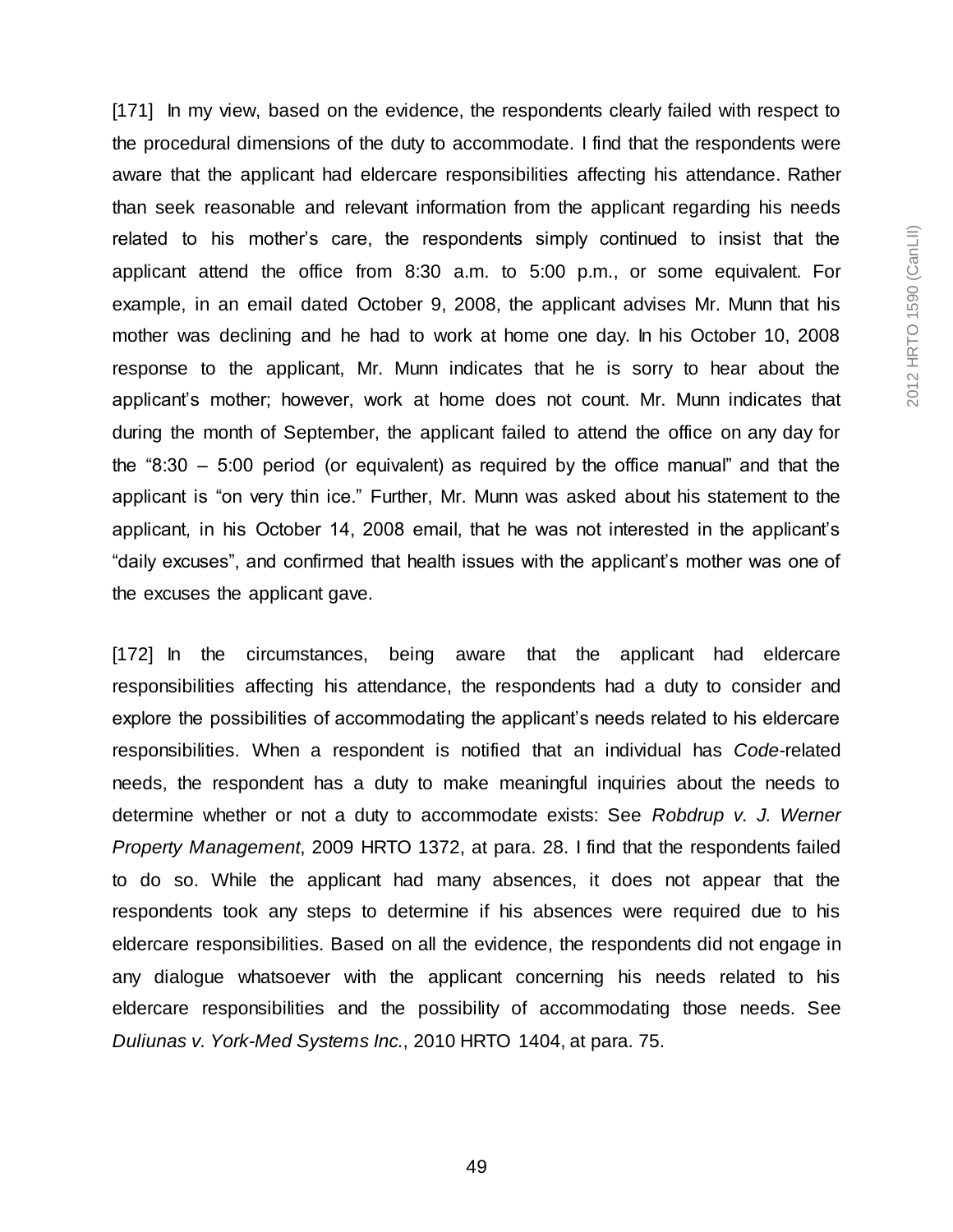[171] In my view, based on the evidence, the respondents clearly failed with respect to the procedural dimensions of the duty to accommodate. I find that the respondents were aware that the applicant had eldercare responsibilities affecting his attendance. Rather than seek reasonable and relevant information from the applicant regarding his needs related to his mother's care, the respondents simply continued to insist that the applicant attend the office from 8:30 a.m. to 5:00 p.m., or some equivalent. For example, in an email dated October 9, 2008, the applicant advises Mr. Munn that his mother was declining and he had to work at home one day. In his October 10, 2008 response to the applicant, Mr. Munn indicates that he is sorry to hear about the applicant's mother; however, work at home does not count. Mr. Munn indicates that during the month of September, the applicant failed to attend the office on any day for the "8:30 – 5:00 period (or equivalent) as required by the office manual" and that the applicant is "on very thin ice." Further, Mr. Munn was asked about his statement to the applicant, in his October 14, 2008 email, that he was not interested in the applicant's "daily excuses", and confirmed that health issues with the applicant's mother was one of the excuses the applicant gave.

[172] In the circumstances, being aware that the applicant had eldercare responsibilities affecting his attendance, the respondents had a duty to consider and explore the possibilities of accommodating the applicant's needs related to his eldercare responsibilities. When a respondent is notified that an individual has *Code*-related needs, the respondent has a duty to make meaningful inquiries about the needs to determine whether or not a duty to accommodate exists: See *Robdrup v. J. Werner Property Management*, 2009 HRTO 1372, at para. 28. I find that the respondents failed to do so. While the applicant had many absences, it does not appear that the respondents took any steps to determine if his absences were required due to his eldercare responsibilities. Based on all the evidence, the respondents did not engage in any dialogue whatsoever with the applicant concerning his needs related to his eldercare responsibilities and the possibility of accommodating those needs. See *Duliunas v. York-Med Systems Inc.*, 2010 HRTO 1404, at para. 75.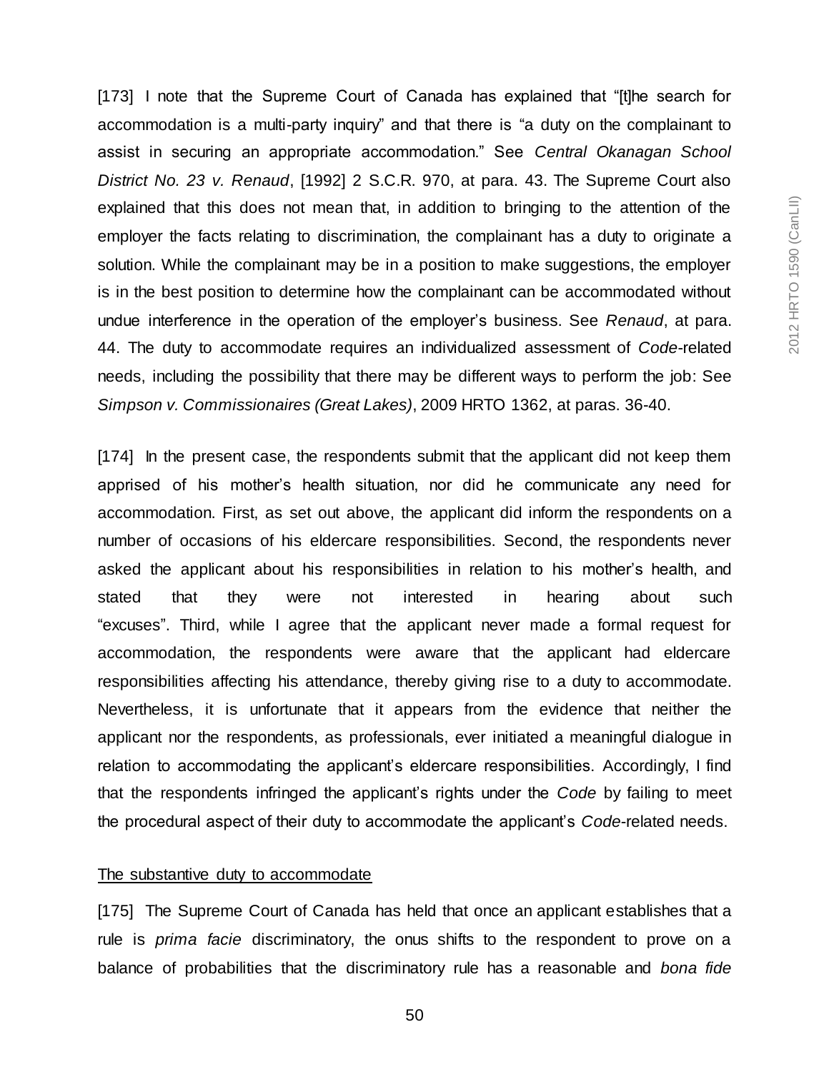[173] I note that the Supreme Court of Canada has explained that "[t]he search for accommodation is a multi-party inquiry" and that there is "a duty on the complainant to assist in securing an appropriate accommodation." See *Central Okanagan School District No. 23 v. Renaud*, [1992] 2 S.C.R. 970, at para. 43. The Supreme Court also explained that this does not mean that, in addition to bringing to the attention of the employer the facts relating to discrimination, the complainant has a duty to originate a solution. While the complainant may be in a position to make suggestions, the employer is in the best position to determine how the complainant can be accommodated without undue interference in the operation of the employer's business. See *Renaud*, at para. 44. The duty to accommodate requires an individualized assessment of *Code*-related needs, including the possibility that there may be different ways to perform the job: See *Simpson v. Commissionaires (Great Lakes)*, 2009 HRTO 1362, at paras. 36-40.

[174] In the present case, the respondents submit that the applicant did not keep them apprised of his mother's health situation, nor did he communicate any need for accommodation. First, as set out above, the applicant did inform the respondents on a number of occasions of his eldercare responsibilities. Second, the respondents never asked the applicant about his responsibilities in relation to his mother's health, and stated that they were not interested in hearing about such "excuses". Third, while I agree that the applicant never made a formal request for accommodation, the respondents were aware that the applicant had eldercare responsibilities affecting his attendance, thereby giving rise to a duty to accommodate. Nevertheless, it is unfortunate that it appears from the evidence that neither the applicant nor the respondents, as professionals, ever initiated a meaningful dialogue in relation to accommodating the applicant's eldercare responsibilities. Accordingly, I find that the respondents infringed the applicant's rights under the *Code* by failing to meet the procedural aspect of their duty to accommodate the applicant's *Code*-related needs.

### The substantive duty to accommodate

[175] The Supreme Court of Canada has held that once an applicant establishes that a rule is *prima facie* discriminatory, the onus shifts to the respondent to prove on a balance of probabilities that the discriminatory rule has a reasonable and *bona fide*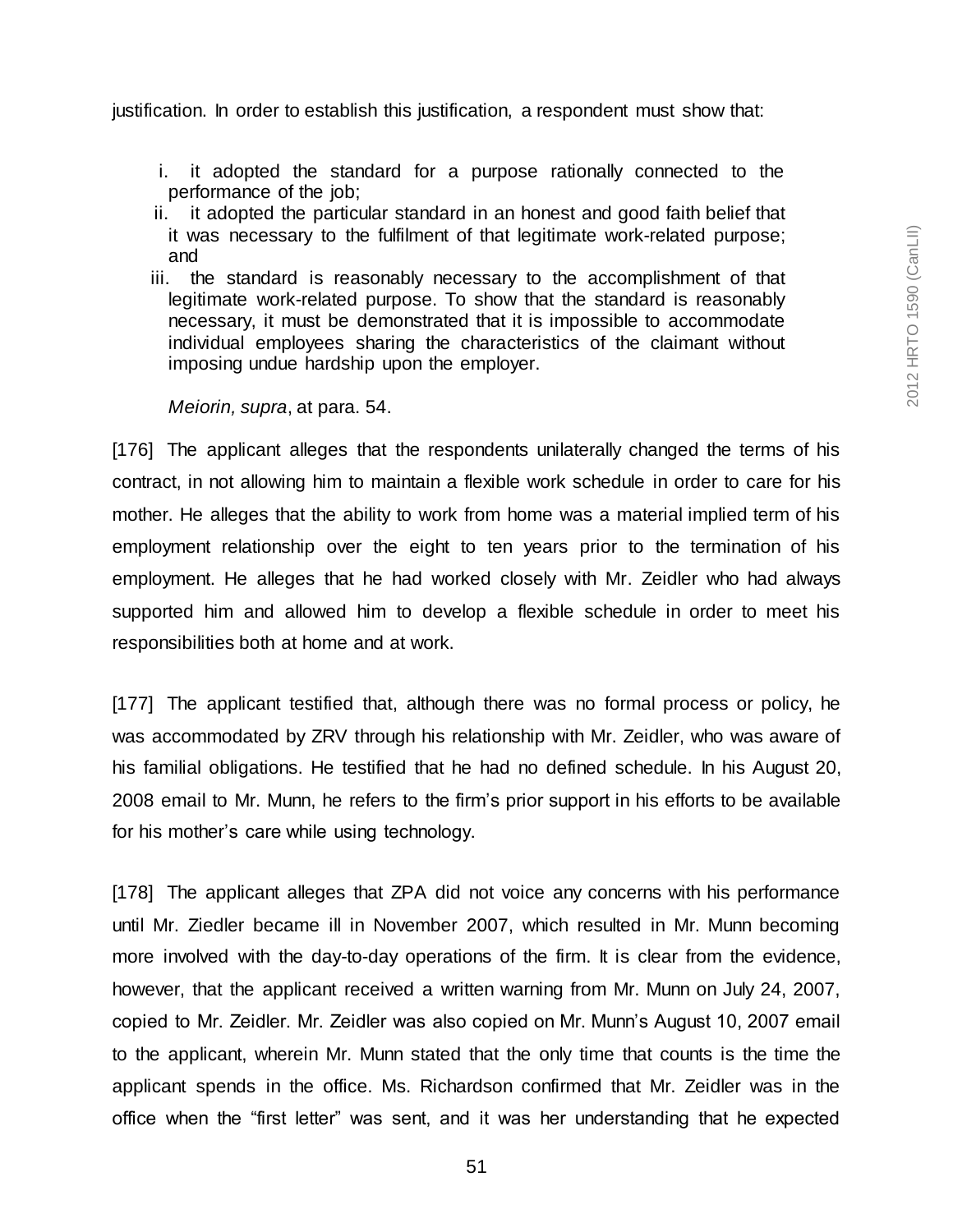justification. In order to establish this justification, a respondent must show that:

> i. it adopted the standard for a purpose rationally connected to the performance of the job;
>
> ii. it adopted the particular standard in an honest and good faith belief that it was necessary to the fulfilment of that legitimate work-related purpose; and
>
> iii. the standard is reasonably necessary to the accomplishment of that legitimate work-related purpose. To show that the standard is reasonably necessary, it must be demonstrated that it is impossible to accommodate individual employees sharing the characteristics of the claimant without imposing undue hardship upon the employer.
>
> *Meiorin, supra*, at para. 54.

[176] The applicant alleges that the respondents unilaterally changed the terms of his contract, in not allowing him to maintain a flexible work schedule in order to care for his mother. He alleges that the ability to work from home was a material implied term of his employment relationship over the eight to ten years prior to the termination of his employment. He alleges that he had worked closely with Mr. Zeidler who had always supported him and allowed him to develop a flexible schedule in order to meet his responsibilities both at home and at work.

[177] The applicant testified that, although there was no formal process or policy, he was accommodated by ZRV through his relationship with Mr. Zeidler, who was aware of his familial obligations. He testified that he had no defined schedule. In his August 20, 2008 email to Mr. Munn, he refers to the firm's prior support in his efforts to be available for his mother's care while using technology.

[178] The applicant alleges that ZPA did not voice any concerns with his performance until Mr. Ziedler became ill in November 2007, which resulted in Mr. Munn becoming more involved with the day-to-day operations of the firm. It is clear from the evidence, however, that the applicant received a written warning from Mr. Munn on July 24, 2007, copied to Mr. Zeidler. Mr. Zeidler was also copied on Mr. Munn's August 10, 2007 email to the applicant, wherein Mr. Munn stated that the only time that counts is the time the applicant spends in the office. Ms. Richardson confirmed that Mr. Zeidler was in the office when the "first letter" was sent, and it was her understanding that he expected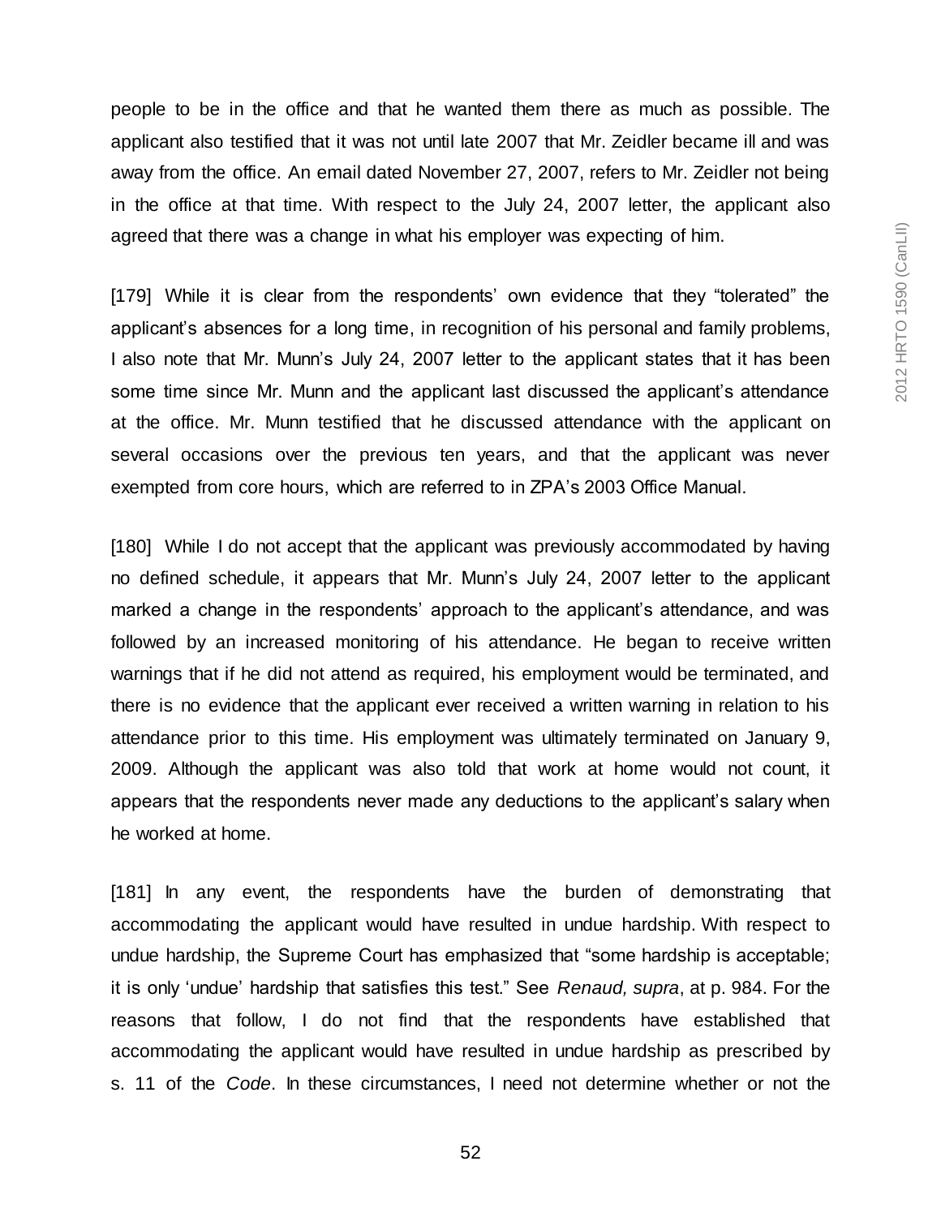people to be in the office and that he wanted them there as much as possible. The applicant also testified that it was not until late 2007 that Mr. Zeidler became ill and was away from the office. An email dated November 27, 2007, refers to Mr. Zeidler not being in the office at that time. With respect to the July 24, 2007 letter, the applicant also agreed that there was a change in what his employer was expecting of him.

[179] While it is clear from the respondents' own evidence that they "tolerated" the applicant's absences for a long time, in recognition of his personal and family problems, I also note that Mr. Munn's July 24, 2007 letter to the applicant states that it has been some time since Mr. Munn and the applicant last discussed the applicant's attendance at the office. Mr. Munn testified that he discussed attendance with the applicant on several occasions over the previous ten years, and that the applicant was never exempted from core hours, which are referred to in ZPA's 2003 Office Manual.

[180] While I do not accept that the applicant was previously accommodated by having no defined schedule, it appears that Mr. Munn's July 24, 2007 letter to the applicant marked a change in the respondents' approach to the applicant's attendance, and was followed by an increased monitoring of his attendance. He began to receive written warnings that if he did not attend as required, his employment would be terminated, and there is no evidence that the applicant ever received a written warning in relation to his attendance prior to this time. His employment was ultimately terminated on January 9, 2009. Although the applicant was also told that work at home would not count, it appears that the respondents never made any deductions to the applicant's salary when he worked at home.

[181] In any event, the respondents have the burden of demonstrating that accommodating the applicant would have resulted in undue hardship. With respect to undue hardship, the Supreme Court has emphasized that "some hardship is acceptable; it is only 'undue' hardship that satisfies this test." See *Renaud, supra*, at p. 984. For the reasons that follow, I do not find that the respondents have established that accommodating the applicant would have resulted in undue hardship as prescribed by s. 11 of the *Code*. In these circumstances, I need not determine whether or not the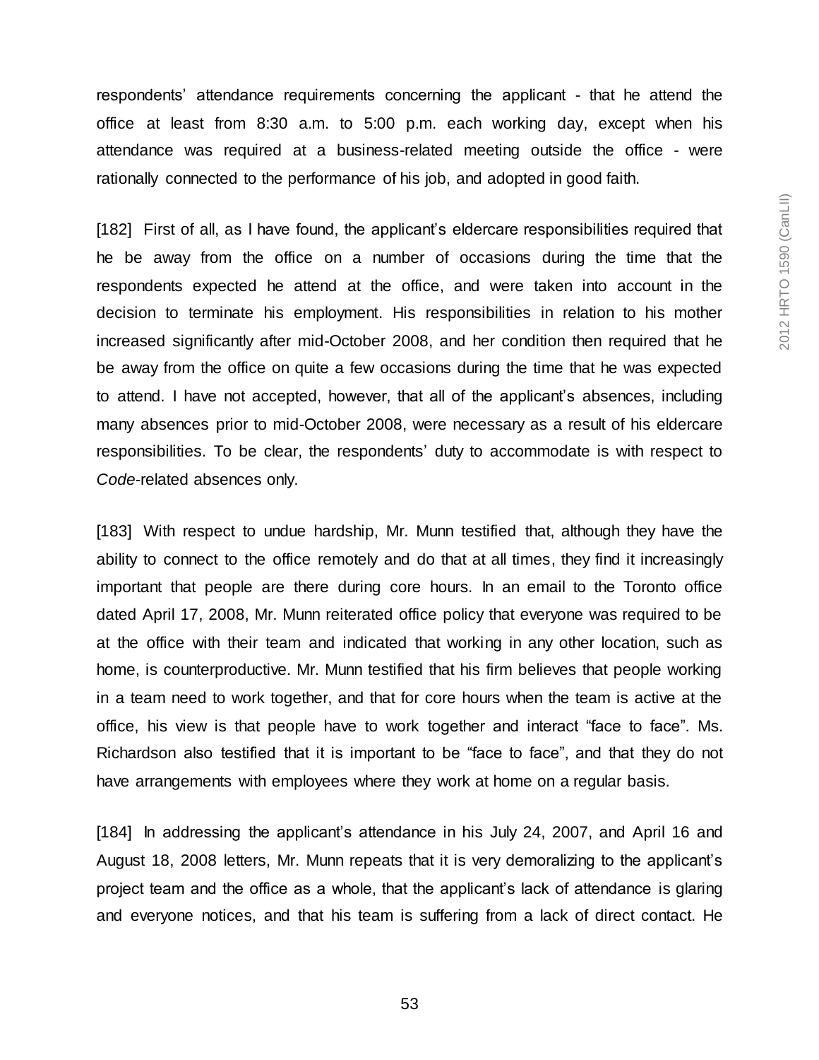respondents' attendance requirements concerning the applicant - that he attend the office at least from 8:30 a.m. to 5:00 p.m. each working day, except when his attendance was required at a business-related meeting outside the office - were rationally connected to the performance of his job, and adopted in good faith.

[182] First of all, as I have found, the applicant's eldercare responsibilities required that he be away from the office on a number of occasions during the time that the respondents expected he attend at the office, and were taken into account in the decision to terminate his employment. His responsibilities in relation to his mother increased significantly after mid-October 2008, and her condition then required that he be away from the office on quite a few occasions during the time that he was expected to attend. I have not accepted, however, that all of the applicant's absences, including many absences prior to mid-October 2008, were necessary as a result of his eldercare responsibilities. To be clear, the respondents' duty to accommodate is with respect to *Code*-related absences only.

[183] With respect to undue hardship, Mr. Munn testified that, although they have the ability to connect to the office remotely and do that at all times, they find it increasingly important that people are there during core hours. In an email to the Toronto office dated April 17, 2008, Mr. Munn reiterated office policy that everyone was required to be at the office with their team and indicated that working in any other location, such as home, is counterproductive. Mr. Munn testified that his firm believes that people working in a team need to work together, and that for core hours when the team is active at the office, his view is that people have to work together and interact "face to face". Ms. Richardson also testified that it is important to be "face to face", and that they do not have arrangements with employees where they work at home on a regular basis.

[184] In addressing the applicant's attendance in his July 24, 2007, and April 16 and August 18, 2008 letters, Mr. Munn repeats that it is very demoralizing to the applicant's project team and the office as a whole, that the applicant's lack of attendance is glaring and everyone notices, and that his team is suffering from a lack of direct contact. He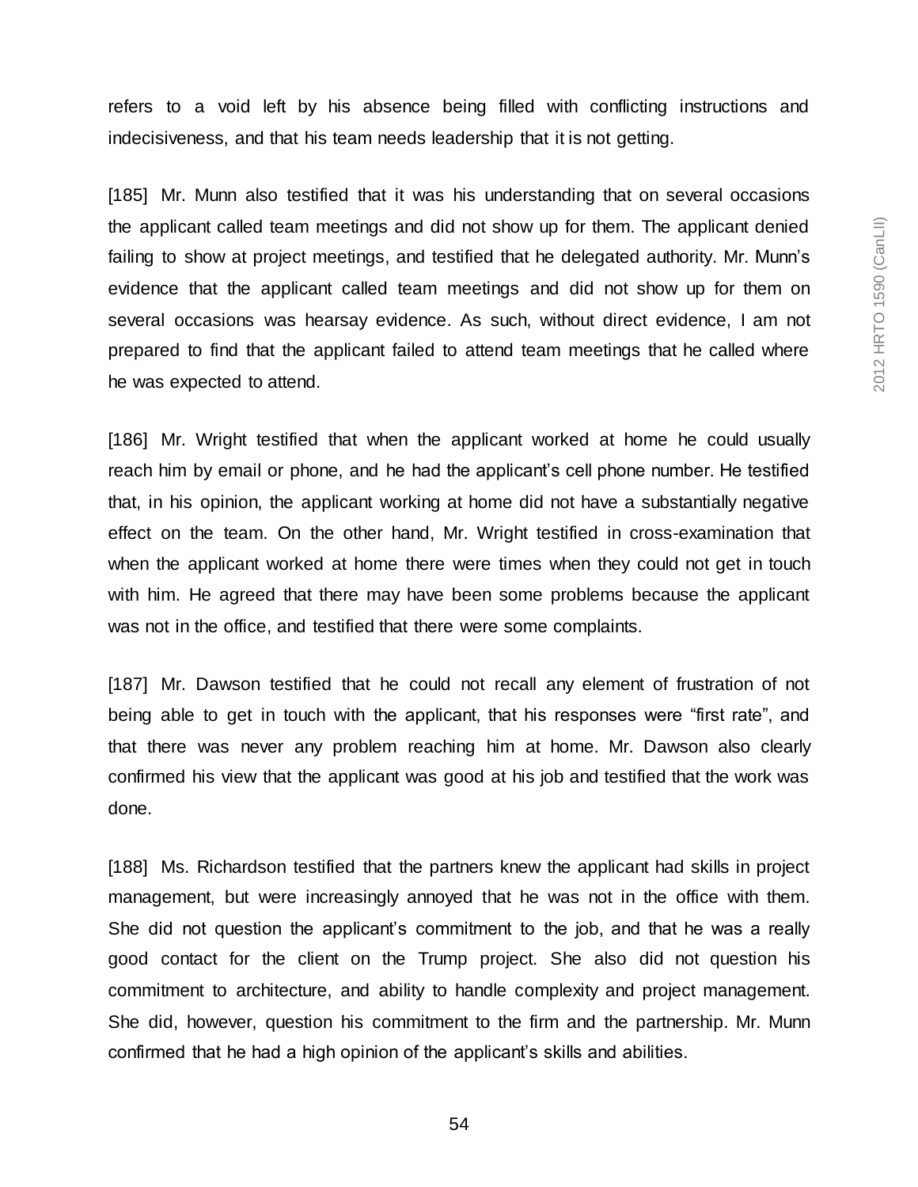refers to a void left by his absence being filled with conflicting instructions and indecisiveness, and that his team needs leadership that it is not getting.

[185] Mr. Munn also testified that it was his understanding that on several occasions the applicant called team meetings and did not show up for them. The applicant denied failing to show at project meetings, and testified that he delegated authority. Mr. Munn's evidence that the applicant called team meetings and did not show up for them on several occasions was hearsay evidence. As such, without direct evidence, I am not prepared to find that the applicant failed to attend team meetings that he called where he was expected to attend.

[186] Mr. Wright testified that when the applicant worked at home he could usually reach him by email or phone, and he had the applicant's cell phone number. He testified that, in his opinion, the applicant working at home did not have a substantially negative effect on the team. On the other hand, Mr. Wright testified in cross-examination that when the applicant worked at home there were times when they could not get in touch with him. He agreed that there may have been some problems because the applicant was not in the office, and testified that there were some complaints.

[187] Mr. Dawson testified that he could not recall any element of frustration of not being able to get in touch with the applicant, that his responses were "first rate", and that there was never any problem reaching him at home. Mr. Dawson also clearly confirmed his view that the applicant was good at his job and testified that the work was done.

[188] Ms. Richardson testified that the partners knew the applicant had skills in project management, but were increasingly annoyed that he was not in the office with them. She did not question the applicant's commitment to the job, and that he was a really good contact for the client on the Trump project. She also did not question his commitment to architecture, and ability to handle complexity and project management. She did, however, question his commitment to the firm and the partnership. Mr. Munn confirmed that he had a high opinion of the applicant's skills and abilities.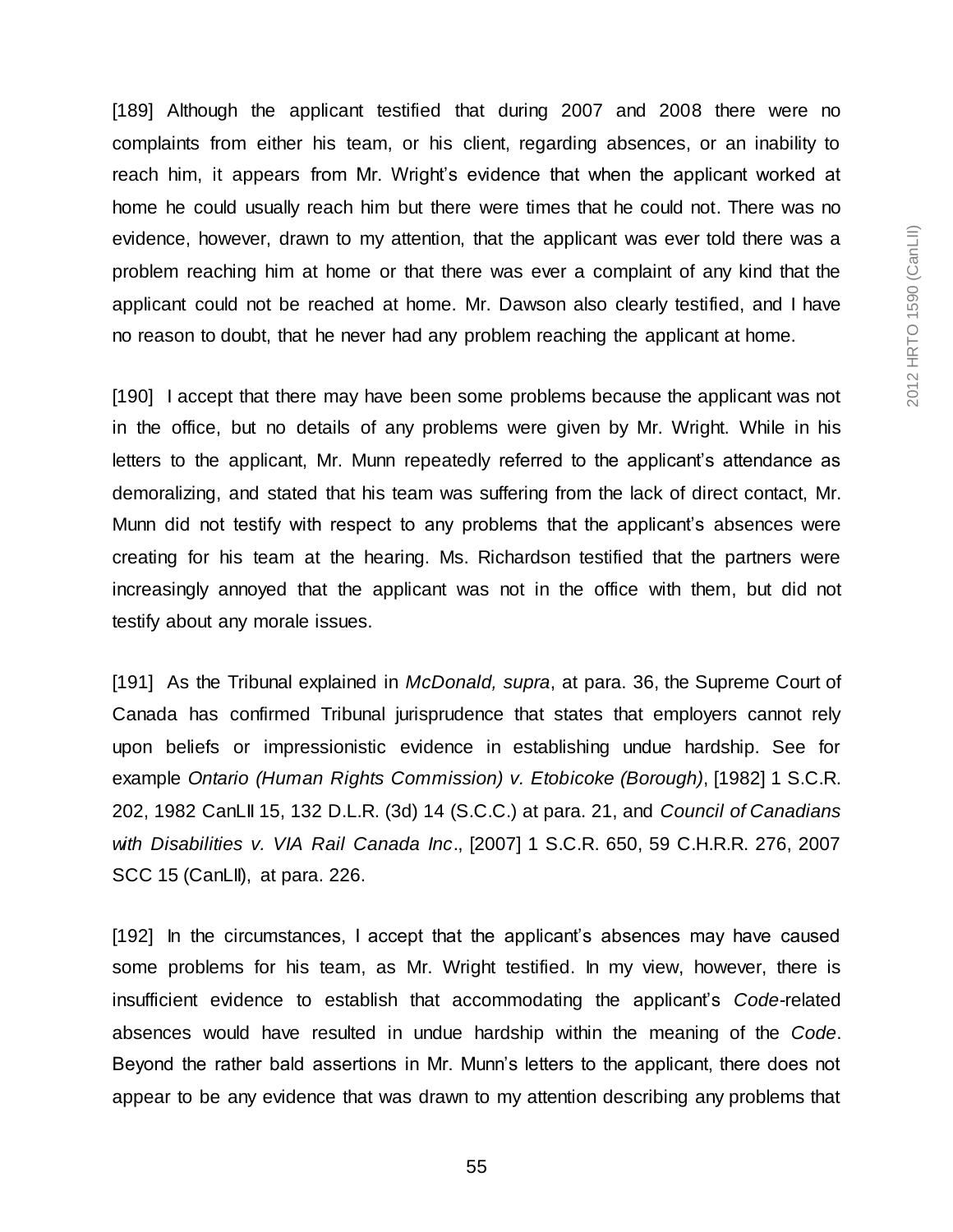[189] Although the applicant testified that during 2007 and 2008 there were no complaints from either his team, or his client, regarding absences, or an inability to reach him, it appears from Mr. Wright's evidence that when the applicant worked at home he could usually reach him but there were times that he could not. There was no evidence, however, drawn to my attention, that the applicant was ever told there was a problem reaching him at home or that there was ever a complaint of any kind that the applicant could not be reached at home. Mr. Dawson also clearly testified, and I have no reason to doubt, that he never had any problem reaching the applicant at home.

[190] I accept that there may have been some problems because the applicant was not in the office, but no details of any problems were given by Mr. Wright. While in his letters to the applicant, Mr. Munn repeatedly referred to the applicant's attendance as demoralizing, and stated that his team was suffering from the lack of direct contact, Mr. Munn did not testify with respect to any problems that the applicant's absences were creating for his team at the hearing. Ms. Richardson testified that the partners were increasingly annoyed that the applicant was not in the office with them, but did not testify about any morale issues.

[191] As the Tribunal explained in *McDonald, supra*, at para. 36, the Supreme Court of Canada has confirmed Tribunal jurisprudence that states that employers cannot rely upon beliefs or impressionistic evidence in establishing undue hardship. See for example *Ontario (Human Rights Commission) v. Etobicoke (Borough)*, [1982] 1 S.C.R. 202, 1982 CanLII 15, 132 D.L.R. (3d) 14 (S.C.C.) at para. 21, and *Council of Canadians with Disabilities v. VIA Rail Canada Inc*., [2007] 1 S.C.R. 650, 59 C.H.R.R. 276, 2007 SCC 15 (CanLII), at para. 226.

[192] In the circumstances, I accept that the applicant's absences may have caused some problems for his team, as Mr. Wright testified. In my view, however, there is insufficient evidence to establish that accommodating the applicant's *Code*-related absences would have resulted in undue hardship within the meaning of the *Code*. Beyond the rather bald assertions in Mr. Munn's letters to the applicant, there does not appear to be any evidence that was drawn to my attention describing any problems that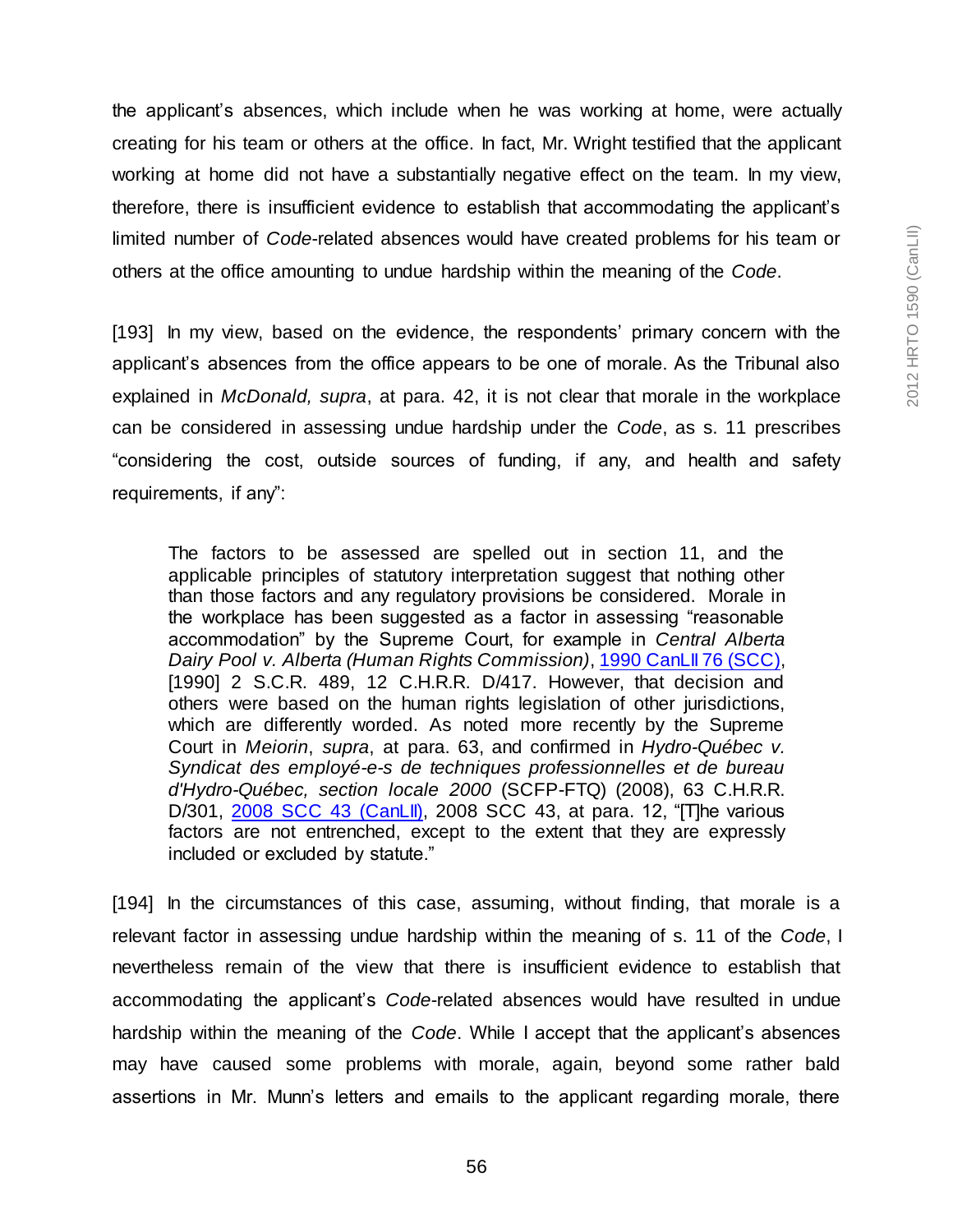the applicant's absences, which include when he was working at home, were actually creating for his team or others at the office. In fact, Mr. Wright testified that the applicant working at home did not have a substantially negative effect on the team. In my view, therefore, there is insufficient evidence to establish that accommodating the applicant's limited number of *Code*-related absences would have created problems for his team or others at the office amounting to undue hardship within the meaning of the *Code*.

[193] In my view, based on the evidence, the respondents' primary concern with the applicant's absences from the office appears to be one of morale. As the Tribunal also explained in *McDonald, supra*, at para. 42, it is not clear that morale in the workplace can be considered in assessing undue hardship under the *Code*, as s. 11 prescribes "considering the cost, outside sources of funding, if any, and health and safety requirements, if any":

> The factors to be assessed are spelled out in section 11, and the applicable principles of statutory interpretation suggest that nothing other than those factors and any regulatory provisions be considered. Morale in the workplace has been suggested as a factor in assessing "reasonable accommodation" by the Supreme Court, for example in *Central Alberta Dairy Pool v. Alberta (Human Rights Commission)*, 1990 CanLII 76 (SCC), [1990] 2 S.C.R. 489, 12 C.H.R.R. D/417. However, that decision and others were based on the human rights legislation of other jurisdictions, which are differently worded. As noted more recently by the Supreme Court in *Meiorin*, *supra*, at para. 63, and confirmed in *Hydro-Québec v. Syndicat des employé-e-s de techniques professionnelles et de bureau d'Hydro-Québec, section locale 2000* (SCFP-FTQ) (2008), 63 C.H.R.R. D/301, 2008 SCC 43 (CanLII), 2008 SCC 43, at para. 12, "[T]he various factors are not entrenched, except to the extent that they are expressly included or excluded by statute."

[194] In the circumstances of this case, assuming, without finding, that morale is a relevant factor in assessing undue hardship within the meaning of s. 11 of the *Code*, I nevertheless remain of the view that there is insufficient evidence to establish that accommodating the applicant's *Code*-related absences would have resulted in undue hardship within the meaning of the *Code*. While I accept that the applicant's absences may have caused some problems with morale, again, beyond some rather bald assertions in Mr. Munn's letters and emails to the applicant regarding morale, there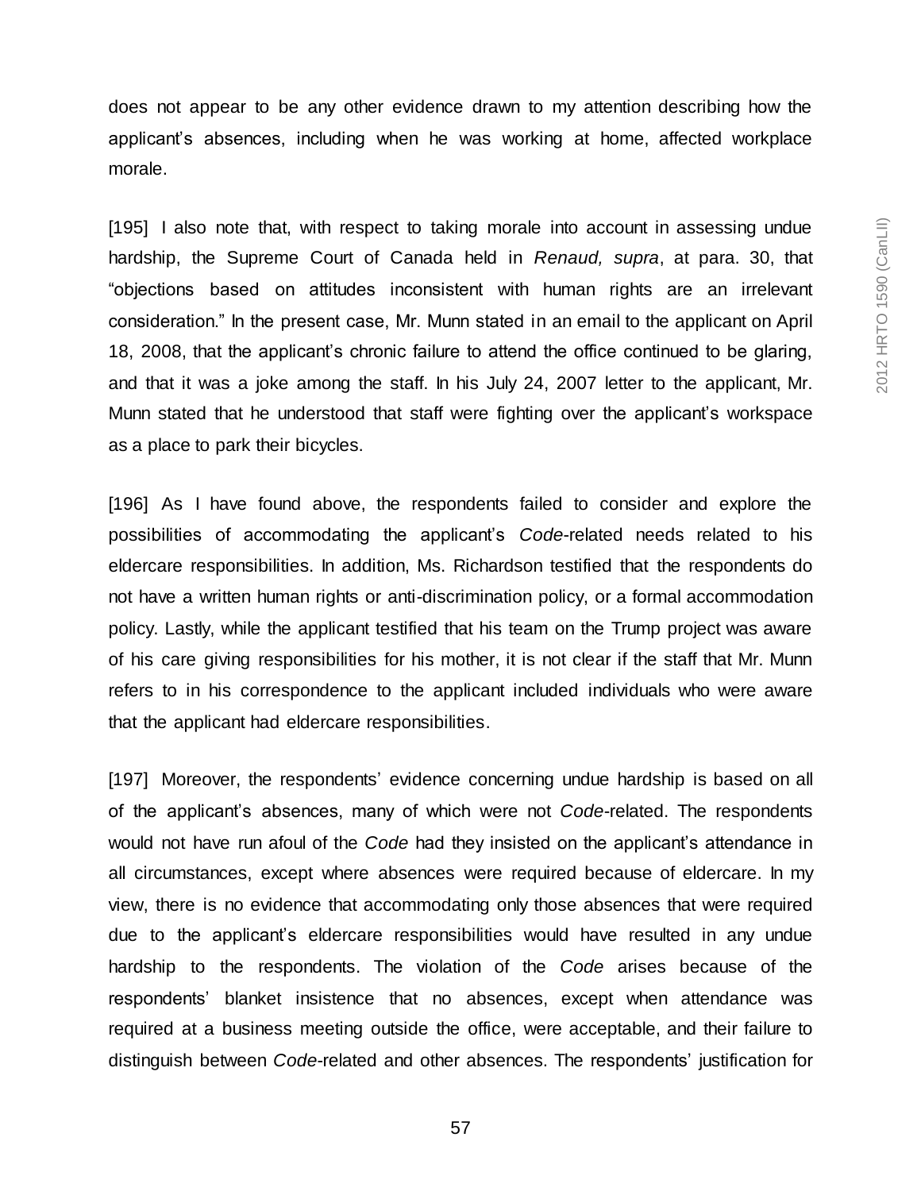does not appear to be any other evidence drawn to my attention describing how the applicant's absences, including when he was working at home, affected workplace morale.

[195] I also note that, with respect to taking morale into account in assessing undue hardship, the Supreme Court of Canada held in *Renaud, supra*, at para. 30, that "objections based on attitudes inconsistent with human rights are an irrelevant consideration." In the present case, Mr. Munn stated in an email to the applicant on April 18, 2008, that the applicant's chronic failure to attend the office continued to be glaring, and that it was a joke among the staff. In his July 24, 2007 letter to the applicant, Mr. Munn stated that he understood that staff were fighting over the applicant's workspace as a place to park their bicycles.

[196] As I have found above, the respondents failed to consider and explore the possibilities of accommodating the applicant's *Code*-related needs related to his eldercare responsibilities. In addition, Ms. Richardson testified that the respondents do not have a written human rights or anti-discrimination policy, or a formal accommodation policy. Lastly, while the applicant testified that his team on the Trump project was aware of his care giving responsibilities for his mother, it is not clear if the staff that Mr. Munn refers to in his correspondence to the applicant included individuals who were aware that the applicant had eldercare responsibilities.

[197] Moreover, the respondents' evidence concerning undue hardship is based on all of the applicant's absences, many of which were not *Code*-related. The respondents would not have run afoul of the *Code* had they insisted on the applicant's attendance in all circumstances, except where absences were required because of eldercare. In my view, there is no evidence that accommodating only those absences that were required due to the applicant's eldercare responsibilities would have resulted in any undue hardship to the respondents. The violation of the *Code* arises because of the respondents' blanket insistence that no absences, except when attendance was required at a business meeting outside the office, were acceptable, and their failure to distinguish between *Code*-related and other absences. The respondents' justification for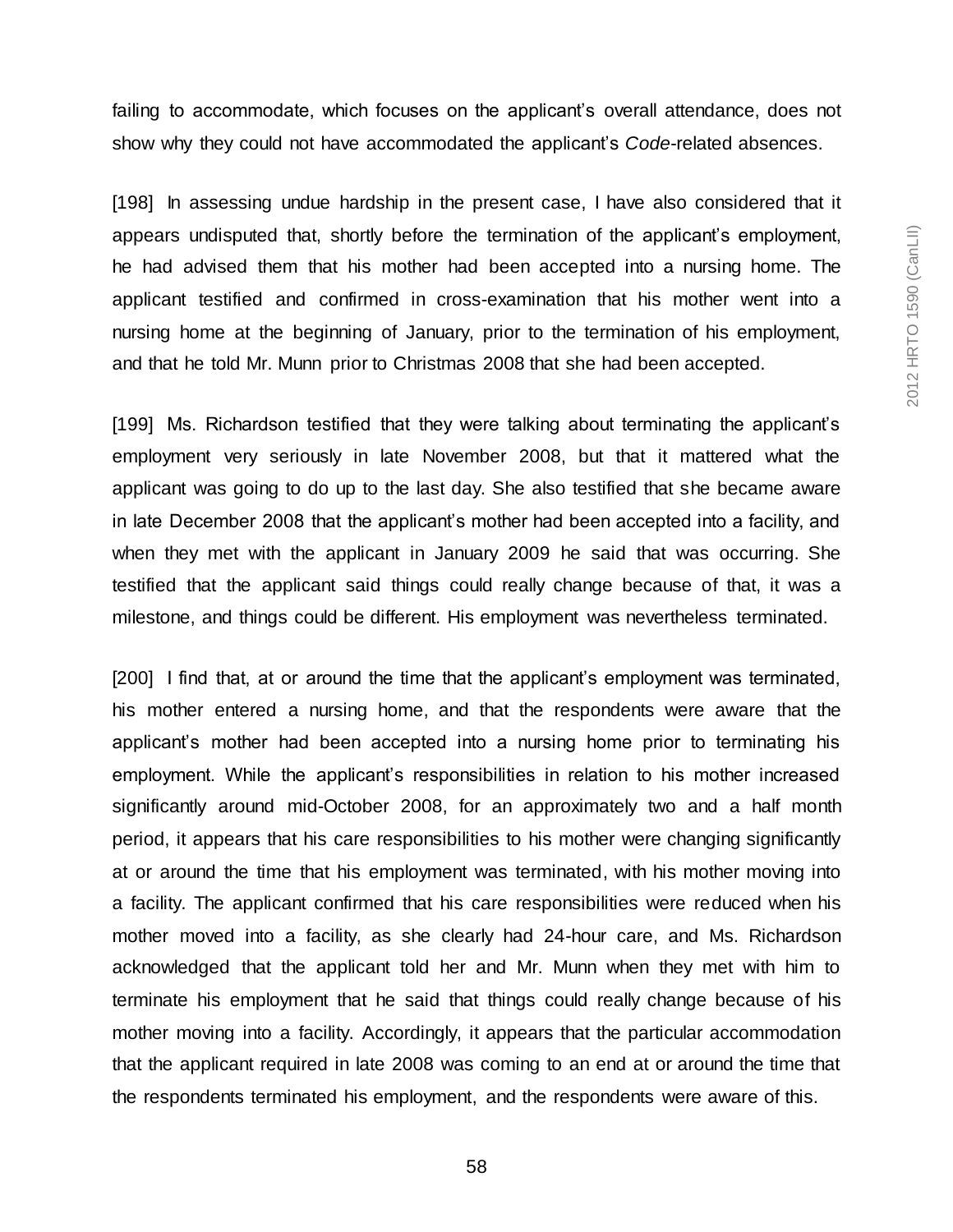failing to accommodate, which focuses on the applicant's overall attendance, does not show why they could not have accommodated the applicant's *Code*-related absences.

[198] In assessing undue hardship in the present case, I have also considered that it appears undisputed that, shortly before the termination of the applicant's employment, he had advised them that his mother had been accepted into a nursing home. The applicant testified and confirmed in cross-examination that his mother went into a nursing home at the beginning of January, prior to the termination of his employment, and that he told Mr. Munn prior to Christmas 2008 that she had been accepted.

[199] Ms. Richardson testified that they were talking about terminating the applicant's employment very seriously in late November 2008, but that it mattered what the applicant was going to do up to the last day. She also testified that she became aware in late December 2008 that the applicant's mother had been accepted into a facility, and when they met with the applicant in January 2009 he said that was occurring. She testified that the applicant said things could really change because of that, it was a milestone, and things could be different. His employment was nevertheless terminated.

[200] I find that, at or around the time that the applicant's employment was terminated, his mother entered a nursing home, and that the respondents were aware that the applicant's mother had been accepted into a nursing home prior to terminating his employment. While the applicant's responsibilities in relation to his mother increased significantly around mid-October 2008, for an approximately two and a half month period, it appears that his care responsibilities to his mother were changing significantly at or around the time that his employment was terminated, with his mother moving into a facility. The applicant confirmed that his care responsibilities were reduced when his mother moved into a facility, as she clearly had 24-hour care, and Ms. Richardson acknowledged that the applicant told her and Mr. Munn when they met with him to terminate his employment that he said that things could really change because of his mother moving into a facility. Accordingly, it appears that the particular accommodation that the applicant required in late 2008 was coming to an end at or around the time that the respondents terminated his employment, and the respondents were aware of this.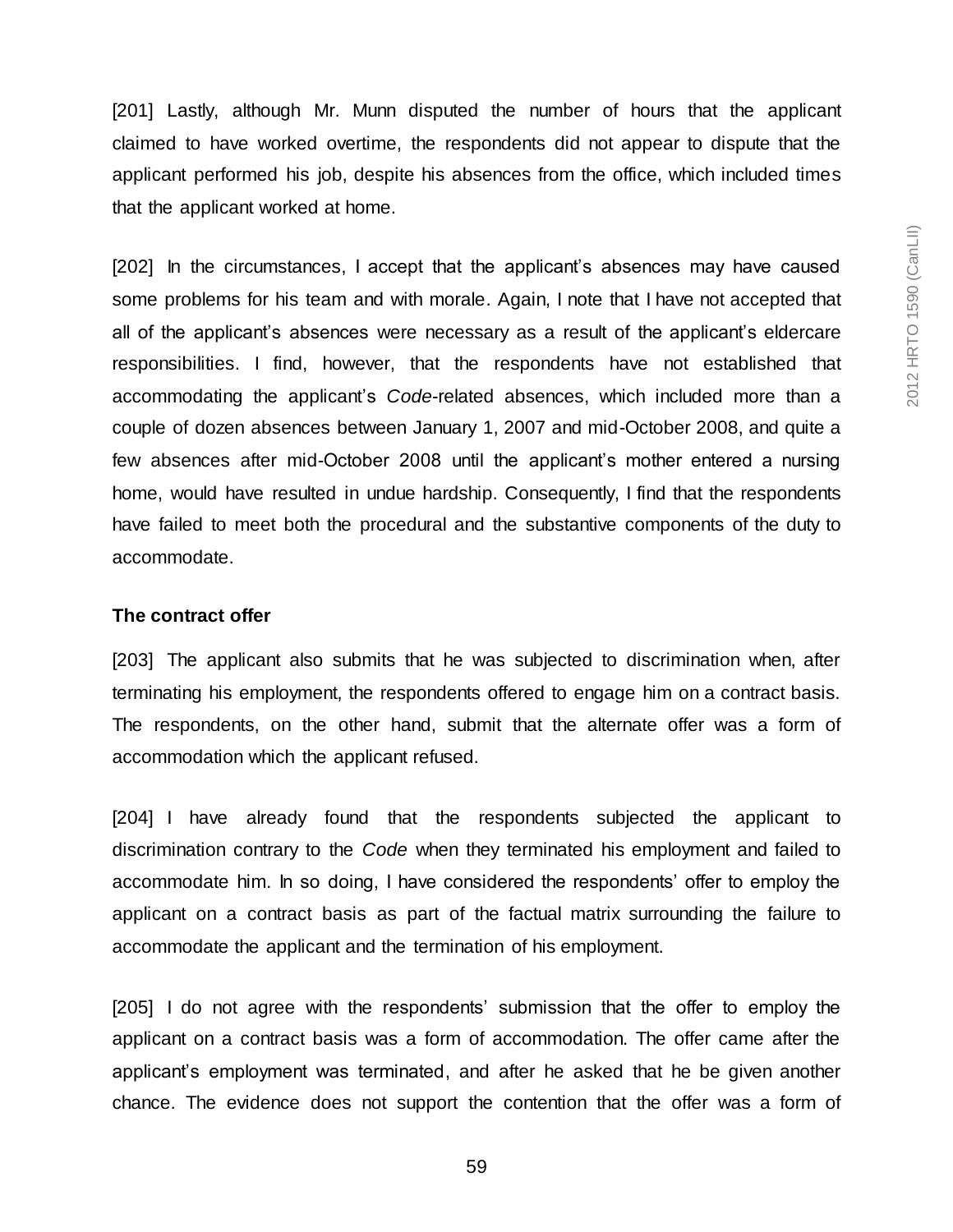[201] Lastly, although Mr. Munn disputed the number of hours that the applicant claimed to have worked overtime, the respondents did not appear to dispute that the applicant performed his job, despite his absences from the office, which included times that the applicant worked at home.

[202] In the circumstances, I accept that the applicant's absences may have caused some problems for his team and with morale. Again, I note that I have not accepted that all of the applicant's absences were necessary as a result of the applicant's eldercare responsibilities. I find, however, that the respondents have not established that accommodating the applicant's *Code*-related absences, which included more than a couple of dozen absences between January 1, 2007 and mid-October 2008, and quite a few absences after mid-October 2008 until the applicant's mother entered a nursing home, would have resulted in undue hardship. Consequently, I find that the respondents have failed to meet both the procedural and the substantive components of the duty to accommodate.

**The contract offer**

[203] The applicant also submits that he was subjected to discrimination when, after terminating his employment, the respondents offered to engage him on a contract basis. The respondents, on the other hand, submit that the alternate offer was a form of accommodation which the applicant refused.

[204] I have already found that the respondents subjected the applicant to discrimination contrary to the *Code* when they terminated his employment and failed to accommodate him. In so doing, I have considered the respondents' offer to employ the applicant on a contract basis as part of the factual matrix surrounding the failure to accommodate the applicant and the termination of his employment.

[205] I do not agree with the respondents' submission that the offer to employ the applicant on a contract basis was a form of accommodation. The offer came after the applicant's employment was terminated, and after he asked that he be given another chance. The evidence does not support the contention that the offer was a form of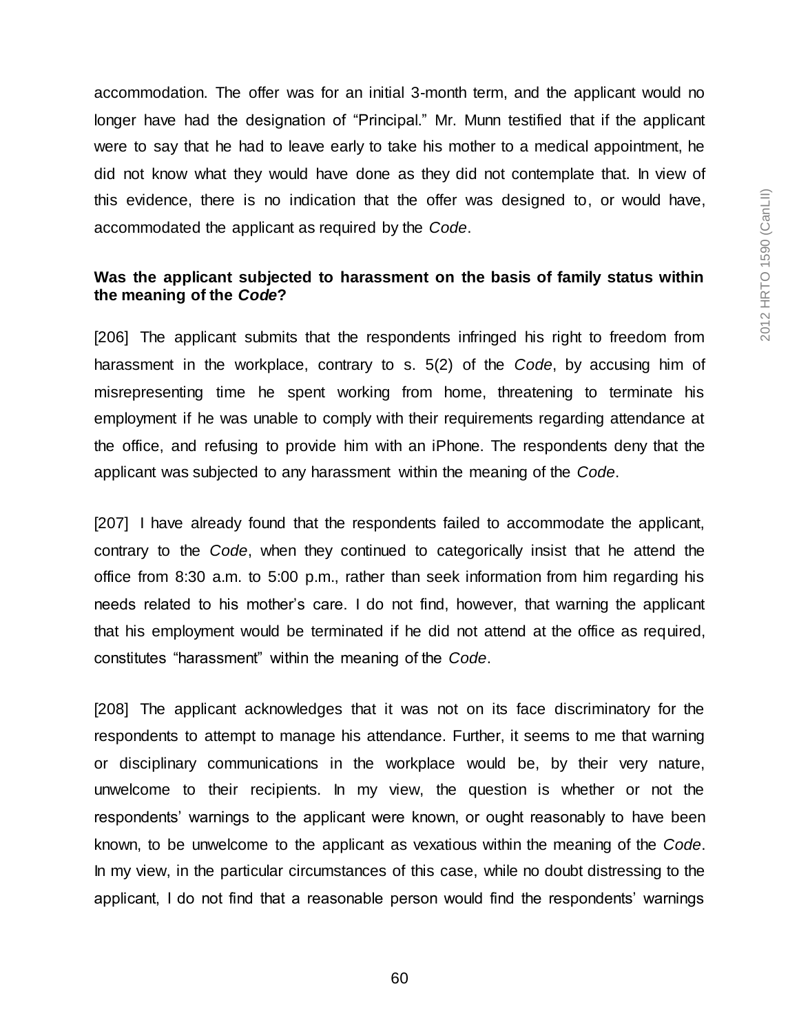accommodation. The offer was for an initial 3-month term, and the applicant would no longer have had the designation of "Principal." Mr. Munn testified that if the applicant were to say that he had to leave early to take his mother to a medical appointment, he did not know what they would have done as they did not contemplate that. In view of this evidence, there is no indication that the offer was designed to, or would have, accommodated the applicant as required by the *Code*.

**Was the applicant subjected to harassment on the basis of family status within the meaning of the *Code*?**

[206] The applicant submits that the respondents infringed his right to freedom from harassment in the workplace, contrary to s. 5(2) of the *Code*, by accusing him of misrepresenting time he spent working from home, threatening to terminate his employment if he was unable to comply with their requirements regarding attendance at the office, and refusing to provide him with an iPhone. The respondents deny that the applicant was subjected to any harassment within the meaning of the *Code*.

[207] I have already found that the respondents failed to accommodate the applicant, contrary to the *Code*, when they continued to categorically insist that he attend the office from 8:30 a.m. to 5:00 p.m., rather than seek information from him regarding his needs related to his mother's care. I do not find, however, that warning the applicant that his employment would be terminated if he did not attend at the office as required, constitutes "harassment" within the meaning of the *Code*.

[208] The applicant acknowledges that it was not on its face discriminatory for the respondents to attempt to manage his attendance. Further, it seems to me that warning or disciplinary communications in the workplace would be, by their very nature, unwelcome to their recipients. In my view, the question is whether or not the respondents' warnings to the applicant were known, or ought reasonably to have been known, to be unwelcome to the applicant as vexatious within the meaning of the *Code*. In my view, in the particular circumstances of this case, while no doubt distressing to the applicant, I do not find that a reasonable person would find the respondents' warnings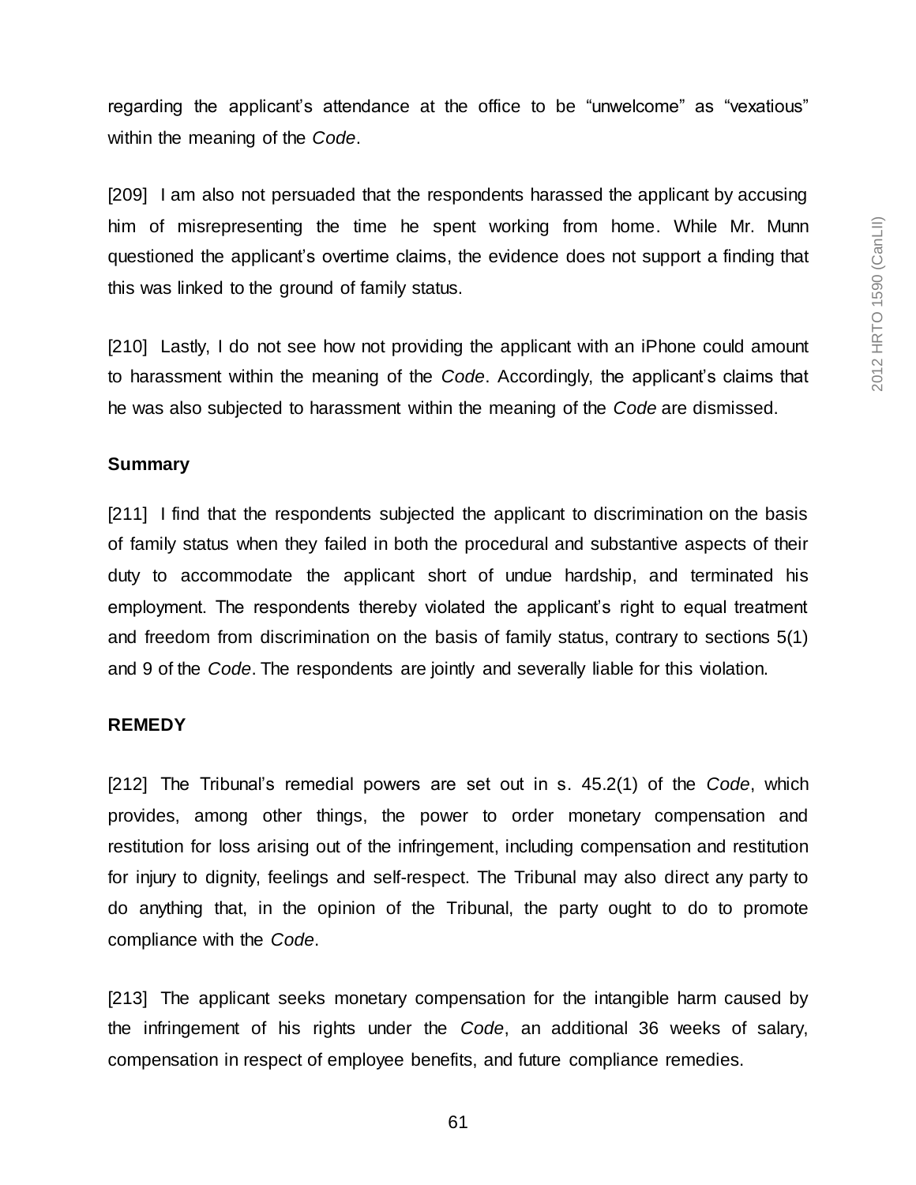regarding the applicant's attendance at the office to be "unwelcome" as "vexatious" within the meaning of the *Code*.

[209] I am also not persuaded that the respondents harassed the applicant by accusing him of misrepresenting the time he spent working from home. While Mr. Munn questioned the applicant's overtime claims, the evidence does not support a finding that this was linked to the ground of family status.

[210] Lastly, I do not see how not providing the applicant with an iPhone could amount to harassment within the meaning of the *Code*. Accordingly, the applicant's claims that he was also subjected to harassment within the meaning of the *Code* are dismissed.

**Summary**

[211] I find that the respondents subjected the applicant to discrimination on the basis of family status when they failed in both the procedural and substantive aspects of their duty to accommodate the applicant short of undue hardship, and terminated his employment. The respondents thereby violated the applicant's right to equal treatment and freedom from discrimination on the basis of family status, contrary to sections 5(1) and 9 of the *Code*. The respondents are jointly and severally liable for this violation.

**REMEDY**

[212] The Tribunal's remedial powers are set out in s. 45.2(1) of the *Code*, which provides, among other things, the power to order monetary compensation and restitution for loss arising out of the infringement, including compensation and restitution for injury to dignity, feelings and self-respect. The Tribunal may also direct any party to do anything that, in the opinion of the Tribunal, the party ought to do to promote compliance with the *Code*.

[213] The applicant seeks monetary compensation for the intangible harm caused by the infringement of his rights under the *Code*, an additional 36 weeks of salary, compensation in respect of employee benefits, and future compliance remedies.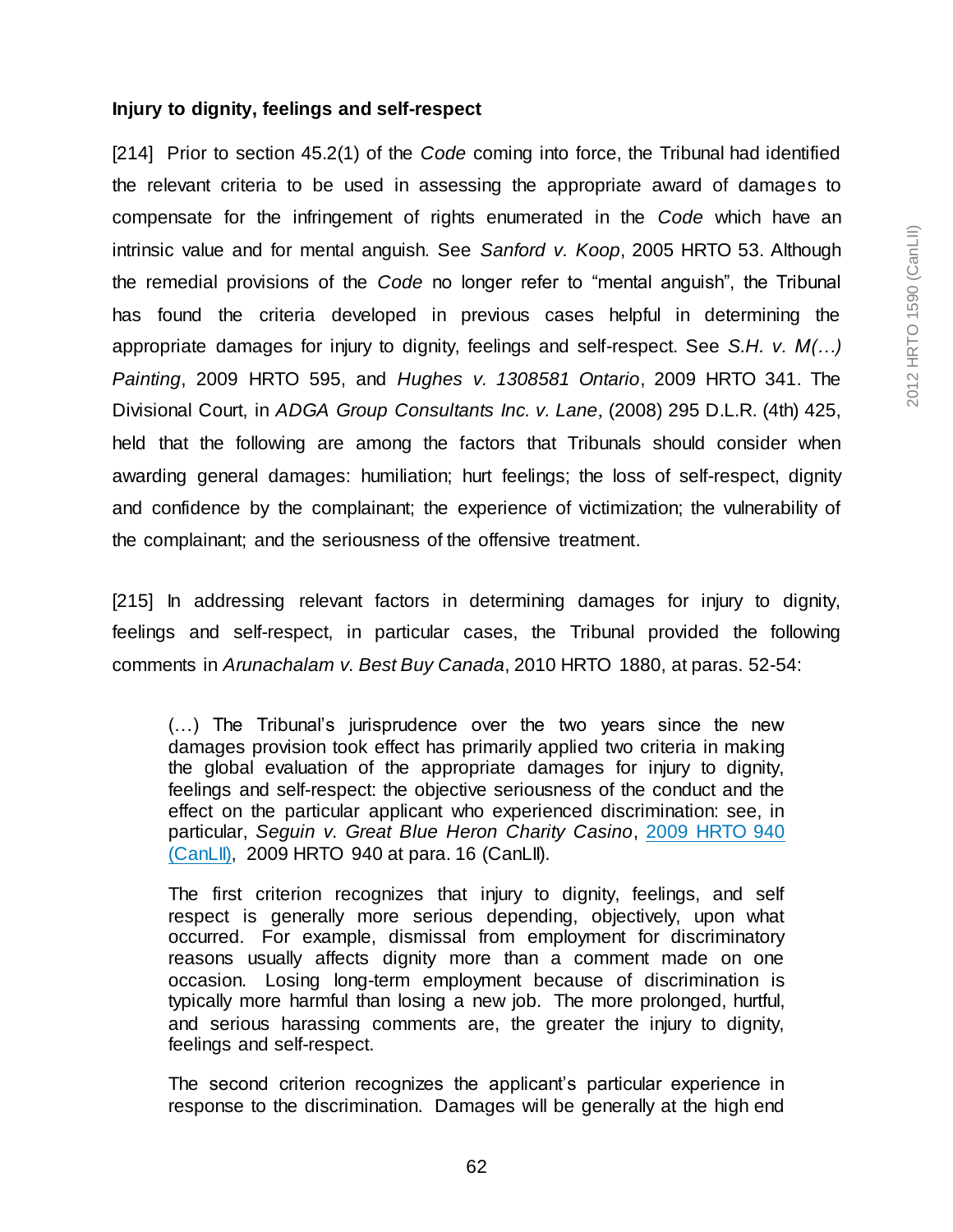**Injury to dignity, feelings and self-respect**

[214] Prior to section 45.2(1) of the *Code* coming into force, the Tribunal had identified the relevant criteria to be used in assessing the appropriate award of damages to compensate for the infringement of rights enumerated in the *Code* which have an intrinsic value and for mental anguish. See *Sanford v. Koop*, 2005 HRTO 53. Although the remedial provisions of the *Code* no longer refer to "mental anguish", the Tribunal has found the criteria developed in previous cases helpful in determining the appropriate damages for injury to dignity, feelings and self-respect. See *S.H. v. M(…) Painting*, 2009 HRTO 595, and *Hughes v. 1308581 Ontario*, 2009 HRTO 341. The Divisional Court, in *ADGA Group Consultants Inc. v. Lane*, (2008) 295 D.L.R. (4th) 425, held that the following are among the factors that Tribunals should consider when awarding general damages: humiliation; hurt feelings; the loss of self-respect, dignity and confidence by the complainant; the experience of victimization; the vulnerability of the complainant; and the seriousness of the offensive treatment.

[215] In addressing relevant factors in determining damages for injury to dignity, feelings and self-respect, in particular cases, the Tribunal provided the following comments in *Arunachalam v. Best Buy Canada*, 2010 HRTO 1880, at paras. 52-54:

> (…) The Tribunal's jurisprudence over the two years since the new damages provision took effect has primarily applied two criteria in making the global evaluation of the appropriate damages for injury to dignity, feelings and self-respect: the objective seriousness of the conduct and the effect on the particular applicant who experienced discrimination: see, in particular, *Seguin v. Great Blue Heron Charity Casino*, 2009 HRTO 940 (CanLII), 2009 HRTO 940 at para. 16 (CanLII).
>
> The first criterion recognizes that injury to dignity, feelings, and self respect is generally more serious depending, objectively, upon what occurred. For example, dismissal from employment for discriminatory reasons usually affects dignity more than a comment made on one occasion. Losing long-term employment because of discrimination is typically more harmful than losing a new job. The more prolonged, hurtful, and serious harassing comments are, the greater the injury to dignity, feelings and self-respect.
>
> The second criterion recognizes the applicant's particular experience in response to the discrimination. Damages will be generally at the high end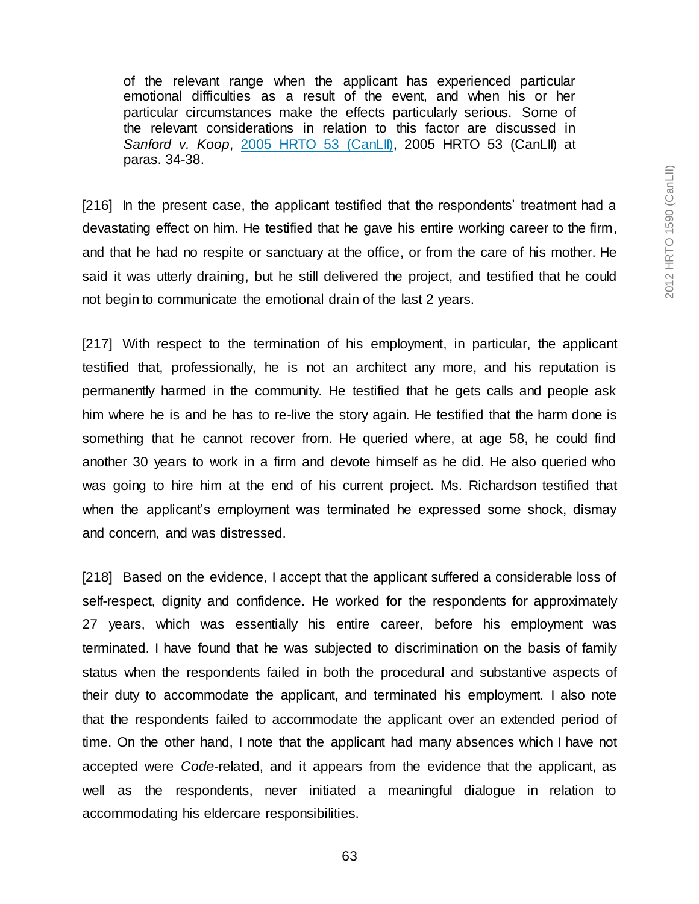of the relevant range when the applicant has experienced particular emotional difficulties as a result of the event, and when his or her particular circumstances make the effects particularly serious. Some of the relevant considerations in relation to this factor are discussed in *Sanford v. Koop*, 2005 HRTO 53 (CanLII), 2005 HRTO 53 (CanLII) at paras. 34-38.

[216] In the present case, the applicant testified that the respondents' treatment had a devastating effect on him. He testified that he gave his entire working career to the firm, and that he had no respite or sanctuary at the office, or from the care of his mother. He said it was utterly draining, but he still delivered the project, and testified that he could not begin to communicate the emotional drain of the last 2 years.

[217] With respect to the termination of his employment, in particular, the applicant testified that, professionally, he is not an architect any more, and his reputation is permanently harmed in the community. He testified that he gets calls and people ask him where he is and he has to re-live the story again. He testified that the harm done is something that he cannot recover from. He queried where, at age 58, he could find another 30 years to work in a firm and devote himself as he did. He also queried who was going to hire him at the end of his current project. Ms. Richardson testified that when the applicant's employment was terminated he expressed some shock, dismay and concern, and was distressed.

[218] Based on the evidence, I accept that the applicant suffered a considerable loss of self-respect, dignity and confidence. He worked for the respondents for approximately 27 years, which was essentially his entire career, before his employment was terminated. I have found that he was subjected to discrimination on the basis of family status when the respondents failed in both the procedural and substantive aspects of their duty to accommodate the applicant, and terminated his employment. I also note that the respondents failed to accommodate the applicant over an extended period of time. On the other hand, I note that the applicant had many absences which I have not accepted were *Code*-related, and it appears from the evidence that the applicant, as well as the respondents, never initiated a meaningful dialogue in relation to accommodating his eldercare responsibilities.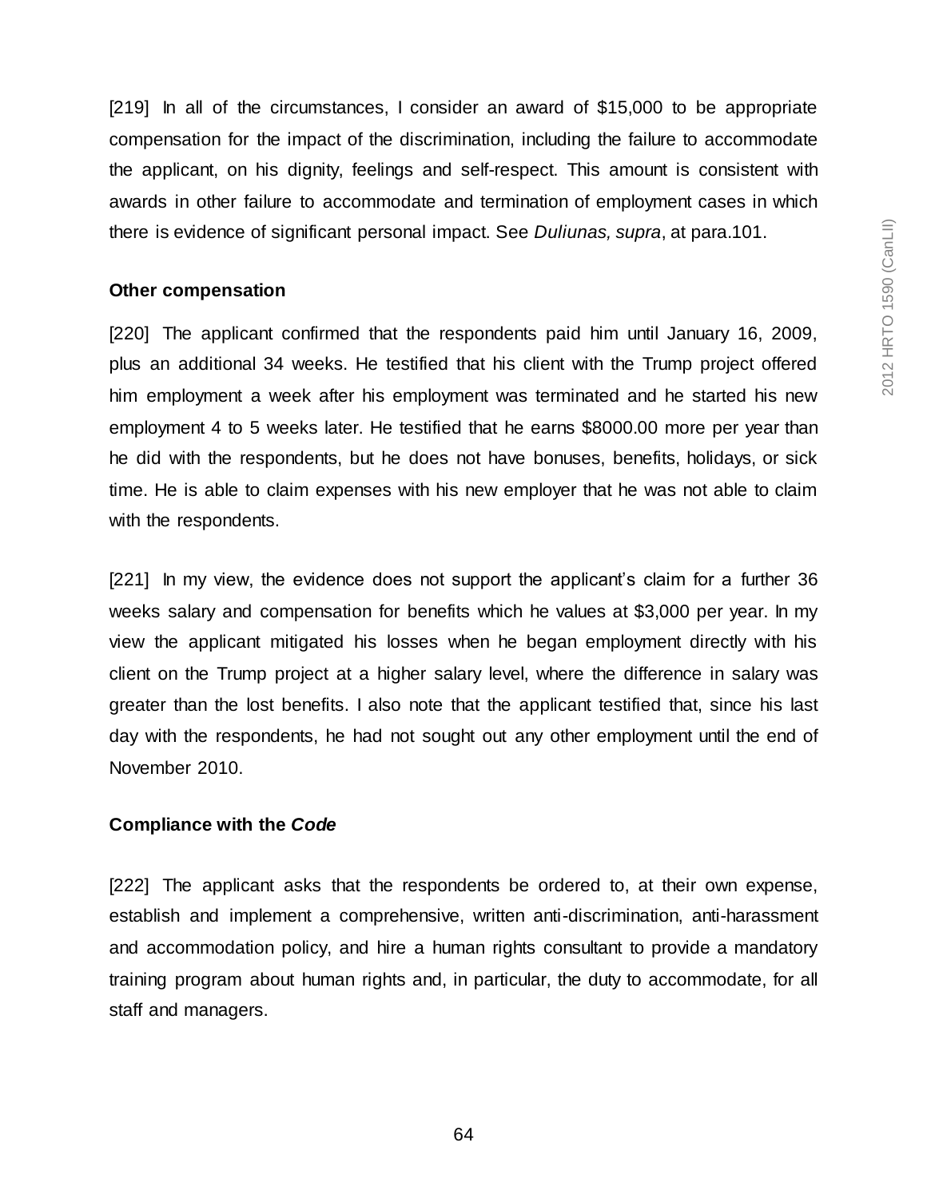[219] In all of the circumstances, I consider an award of $15,000 to be appropriate compensation for the impact of the discrimination, including the failure to accommodate the applicant, on his dignity, feelings and self-respect. This amount is consistent with awards in other failure to accommodate and termination of employment cases in which there is evidence of significant personal impact. See *Duliunas, supra*, at para.101.

**Other compensation**

[220] The applicant confirmed that the respondents paid him until January 16, 2009, plus an additional 34 weeks. He testified that his client with the Trump project offered him employment a week after his employment was terminated and he started his new employment 4 to 5 weeks later. He testified that he earns $8000.00 more per year than he did with the respondents, but he does not have bonuses, benefits, holidays, or sick time. He is able to claim expenses with his new employer that he was not able to claim with the respondents.

[221] In my view, the evidence does not support the applicant's claim for a further 36 weeks salary and compensation for benefits which he values at $3,000 per year. In my view the applicant mitigated his losses when he began employment directly with his client on the Trump project at a higher salary level, where the difference in salary was greater than the lost benefits. I also note that the applicant testified that, since his last day with the respondents, he had not sought out any other employment until the end of November 2010.

**Compliance with the *Code***

[222] The applicant asks that the respondents be ordered to, at their own expense, establish and implement a comprehensive, written anti-discrimination, anti-harassment and accommodation policy, and hire a human rights consultant to provide a mandatory training program about human rights and, in particular, the duty to accommodate, for all staff and managers.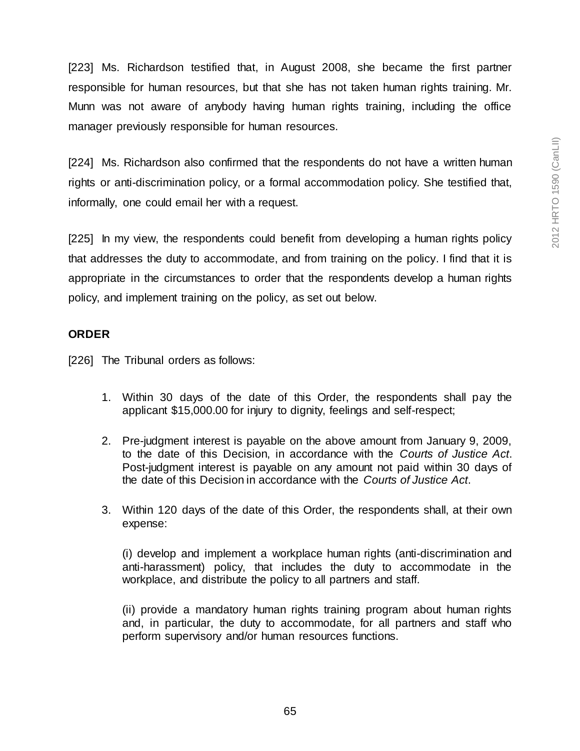[223] Ms. Richardson testified that, in August 2008, she became the first partner responsible for human resources, but that she has not taken human rights training. Mr. Munn was not aware of anybody having human rights training, including the office manager previously responsible for human resources.

[224] Ms. Richardson also confirmed that the respondents do not have a written human rights or anti-discrimination policy, or a formal accommodation policy. She testified that, informally, one could email her with a request.

[225] In my view, the respondents could benefit from developing a human rights policy that addresses the duty to accommodate, and from training on the policy. I find that it is appropriate in the circumstances to order that the respondents develop a human rights policy, and implement training on the policy, as set out below.

**ORDER**

[226] The Tribunal orders as follows:

1. Within 30 days of the date of this Order, the respondents shall pay the applicant $15,000.00 for injury to dignity, feelings and self-respect;

2. Pre-judgment interest is payable on the above amount from January 9, 2009, to the date of this Decision, in accordance with the *Courts of Justice Act*. Post-judgment interest is payable on any amount not paid within 30 days of the date of this Decision in accordance with the *Courts of Justice Act*.

3. Within 120 days of the date of this Order, the respondents shall, at their own expense:

   (i) develop and implement a workplace human rights (anti-discrimination and anti-harassment) policy, that includes the duty to accommodate in the workplace, and distribute the policy to all partners and staff.

   (ii) provide a mandatory human rights training program about human rights and, in particular, the duty to accommodate, for all partners and staff who perform supervisory and/or human resources functions.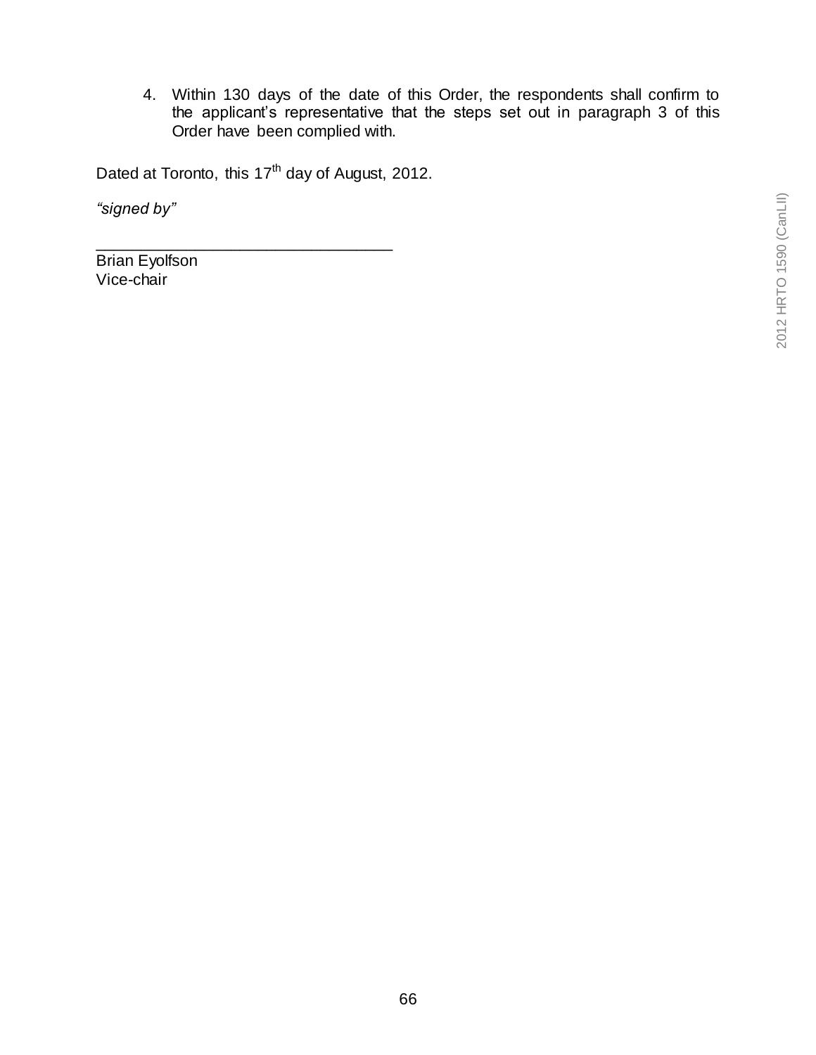4. Within 130 days of the date of this Order, the respondents shall confirm to the applicant's representative that the steps set out in paragraph 3 of this Order have been complied with.

Dated at Toronto, this 17th day of August, 2012.

*"signed by"*

\_\_\_\_\_\_\_\_\_\_\_\_\_\_\_\_\_\_\_\_\_\_\_\_\_\_\_\_\_\_\_\_\_\_

Brian Eyolfson
Vice-chair